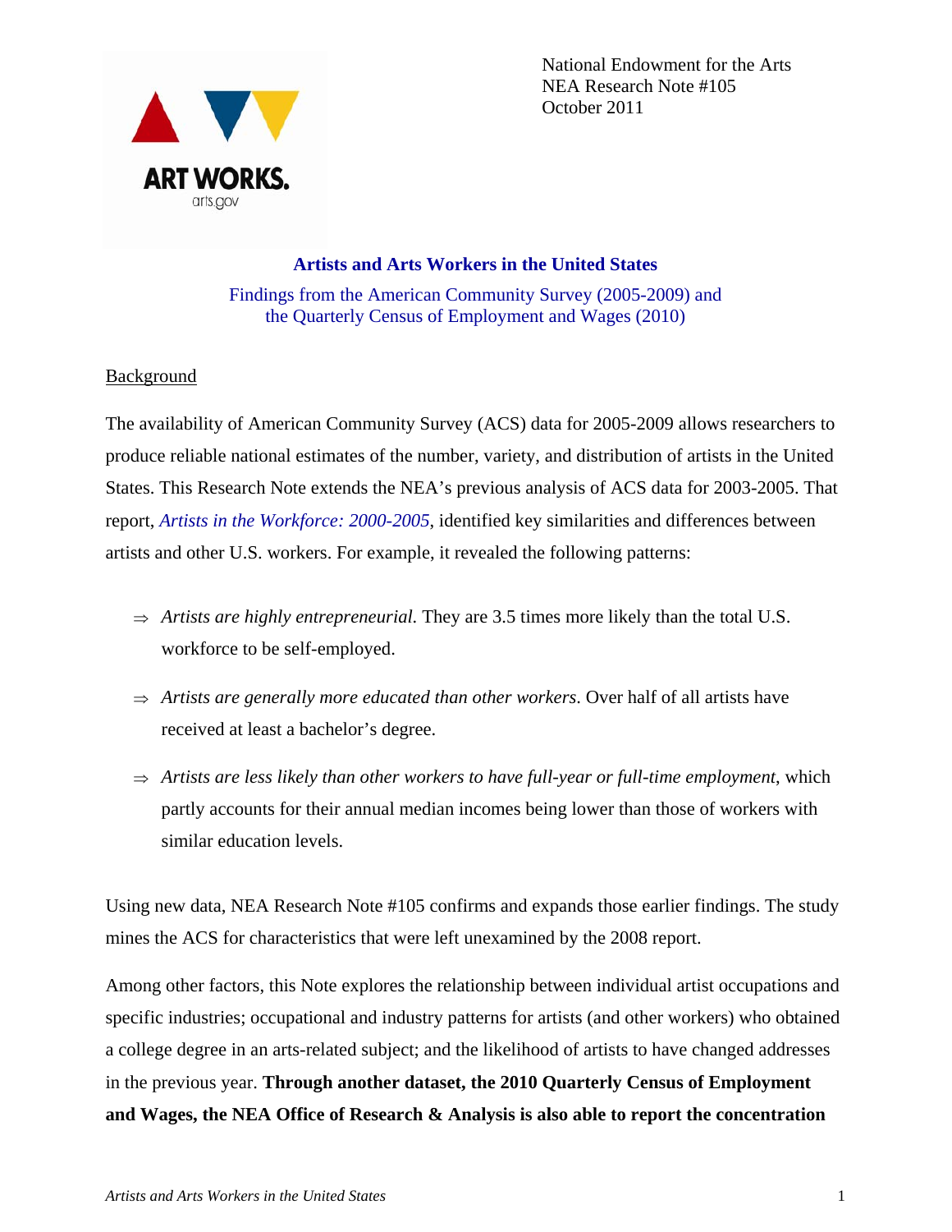National Endowment for the Arts
NEA Research Note #105
October 2011

# Artists and Arts Workers in the United States

Findings from the American Community Survey (2005-2009) and
the Quarterly Census of Employment and Wages (2010)

## Background

The availability of American Community Survey (ACS) data for 2005-2009 allows researchers to produce reliable national estimates of the number, variety, and distribution of artists in the United States. This Research Note extends the NEA's previous analysis of ACS data for 2003-2005. That report, *Artists in the Workforce: 2000-2005*, identified key similarities and differences between artists and other U.S. workers. For example, it revealed the following patterns:

- ⇒ *Artists are highly entrepreneurial.* They are 3.5 times more likely than the total U.S. workforce to be self-employed.
- ⇒ *Artists are generally more educated than other workers*. Over half of all artists have received at least a bachelor's degree.
- ⇒ *Artists are less likely than other workers to have full-year or full-time employment*, which partly accounts for their annual median incomes being lower than those of workers with similar education levels.

Using new data, NEA Research Note #105 confirms and expands those earlier findings. The study mines the ACS for characteristics that were left unexamined by the 2008 report.

Among other factors, this Note explores the relationship between individual artist occupations and specific industries; occupational and industry patterns for artists (and other workers) who obtained a college degree in an arts-related subject; and the likelihood of artists to have changed addresses in the previous year. **Through another dataset, the 2010 Quarterly Census of Employment and Wages, the NEA Office of Research & Analysis is also able to report the concentration**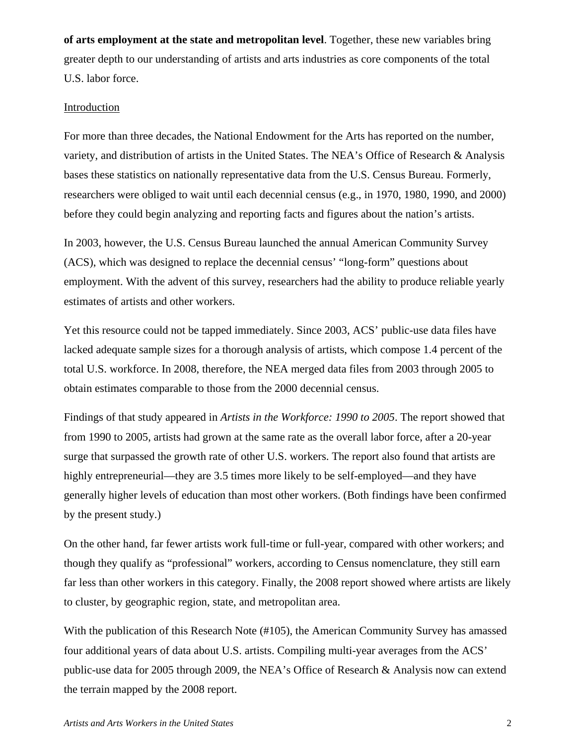**of arts employment at the state and metropolitan level**. Together, these new variables bring greater depth to our understanding of artists and arts industries as core components of the total U.S. labor force.

## Introduction

For more than three decades, the National Endowment for the Arts has reported on the number, variety, and distribution of artists in the United States. The NEA's Office of Research & Analysis bases these statistics on nationally representative data from the U.S. Census Bureau. Formerly, researchers were obliged to wait until each decennial census (e.g., in 1970, 1980, 1990, and 2000) before they could begin analyzing and reporting facts and figures about the nation's artists.

In 2003, however, the U.S. Census Bureau launched the annual American Community Survey (ACS), which was designed to replace the decennial census' "long-form" questions about employment. With the advent of this survey, researchers had the ability to produce reliable yearly estimates of artists and other workers.

Yet this resource could not be tapped immediately. Since 2003, ACS' public-use data files have lacked adequate sample sizes for a thorough analysis of artists, which compose 1.4 percent of the total U.S. workforce. In 2008, therefore, the NEA merged data files from 2003 through 2005 to obtain estimates comparable to those from the 2000 decennial census.

Findings of that study appeared in *Artists in the Workforce: 1990 to 2005*. The report showed that from 1990 to 2005, artists had grown at the same rate as the overall labor force, after a 20-year surge that surpassed the growth rate of other U.S. workers. The report also found that artists are highly entrepreneurial—they are 3.5 times more likely to be self-employed—and they have generally higher levels of education than most other workers. (Both findings have been confirmed by the present study.)

On the other hand, far fewer artists work full-time or full-year, compared with other workers; and though they qualify as "professional" workers, according to Census nomenclature, they still earn far less than other workers in this category. Finally, the 2008 report showed where artists are likely to cluster, by geographic region, state, and metropolitan area.

With the publication of this Research Note (#105), the American Community Survey has amassed four additional years of data about U.S. artists. Compiling multi-year averages from the ACS' public-use data for 2005 through 2009, the NEA's Office of Research & Analysis now can extend the terrain mapped by the 2008 report.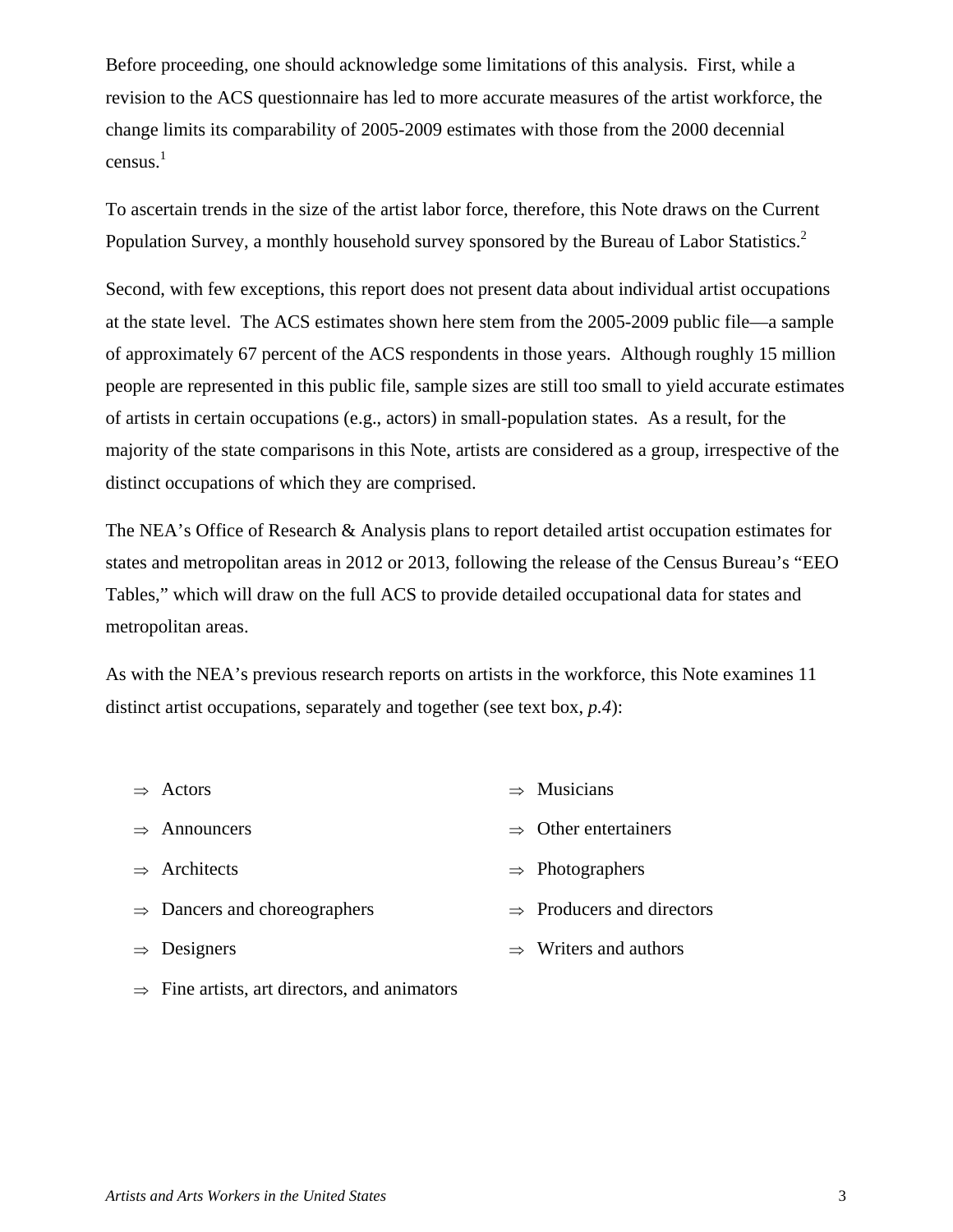Before proceeding, one should acknowledge some limitations of this analysis. First, while a revision to the ACS questionnaire has led to more accurate measures of the artist workforce, the change limits its comparability of 2005-2009 estimates with those from the 2000 decennial census.[1]

To ascertain trends in the size of the artist labor force, therefore, this Note draws on the Current Population Survey, a monthly household survey sponsored by the Bureau of Labor Statistics.[2]

Second, with few exceptions, this report does not present data about individual artist occupations at the state level. The ACS estimates shown here stem from the 2005-2009 public file—a sample of approximately 67 percent of the ACS respondents in those years. Although roughly 15 million people are represented in this public file, sample sizes are still too small to yield accurate estimates of artists in certain occupations (e.g., actors) in small-population states. As a result, for the majority of the state comparisons in this Note, artists are considered as a group, irrespective of the distinct occupations of which they are comprised.

The NEA's Office of Research & Analysis plans to report detailed artist occupation estimates for states and metropolitan areas in 2012 or 2013, following the release of the Census Bureau's "EEO Tables," which will draw on the full ACS to provide detailed occupational data for states and metropolitan areas.

As with the NEA's previous research reports on artists in the workforce, this Note examines 11 distinct artist occupations, separately and together (see text box, *p.4*):

- ⇒ Actors
- ⇒ Announcers
- ⇒ Architects
- ⇒ Dancers and choreographers
- ⇒ Designers
- ⇒ Fine artists, art directors, and animators
- ⇒ Musicians
- ⇒ Other entertainers
- ⇒ Photographers
- ⇒ Producers and directors
- ⇒ Writers and authors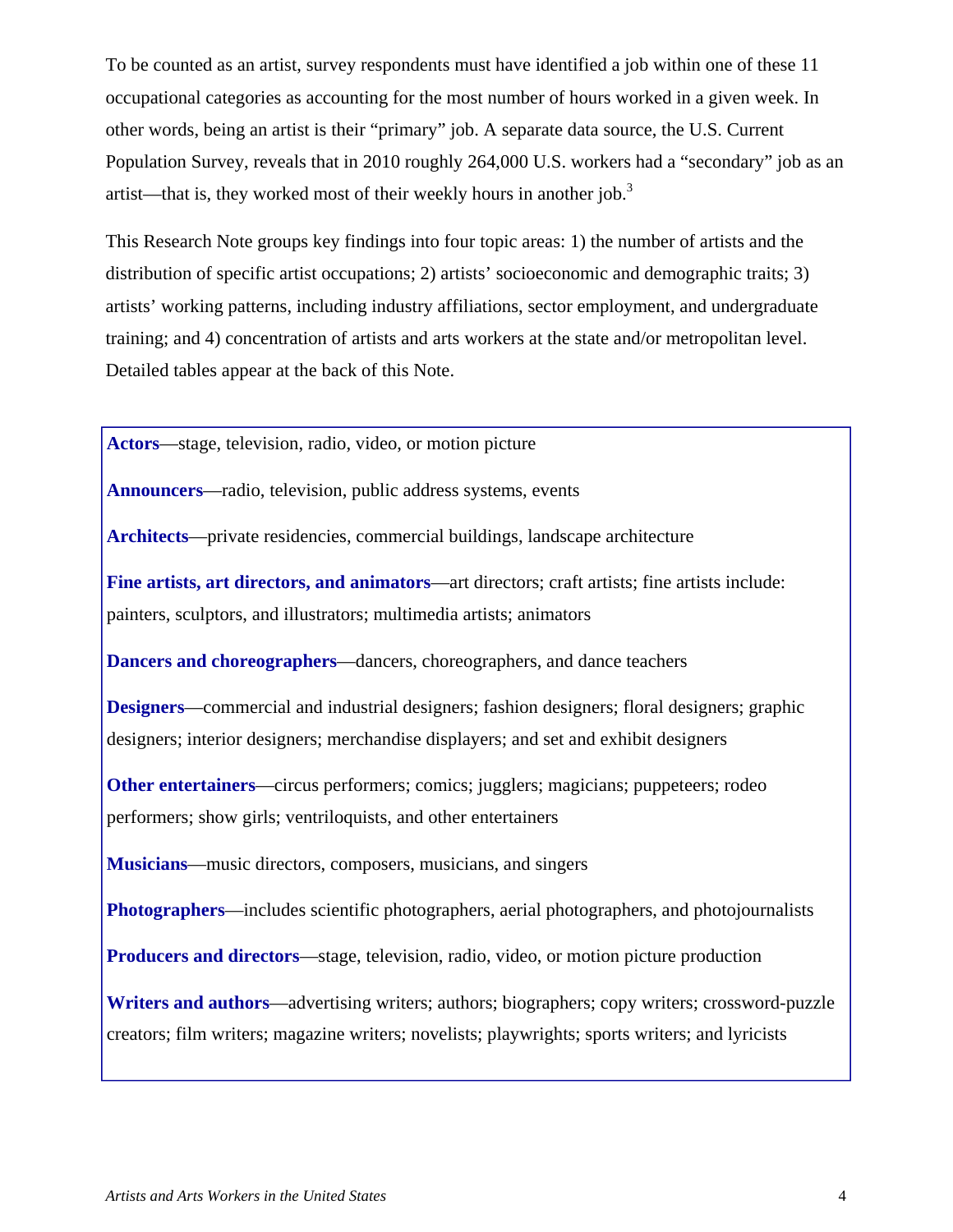To be counted as an artist, survey respondents must have identified a job within one of these 11 occupational categories as accounting for the most number of hours worked in a given week. In other words, being an artist is their "primary" job. A separate data source, the U.S. Current Population Survey, reveals that in 2010 roughly 264,000 U.S. workers had a "secondary" job as an artist—that is, they worked most of their weekly hours in another job.[3]

This Research Note groups key findings into four topic areas: 1) the number of artists and the distribution of specific artist occupations; 2) artists' socioeconomic and demographic traits; 3) artists' working patterns, including industry affiliations, sector employment, and undergraduate training; and 4) concentration of artists and arts workers at the state and/or metropolitan level. Detailed tables appear at the back of this Note.

**Actors**—stage, television, radio, video, or motion picture

**Announcers**—radio, television, public address systems, events

**Architects**—private residencies, commercial buildings, landscape architecture

**Fine artists, art directors, and animators**—art directors; craft artists; fine artists include: painters, sculptors, and illustrators; multimedia artists; animators

**Dancers and choreographers**—dancers, choreographers, and dance teachers

**Designers**—commercial and industrial designers; fashion designers; floral designers; graphic designers; interior designers; merchandise displayers; and set and exhibit designers

**Other entertainers**—circus performers; comics; jugglers; magicians; puppeteers; rodeo performers; show girls; ventriloquists, and other entertainers

**Musicians**—music directors, composers, musicians, and singers

**Photographers**—includes scientific photographers, aerial photographers, and photojournalists

**Producers and directors**—stage, television, radio, video, or motion picture production

**Writers and authors**—advertising writers; authors; biographers; copy writers; crossword-puzzle creators; film writers; magazine writers; novelists; playwrights; sports writers; and lyricists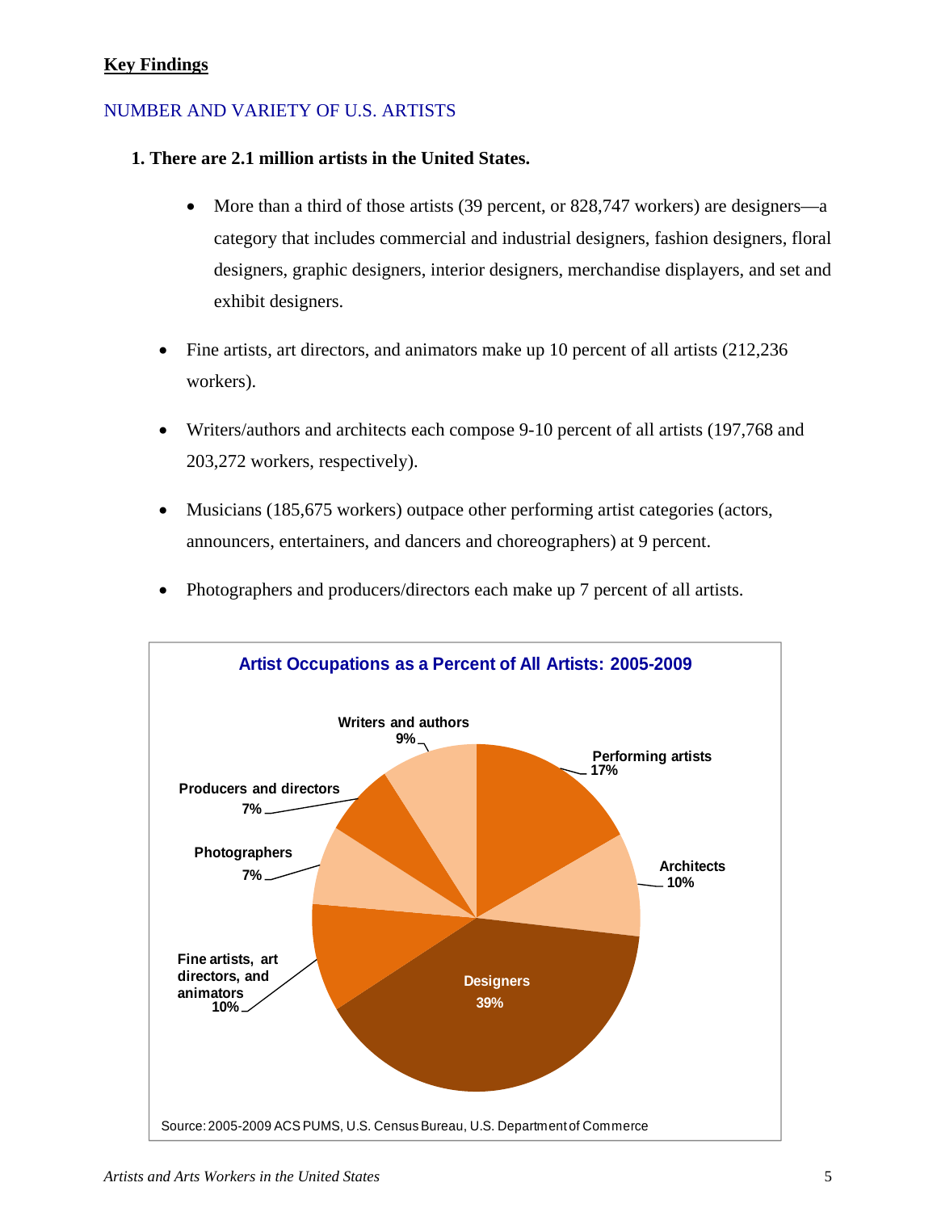**Key Findings**

## NUMBER AND VARIETY OF U.S. ARTISTS

**1. There are 2.1 million artists in the United States.**

- More than a third of those artists (39 percent, or 828,747 workers) are designers—a category that includes commercial and industrial designers, fashion designers, floral designers, graphic designers, interior designers, merchandise displayers, and set and exhibit designers.

- Fine artists, art directors, and animators make up 10 percent of all artists (212,236 workers).

- Writers/authors and architects each compose 9-10 percent of all artists (197,768 and 203,272 workers, respectively).

- Musicians (185,675 workers) outpace other performing artist categories (actors, announcers, entertainers, and dancers and choreographers) at 9 percent.

- Photographers and producers/directors each make up 7 percent of all artists.

**Artist Occupations as a Percent of All Artists: 2005-2009**

| Occupation | Percent |
|---|---|
| Designers | 39% |
| Performing artists | 17% |
| Architects | 10% |
| Fine artists, art directors, and animators | 10% |
| Writers and authors | 9% |
| Producers and directors | 7% |
| Photographers | 7% |

Source: 2005-2009 ACS PUMS, U.S. Census Bureau, U.S. Department of Commerce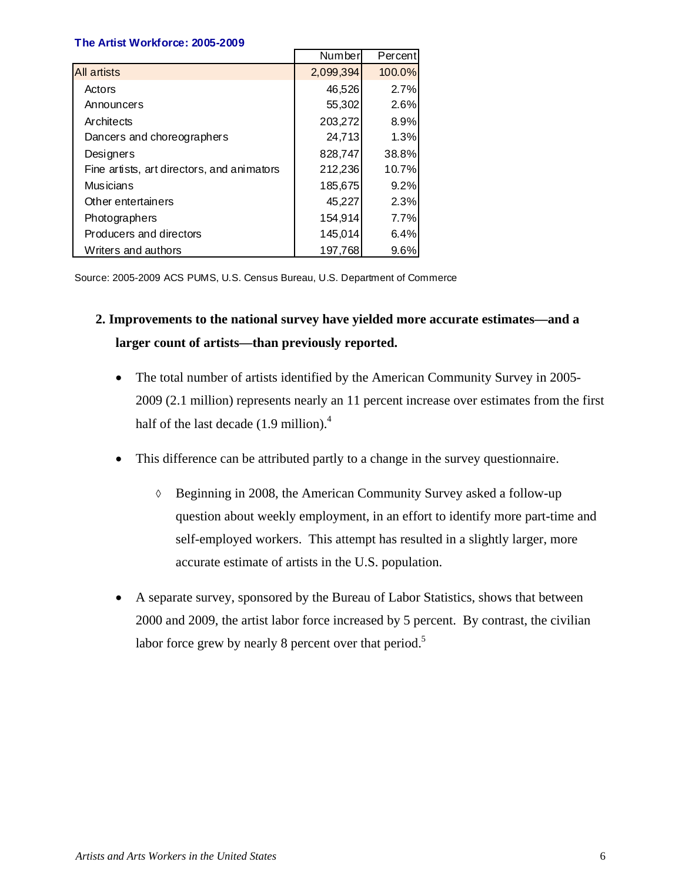**The Artist Workforce: 2005-2009**

| | Number | Percent |
|---|---|---|
| All artists | 2,099,394 | 100.0% |
| Actors | 46,526 | 2.7% |
| Announcers | 55,302 | 2.6% |
| Architects | 203,272 | 8.9% |
| Dancers and choreographers | 24,713 | 1.3% |
| Designers | 828,747 | 38.8% |
| Fine artists, art directors, and animators | 212,236 | 10.7% |
| Musicians | 185,675 | 9.2% |
| Other entertainers | 45,227 | 2.3% |
| Photographers | 154,914 | 7.7% |
| Producers and directors | 145,014 | 6.4% |
| Writers and authors | 197,768 | 9.6% |

Source: 2005-2009 ACS PUMS, U.S. Census Bureau, U.S. Department of Commerce

## 2. Improvements to the national survey have yielded more accurate estimates—and a larger count of artists—than previously reported.

- The total number of artists identified by the American Community Survey in 2005-2009 (2.1 million) represents nearly an 11 percent increase over estimates from the first half of the last decade (1.9 million).[4]

- This difference can be attributed partly to a change in the survey questionnaire.

    - Beginning in 2008, the American Community Survey asked a follow-up question about weekly employment, in an effort to identify more part-time and self-employed workers. This attempt has resulted in a slightly larger, more accurate estimate of artists in the U.S. population.

- A separate survey, sponsored by the Bureau of Labor Statistics, shows that between 2000 and 2009, the artist labor force increased by 5 percent. By contrast, the civilian labor force grew by nearly 8 percent over that period.[5]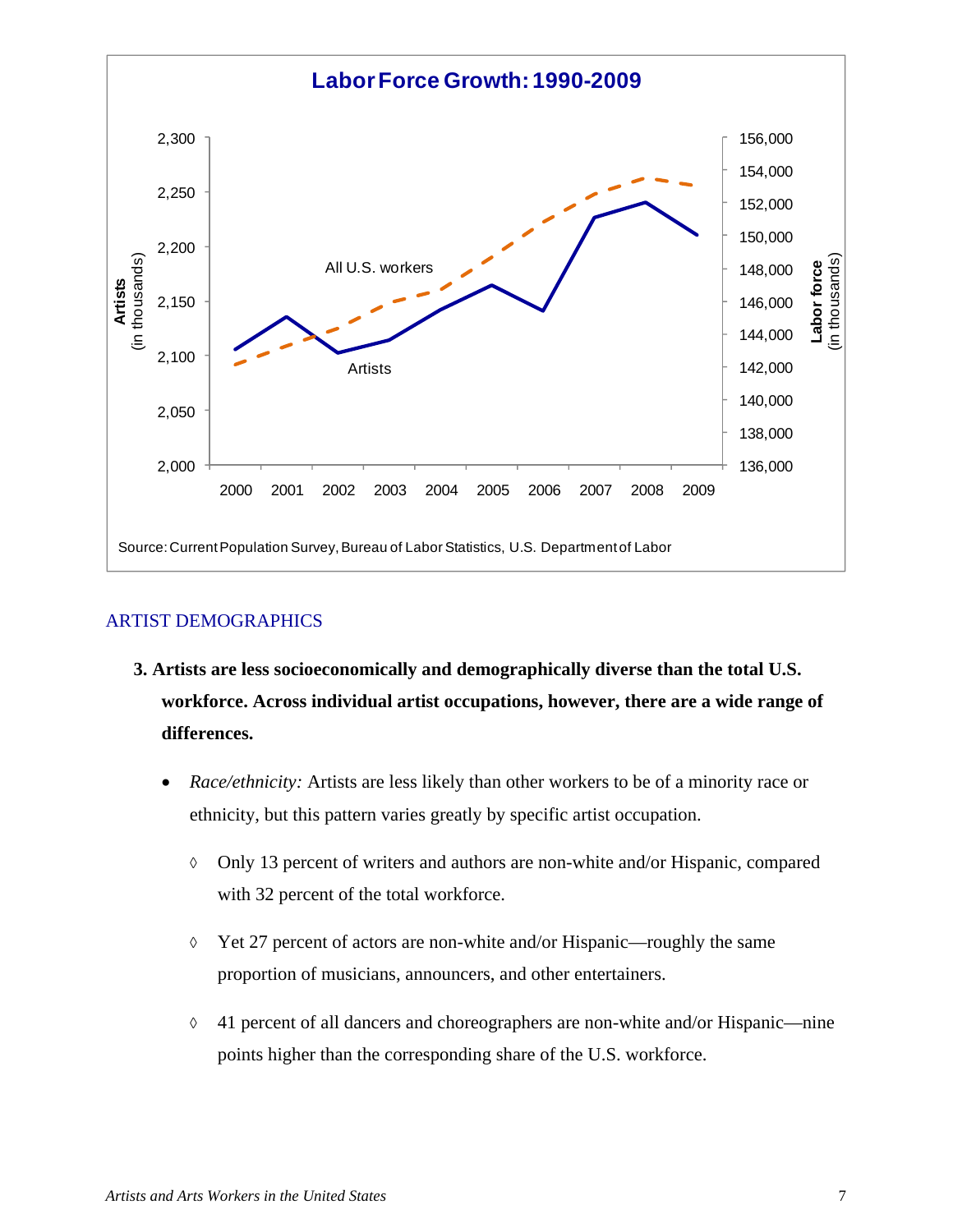**Labor Force Growth: 1990-2009**

Source: Current Population Survey, Bureau of Labor Statistics, U.S. Department of Labor

## ARTIST DEMOGRAPHICS

**3. Artists are less socioeconomically and demographically diverse than the total U.S. workforce. Across individual artist occupations, however, there are a wide range of differences.**

- *Race/ethnicity:* Artists are less likely than other workers to be of a minority race or ethnicity, but this pattern varies greatly by specific artist occupation.
  - ◊ Only 13 percent of writers and authors are non-white and/or Hispanic, compared with 32 percent of the total workforce.
  - ◊ Yet 27 percent of actors are non-white and/or Hispanic—roughly the same proportion of musicians, announcers, and other entertainers.
  - ◊ 41 percent of all dancers and choreographers are non-white and/or Hispanic—nine points higher than the corresponding share of the U.S. workforce.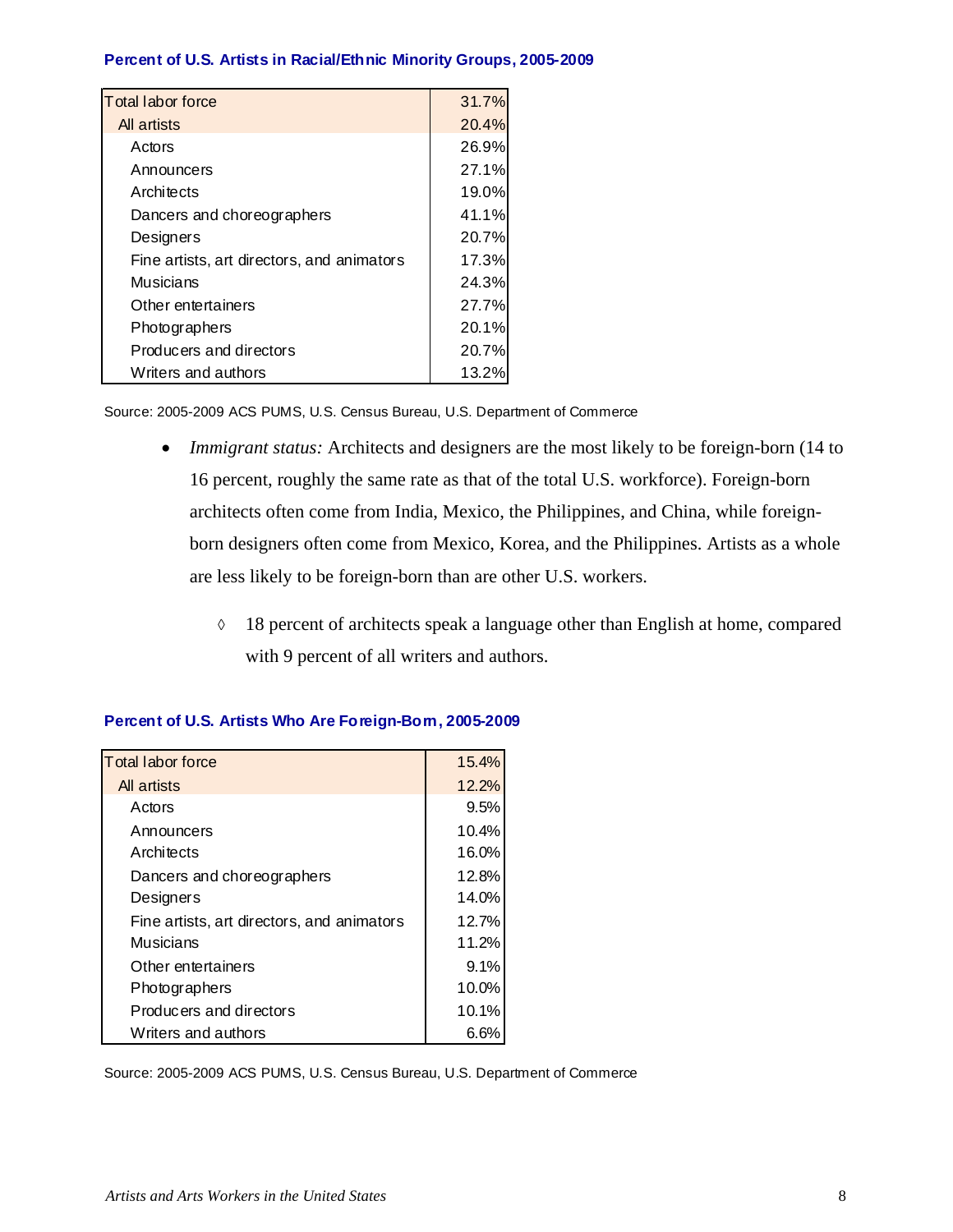**Percent of U.S. Artists in Racial/Ethnic Minority Groups, 2005-2009**

| | |
|---|---|
| Total labor force | 31.7% |
| All artists | 20.4% |
| Actors | 26.9% |
| Announcers | 27.1% |
| Architects | 19.0% |
| Dancers and choreographers | 41.1% |
| Designers | 20.7% |
| Fine artists, art directors, and animators | 17.3% |
| Musicians | 24.3% |
| Other entertainers | 27.7% |
| Photographers | 20.1% |
| Producers and directors | 20.7% |
| Writers and authors | 13.2% |

Source: 2005-2009 ACS PUMS, U.S. Census Bureau, U.S. Department of Commerce

- *Immigrant status:* Architects and designers are the most likely to be foreign-born (14 to 16 percent, roughly the same rate as that of the total U.S. workforce). Foreign-born architects often come from India, Mexico, the Philippines, and China, while foreign-born designers often come from Mexico, Korea, and the Philippines. Artists as a whole are less likely to be foreign-born than are other U.S. workers.
  - ◊ 18 percent of architects speak a language other than English at home, compared with 9 percent of all writers and authors.

**Percent of U.S. Artists Who Are Foreign-Born, 2005-2009**

| | |
|---|---|
| Total labor force | 15.4% |
| All artists | 12.2% |
| Actors | 9.5% |
| Announcers | 10.4% |
| Architects | 16.0% |
| Dancers and choreographers | 12.8% |
| Designers | 14.0% |
| Fine artists, art directors, and animators | 12.7% |
| Musicians | 11.2% |
| Other entertainers | 9.1% |
| Photographers | 10.0% |
| Producers and directors | 10.1% |
| Writers and authors | 6.6% |

Source: 2005-2009 ACS PUMS, U.S. Census Bureau, U.S. Department of Commerce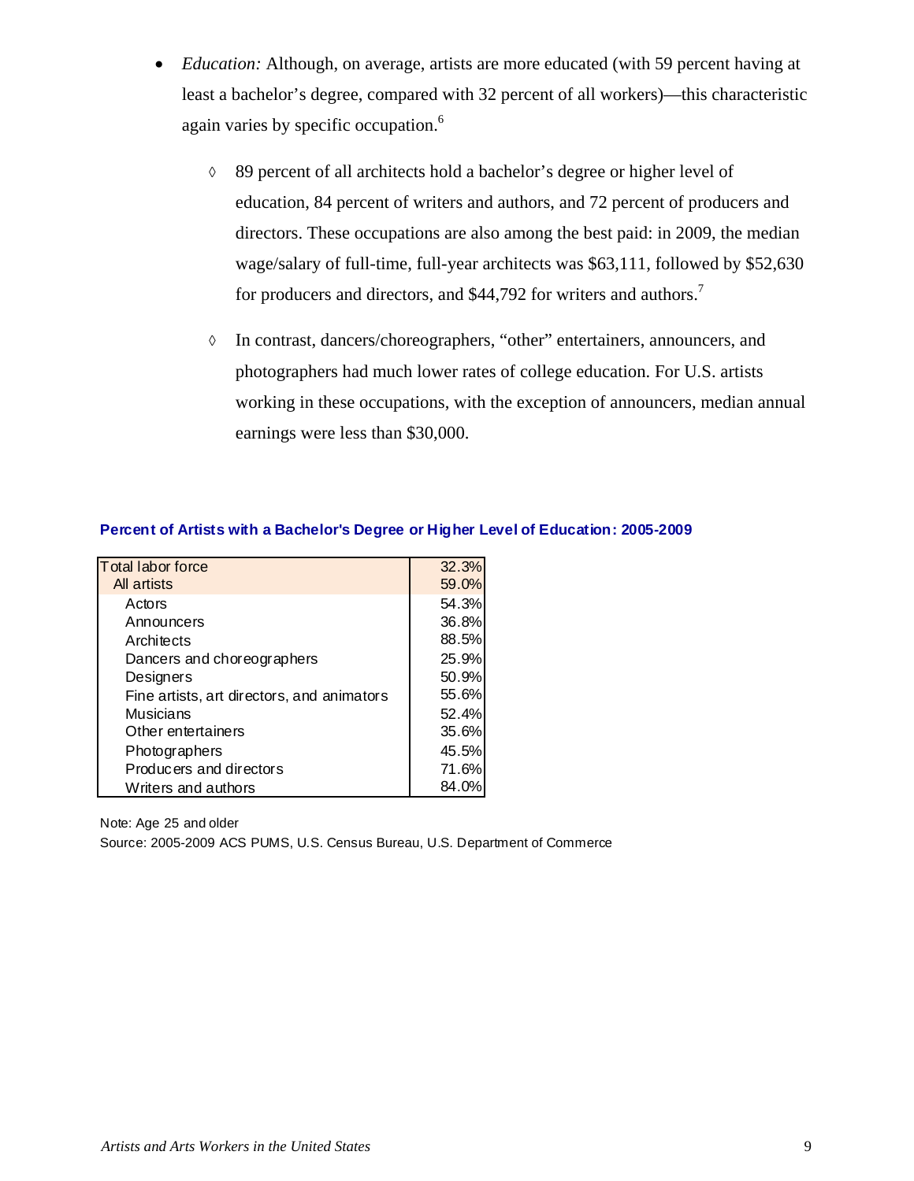- *Education:* Although, on average, artists are more educated (with 59 percent having at least a bachelor's degree, compared with 32 percent of all workers)—this characteristic again varies by specific occupation.[6]

  - ◊ 89 percent of all architects hold a bachelor's degree or higher level of education, 84 percent of writers and authors, and 72 percent of producers and directors. These occupations are also among the best paid: in 2009, the median wage/salary of full-time, full-year architects was $63,111, followed by $52,630 for producers and directors, and $44,792 for writers and authors.[7]

  - ◊ In contrast, dancers/choreographers, "other" entertainers, announcers, and photographers had much lower rates of college education. For U.S. artists working in these occupations, with the exception of announcers, median annual earnings were less than $30,000.

**Percent of Artists with a Bachelor's Degree or Higher Level of Education: 2005-2009**

| | |
|---|---|
| Total labor force | 32.3% |
| All artists | 59.0% |
| Actors | 54.3% |
| Announcers | 36.8% |
| Architects | 88.5% |
| Dancers and choreographers | 25.9% |
| Designers | 50.9% |
| Fine artists, art directors, and animators | 55.6% |
| Musicians | 52.4% |
| Other entertainers | 35.6% |
| Photographers | 45.5% |
| Producers and directors | 71.6% |
| Writers and authors | 84.0% |

Note: Age 25 and older

Source: 2005-2009 ACS PUMS, U.S. Census Bureau, U.S. Department of Commerce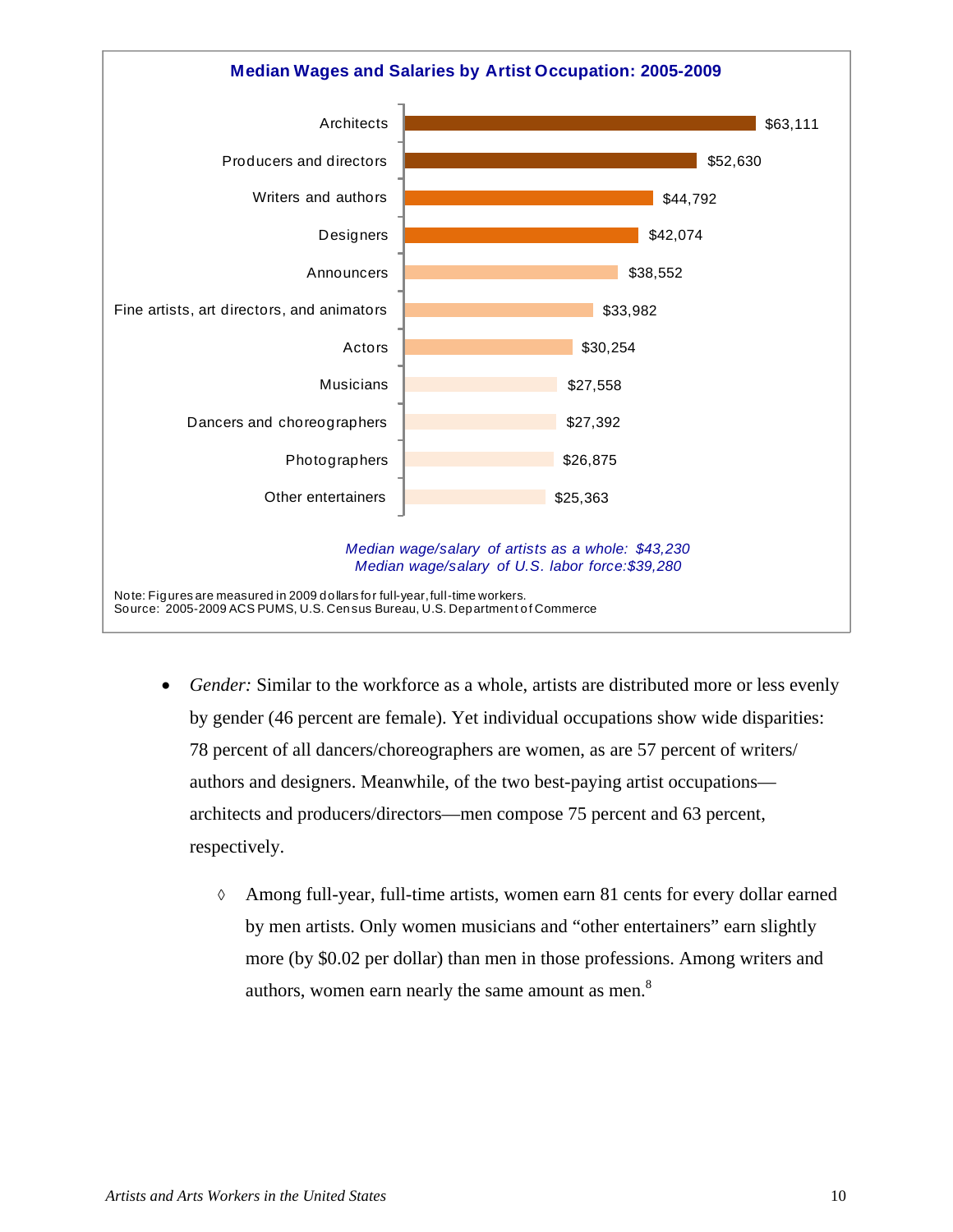**Median Wages and Salaries by Artist Occupation: 2005-2009**

| Occupation | Median Wage/Salary |
|---|---|
| Architects | $63,111 |
| Producers and directors | $52,630 |
| Writers and authors | $44,792 |
| Designers | $42,074 |
| Announcers | $38,552 |
| Fine artists, art directors, and animators | $33,982 |
| Actors | $30,254 |
| Musicians | $27,558 |
| Dancers and choreographers | $27,392 |
| Photographers | $26,875 |
| Other entertainers | $25,363 |

*Median wage/salary of artists as a whole: $43,230*
*Median wage/salary of U.S. labor force:$39,280*

Note: Figures are measured in 2009 dollars for full-year, full-time workers.
Source: 2005-2009 ACS PUMS, U.S. Census Bureau, U.S. Department of Commerce

- *Gender:* Similar to the workforce as a whole, artists are distributed more or less evenly by gender (46 percent are female). Yet individual occupations show wide disparities: 78 percent of all dancers/choreographers are women, as are 57 percent of writers/authors and designers. Meanwhile, of the two best-paying artist occupations—architects and producers/directors—men compose 75 percent and 63 percent, respectively.
  - ◊ Among full-year, full-time artists, women earn 81 cents for every dollar earned by men artists. Only women musicians and "other entertainers" earn slightly more (by $0.02 per dollar) than men in those professions. Among writers and authors, women earn nearly the same amount as men.[8]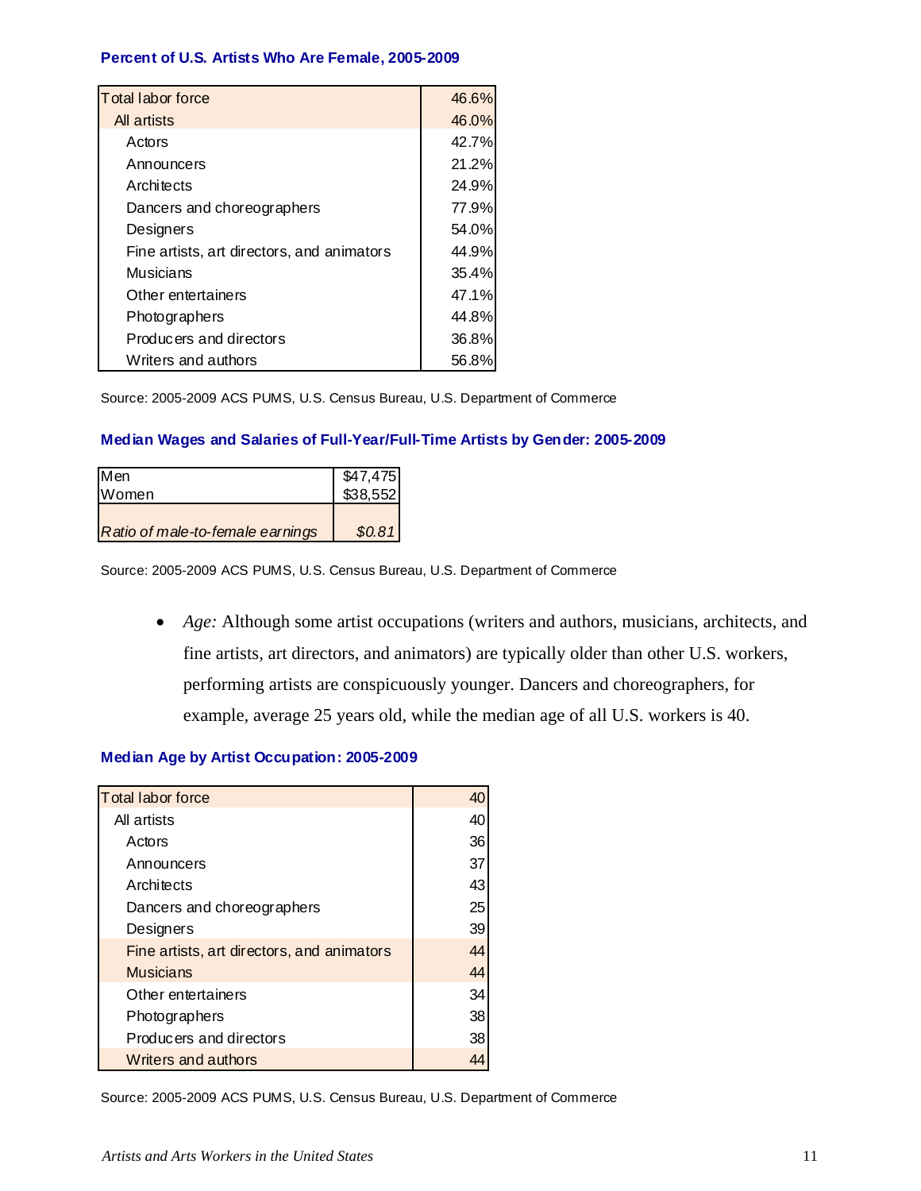**Percent of U.S. Artists Who Are Female, 2005-2009**

| | |
|---|---|
| Total labor force | 46.6% |
| All artists | 46.0% |
| Actors | 42.7% |
| Announcers | 21.2% |
| Architects | 24.9% |
| Dancers and choreographers | 77.9% |
| Designers | 54.0% |
| Fine artists, art directors, and animators | 44.9% |
| Musicians | 35.4% |
| Other entertainers | 47.1% |
| Photographers | 44.8% |
| Producers and directors | 36.8% |
| Writers and authors | 56.8% |

Source: 2005-2009 ACS PUMS, U.S. Census Bureau, U.S. Department of Commerce

**Median Wages and Salaries of Full-Year/Full-Time Artists by Gender: 2005-2009**

| | |
|---|---|
| Men | $47,475 |
| Women | $38,552 |
| *Ratio of male-to-female earnings* | *$0.81* |

Source: 2005-2009 ACS PUMS, U.S. Census Bureau, U.S. Department of Commerce

- *Age:* Although some artist occupations (writers and authors, musicians, architects, and fine artists, art directors, and animators) are typically older than other U.S. workers, performing artists are conspicuously younger. Dancers and choreographers, for example, average 25 years old, while the median age of all U.S. workers is 40.

**Median Age by Artist Occupation: 2005-2009**

| | |
|---|---|
| Total labor force | 40 |
| All artists | 40 |
| Actors | 36 |
| Announcers | 37 |
| Architects | 43 |
| Dancers and choreographers | 25 |
| Designers | 39 |
| Fine artists, art directors, and animators | 44 |
| Musicians | 44 |
| Other entertainers | 34 |
| Photographers | 38 |
| Producers and directors | 38 |
| Writers and authors | 44 |

Source: 2005-2009 ACS PUMS, U.S. Census Bureau, U.S. Department of Commerce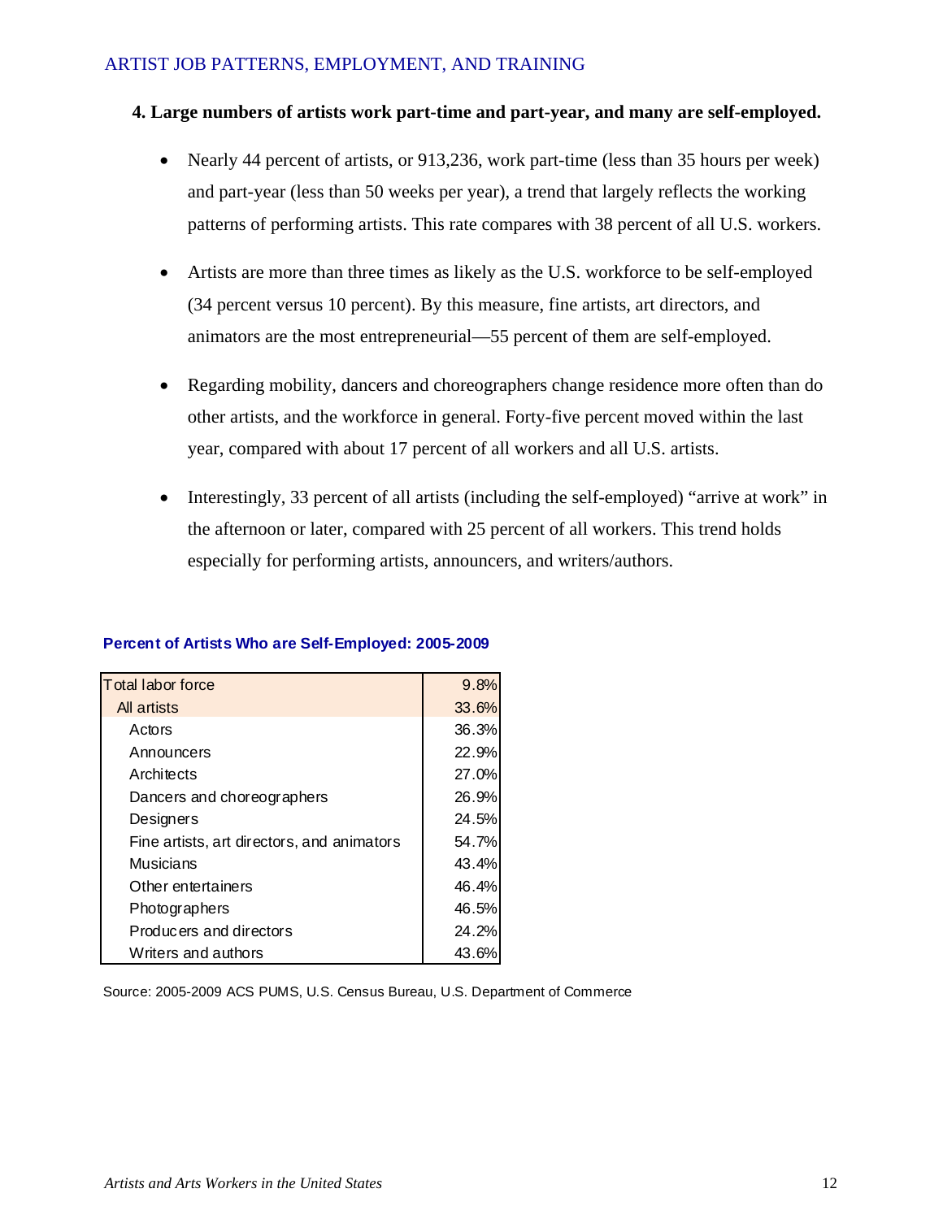## 4. Large numbers of artists work part-time and part-year, and many are self-employed.

- Nearly 44 percent of artists, or 913,236, work part-time (less than 35 hours per week) and part-year (less than 50 weeks per year), a trend that largely reflects the working patterns of performing artists. This rate compares with 38 percent of all U.S. workers.
- Artists are more than three times as likely as the U.S. workforce to be self-employed (34 percent versus 10 percent). By this measure, fine artists, art directors, and animators are the most entrepreneurial—55 percent of them are self-employed.
- Regarding mobility, dancers and choreographers change residence more often than do other artists, and the workforce in general. Forty-five percent moved within the last year, compared with about 17 percent of all workers and all U.S. artists.
- Interestingly, 33 percent of all artists (including the self-employed) "arrive at work" in the afternoon or later, compared with 25 percent of all workers. This trend holds especially for performing artists, announcers, and writers/authors.

**Percent of Artists Who are Self-Employed: 2005-2009**

| | |
|---|---|
| Total labor force | 9.8% |
| All artists | 33.6% |
| Actors | 36.3% |
| Announcers | 22.9% |
| Architects | 27.0% |
| Dancers and choreographers | 26.9% |
| Designers | 24.5% |
| Fine artists, art directors, and animators | 54.7% |
| Musicians | 43.4% |
| Other entertainers | 46.4% |
| Photographers | 46.5% |
| Producers and directors | 24.2% |
| Writers and authors | 43.6% |

Source: 2005-2009 ACS PUMS, U.S. Census Bureau, U.S. Department of Commerce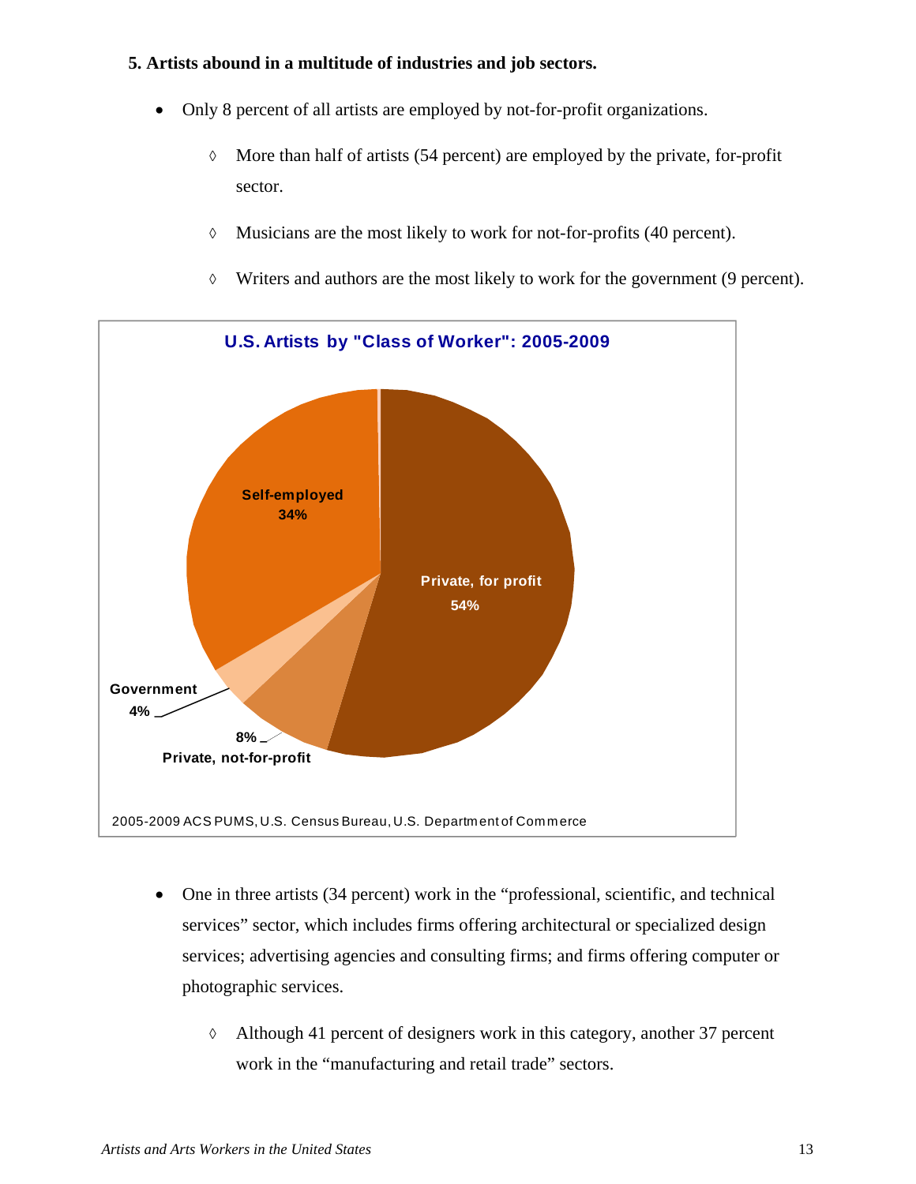**5. Artists abound in a multitude of industries and job sectors.**

- Only 8 percent of all artists are employed by not-for-profit organizations.
  - ◊ More than half of artists (54 percent) are employed by the private, for-profit sector.
  - ◊ Musicians are the most likely to work for not-for-profits (40 percent).
  - ◊ Writers and authors are the most likely to work for the government (9 percent).

**U.S. Artists by "Class of Worker": 2005-2009**

| Class of Worker | Percent |
|---|---|
| Private, for profit | 54% |
| Self-employed | 34% |
| Private, not-for-profit | 8% |
| Government | 4% |

2005-2009 ACS PUMS, U.S. Census Bureau, U.S. Department of Commerce

- One in three artists (34 percent) work in the "professional, scientific, and technical services" sector, which includes firms offering architectural or specialized design services; advertising agencies and consulting firms; and firms offering computer or photographic services.
  - ◊ Although 41 percent of designers work in this category, another 37 percent work in the "manufacturing and retail trade" sectors.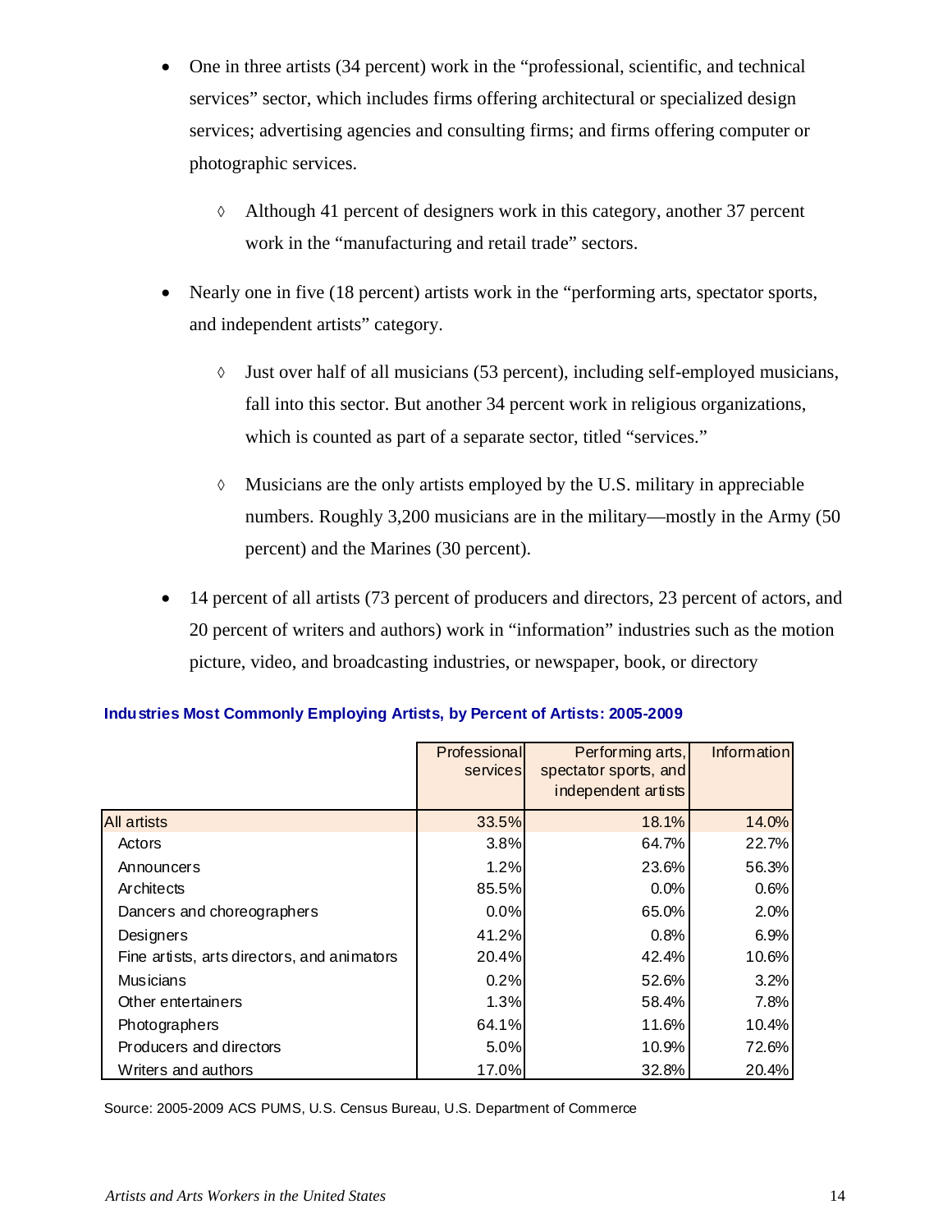- One in three artists (34 percent) work in the "professional, scientific, and technical services" sector, which includes firms offering architectural or specialized design services; advertising agencies and consulting firms; and firms offering computer or photographic services.
  - ◊ Although 41 percent of designers work in this category, another 37 percent work in the "manufacturing and retail trade" sectors.
- Nearly one in five (18 percent) artists work in the "performing arts, spectator sports, and independent artists" category.
  - ◊ Just over half of all musicians (53 percent), including self-employed musicians, fall into this sector. But another 34 percent work in religious organizations, which is counted as part of a separate sector, titled "services."
  - ◊ Musicians are the only artists employed by the U.S. military in appreciable numbers. Roughly 3,200 musicians are in the military—mostly in the Army (50 percent) and the Marines (30 percent).
- 14 percent of all artists (73 percent of producers and directors, 23 percent of actors, and 20 percent of writers and authors) work in "information" industries such as the motion picture, video, and broadcasting industries, or newspaper, book, or directory

**Industries Most Commonly Employing Artists, by Percent of Artists: 2005-2009**

| | Professional services | Performing arts, spectator sports, and independent artists | Information |
|---|---|---|---|
| All artists | 33.5% | 18.1% | 14.0% |
| Actors | 3.8% | 64.7% | 22.7% |
| Announcers | 1.2% | 23.6% | 56.3% |
| Architects | 85.5% | 0.0% | 0.6% |
| Dancers and choreographers | 0.0% | 65.0% | 2.0% |
| Designers | 41.2% | 0.8% | 6.9% |
| Fine artists, arts directors, and animators | 20.4% | 42.4% | 10.6% |
| Musicians | 0.2% | 52.6% | 3.2% |
| Other entertainers | 1.3% | 58.4% | 7.8% |
| Photographers | 64.1% | 11.6% | 10.4% |
| Producers and directors | 5.0% | 10.9% | 72.6% |
| Writers and authors | 17.0% | 32.8% | 20.4% |

Source: 2005-2009 ACS PUMS, U.S. Census Bureau, U.S. Department of Commerce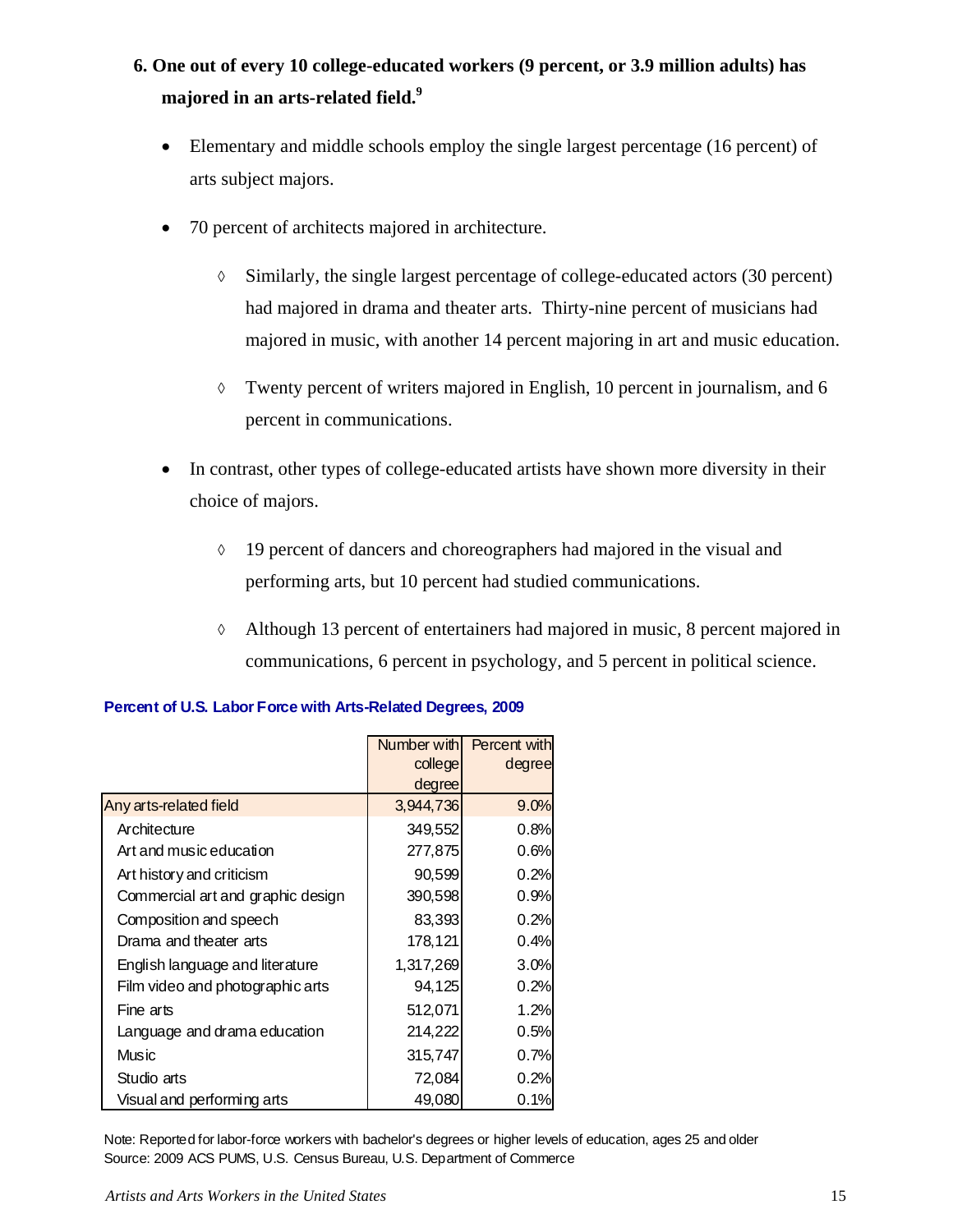6. **One out of every 10 college-educated workers (9 percent, or 3.9 million adults) has majored in an arts-related field.**[9]

- Elementary and middle schools employ the single largest percentage (16 percent) of arts subject majors.
- 70 percent of architects majored in architecture.
  - ◊ Similarly, the single largest percentage of college-educated actors (30 percent) had majored in drama and theater arts. Thirty-nine percent of musicians had majored in music, with another 14 percent majoring in art and music education.
  - ◊ Twenty percent of writers majored in English, 10 percent in journalism, and 6 percent in communications.
- In contrast, other types of college-educated artists have shown more diversity in their choice of majors.
  - ◊ 19 percent of dancers and choreographers had majored in the visual and performing arts, but 10 percent had studied communications.
  - ◊ Although 13 percent of entertainers had majored in music, 8 percent majored in communications, 6 percent in psychology, and 5 percent in political science.

**Percent of U.S. Labor Force with Arts-Related Degrees, 2009**

| | Number with college degree | Percent with degree |
|---|---|---|
| Any arts-related field | 3,944,736 | 9.0% |
| Architecture | 349,552 | 0.8% |
| Art and music education | 277,875 | 0.6% |
| Art history and criticism | 90,599 | 0.2% |
| Commercial art and graphic design | 390,598 | 0.9% |
| Composition and speech | 83,393 | 0.2% |
| Drama and theater arts | 178,121 | 0.4% |
| English language and literature | 1,317,269 | 3.0% |
| Film video and photographic arts | 94,125 | 0.2% |
| Fine arts | 512,071 | 1.2% |
| Language and drama education | 214,222 | 0.5% |
| Music | 315,747 | 0.7% |
| Studio arts | 72,084 | 0.2% |
| Visual and performing arts | 49,080 | 0.1% |

Note: Reported for labor-force workers with bachelor's degrees or higher levels of education, ages 25 and older
Source: 2009 ACS PUMS, U.S. Census Bureau, U.S. Department of Commerce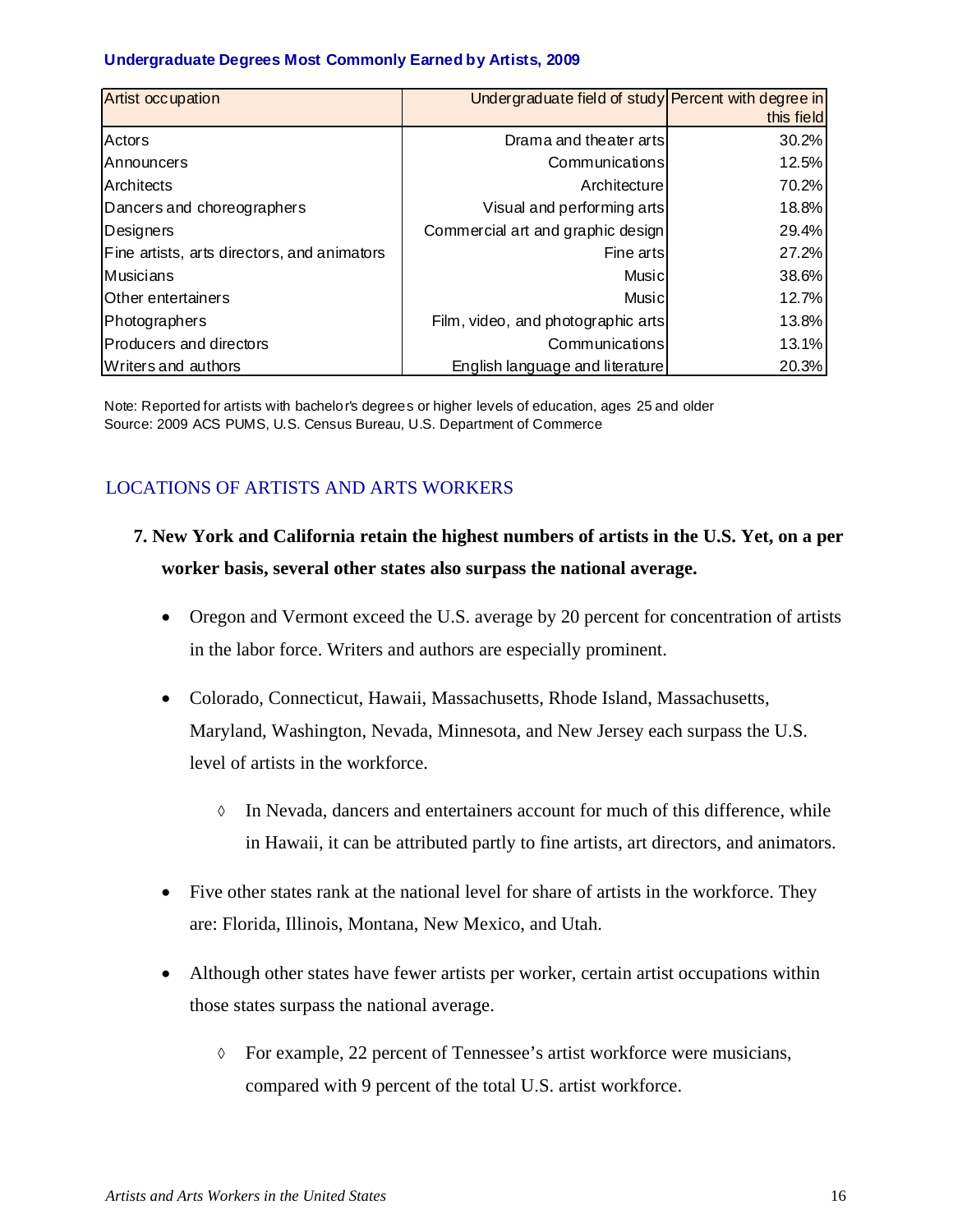**Undergraduate Degrees Most Commonly Earned by Artists, 2009**

| Artist occupation | Undergraduate field of study | Percent with degree in this field |
|---|---|---|
| Actors | Drama and theater arts | 30.2% |
| Announcers | Communications | 12.5% |
| Architects | Architecture | 70.2% |
| Dancers and choreographers | Visual and performing arts | 18.8% |
| Designers | Commercial art and graphic design | 29.4% |
| Fine artists, arts directors, and animators | Fine arts | 27.2% |
| Musicians | Music | 38.6% |
| Other entertainers | Music | 12.7% |
| Photographers | Film, video, and photographic arts | 13.8% |
| Producers and directors | Communications | 13.1% |
| Writers and authors | English language and literature | 20.3% |

Note: Reported for artists with bachelor's degrees or higher levels of education, ages 25 and older
Source: 2009 ACS PUMS, U.S. Census Bureau, U.S. Department of Commerce

## LOCATIONS OF ARTISTS AND ARTS WORKERS

### 7. New York and California retain the highest numbers of artists in the U.S. Yet, on a per worker basis, several other states also surpass the national average.

- Oregon and Vermont exceed the U.S. average by 20 percent for concentration of artists in the labor force. Writers and authors are especially prominent.
- Colorado, Connecticut, Hawaii, Massachusetts, Rhode Island, Massachusetts, Maryland, Washington, Nevada, Minnesota, and New Jersey each surpass the U.S. level of artists in the workforce.
  - ◊ In Nevada, dancers and entertainers account for much of this difference, while in Hawaii, it can be attributed partly to fine artists, art directors, and animators.
- Five other states rank at the national level for share of artists in the workforce. They are: Florida, Illinois, Montana, New Mexico, and Utah.
- Although other states have fewer artists per worker, certain artist occupations within those states surpass the national average.
  - ◊ For example, 22 percent of Tennessee's artist workforce were musicians, compared with 9 percent of the total U.S. artist workforce.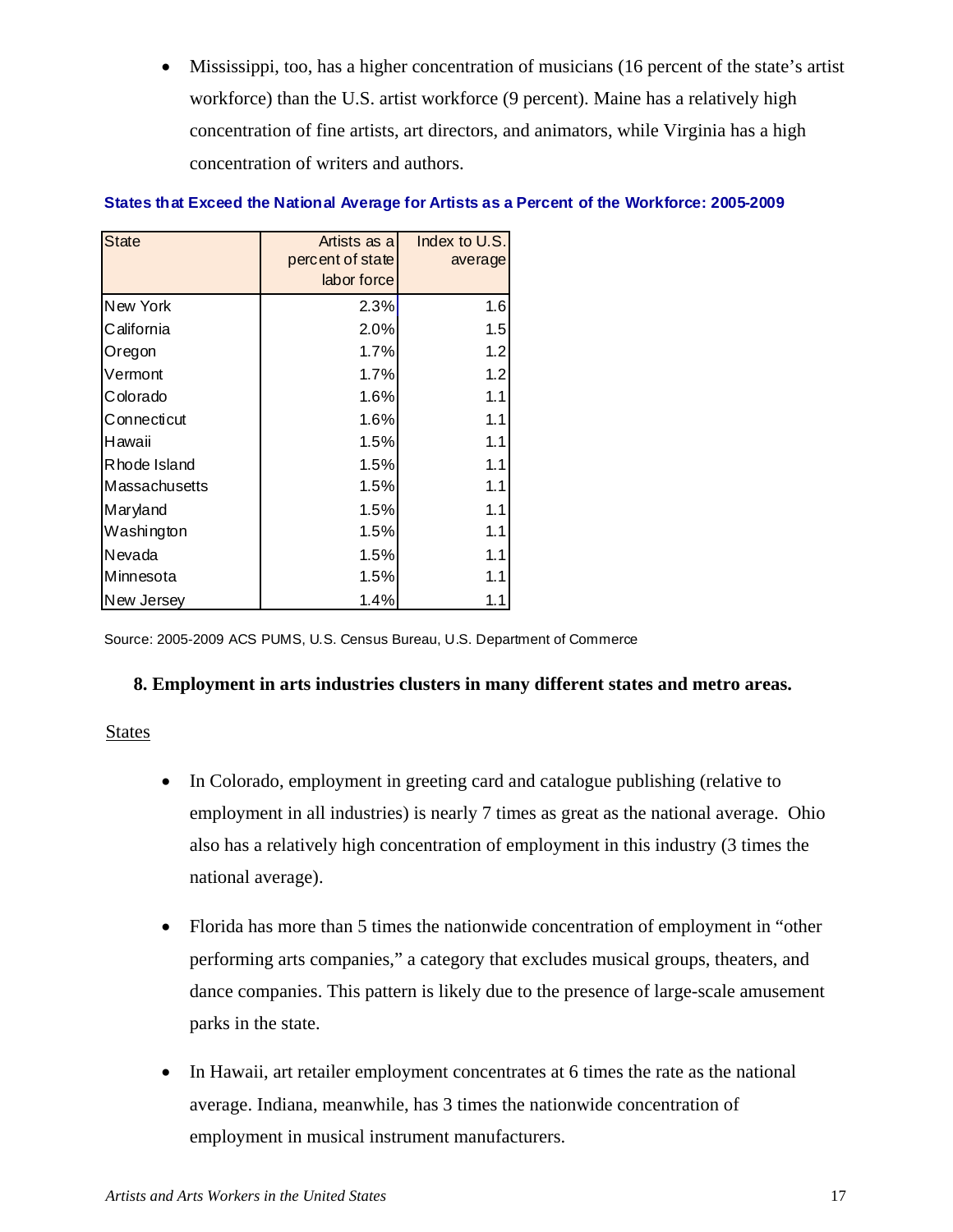- Mississippi, too, has a higher concentration of musicians (16 percent of the state's artist workforce) than the U.S. artist workforce (9 percent). Maine has a relatively high concentration of fine artists, art directors, and animators, while Virginia has a high concentration of writers and authors.

**States that Exceed the National Average for Artists as a Percent of the Workforce: 2005-2009**

| State | Artists as a percent of state labor force | Index to U.S. average |
|---|---|---|
| New York | 2.3% | 1.6 |
| California | 2.0% | 1.5 |
| Oregon | 1.7% | 1.2 |
| Vermont | 1.7% | 1.2 |
| Colorado | 1.6% | 1.1 |
| Connecticut | 1.6% | 1.1 |
| Hawaii | 1.5% | 1.1 |
| Rhode Island | 1.5% | 1.1 |
| Massachusetts | 1.5% | 1.1 |
| Maryland | 1.5% | 1.1 |
| Washington | 1.5% | 1.1 |
| Nevada | 1.5% | 1.1 |
| Minnesota | 1.5% | 1.1 |
| New Jersey | 1.4% | 1.1 |

Source: 2005-2009 ACS PUMS, U.S. Census Bureau, U.S. Department of Commerce

### 8. Employment in arts industries clusters in many different states and metro areas.

States

- In Colorado, employment in greeting card and catalogue publishing (relative to employment in all industries) is nearly 7 times as great as the national average. Ohio also has a relatively high concentration of employment in this industry (3 times the national average).

- Florida has more than 5 times the nationwide concentration of employment in "other performing arts companies," a category that excludes musical groups, theaters, and dance companies. This pattern is likely due to the presence of large-scale amusement parks in the state.

- In Hawaii, art retailer employment concentrates at 6 times the rate as the national average. Indiana, meanwhile, has 3 times the nationwide concentration of employment in musical instrument manufacturers.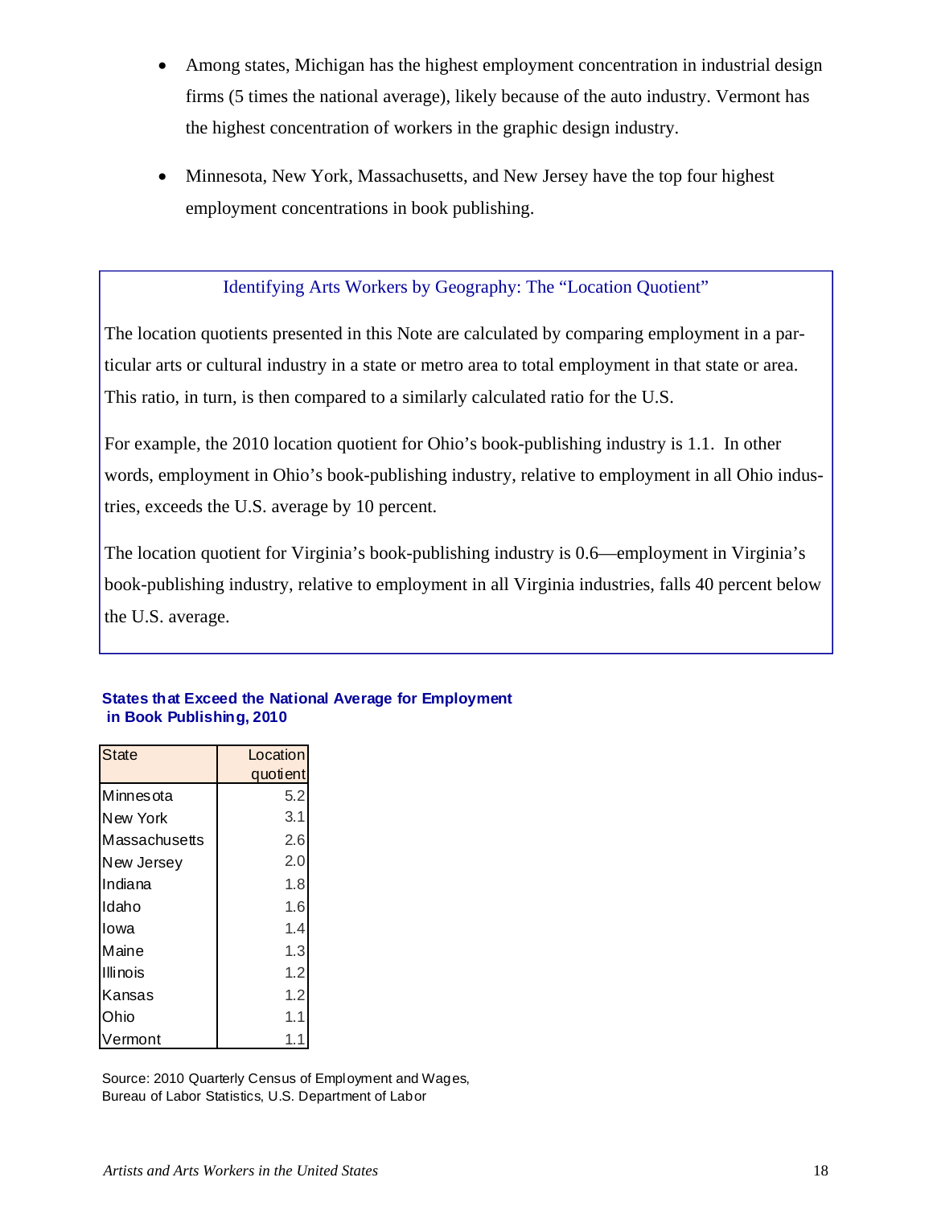- Among states, Michigan has the highest employment concentration in industrial design firms (5 times the national average), likely because of the auto industry. Vermont has the highest concentration of workers in the graphic design industry.
- Minnesota, New York, Massachusetts, and New Jersey have the top four highest employment concentrations in book publishing.

### Identifying Arts Workers by Geography: The "Location Quotient"

The location quotients presented in this Note are calculated by comparing employment in a particular arts or cultural industry in a state or metro area to total employment in that state or area. This ratio, in turn, is then compared to a similarly calculated ratio for the U.S.

For example, the 2010 location quotient for Ohio's book-publishing industry is 1.1. In other words, employment in Ohio's book-publishing industry, relative to employment in all Ohio industries, exceeds the U.S. average by 10 percent.

The location quotient for Virginia's book-publishing industry is 0.6—employment in Virginia's book-publishing industry, relative to employment in all Virginia industries, falls 40 percent below the U.S. average.

**States that Exceed the National Average for Employment in Book Publishing, 2010**

| State | Location quotient |
|---|---|
| Minnesota | 5.2 |
| New York | 3.1 |
| Massachusetts | 2.6 |
| New Jersey | 2.0 |
| Indiana | 1.8 |
| Idaho | 1.6 |
| Iowa | 1.4 |
| Maine | 1.3 |
| Illinois | 1.2 |
| Kansas | 1.2 |
| Ohio | 1.1 |
| Vermont | 1.1 |

Source: 2010 Quarterly Census of Employment and Wages, Bureau of Labor Statistics, U.S. Department of Labor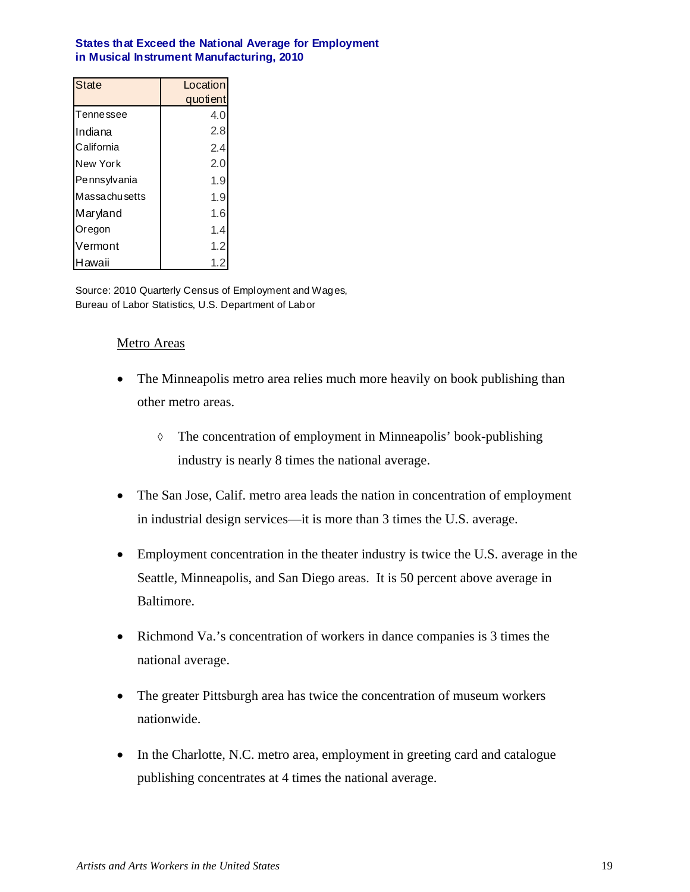**States that Exceed the National Average for Employment in Musical Instrument Manufacturing, 2010**

| State | Location quotient |
|---|---|
| Tennessee | 4.0 |
| Indiana | 2.8 |
| California | 2.4 |
| New York | 2.0 |
| Pennsylvania | 1.9 |
| Massachusetts | 1.9 |
| Maryland | 1.6 |
| Oregon | 1.4 |
| Vermont | 1.2 |
| Hawaii | 1.2 |

Source: 2010 Quarterly Census of Employment and Wages, Bureau of Labor Statistics, U.S. Department of Labor

Metro Areas

- The Minneapolis metro area relies much more heavily on book publishing than other metro areas.
  - ◊ The concentration of employment in Minneapolis' book-publishing industry is nearly 8 times the national average.
- The San Jose, Calif. metro area leads the nation in concentration of employment in industrial design services—it is more than 3 times the U.S. average.
- Employment concentration in the theater industry is twice the U.S. average in the Seattle, Minneapolis, and San Diego areas. It is 50 percent above average in Baltimore.
- Richmond Va.'s concentration of workers in dance companies is 3 times the national average.
- The greater Pittsburgh area has twice the concentration of museum workers nationwide.
- In the Charlotte, N.C. metro area, employment in greeting card and catalogue publishing concentrates at 4 times the national average.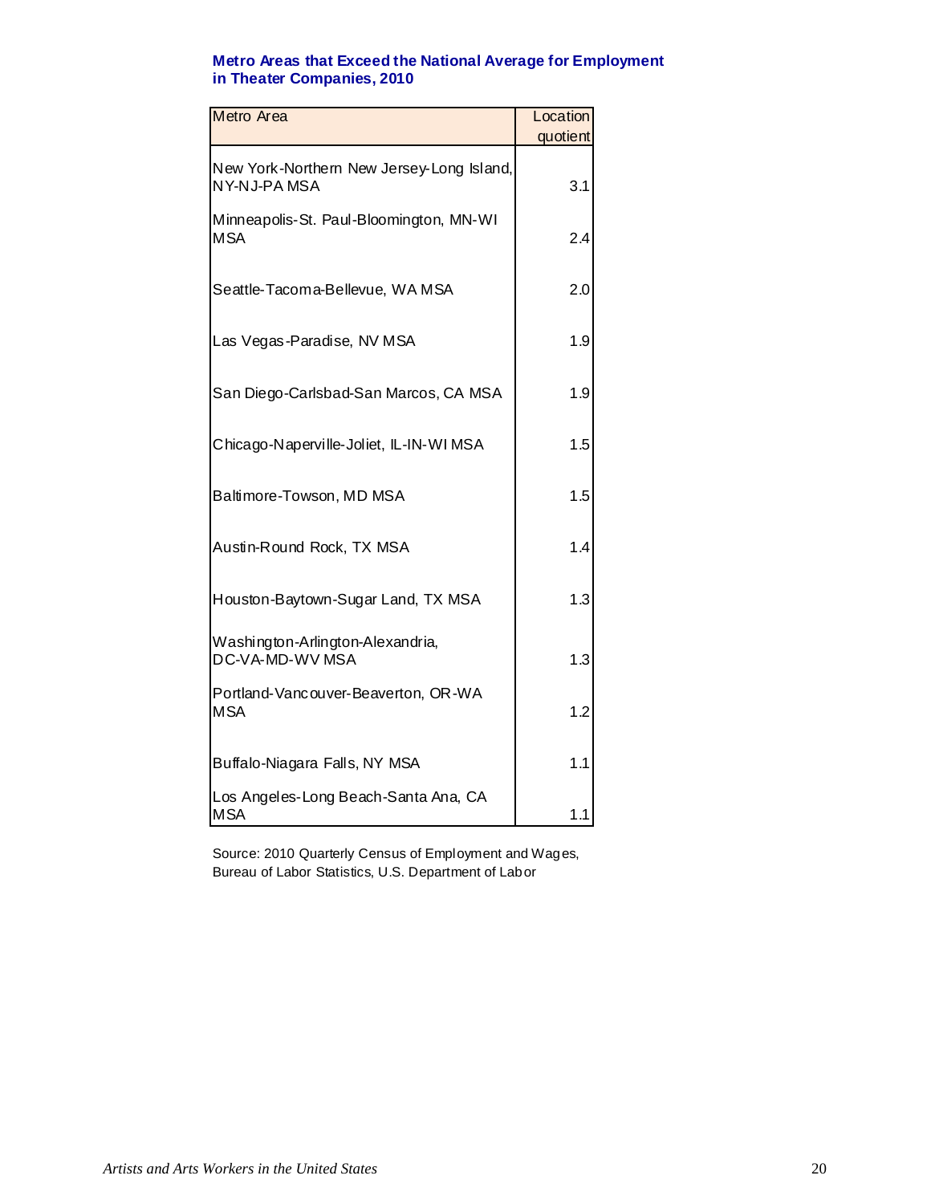**Metro Areas that Exceed the National Average for Employment in Theater Companies, 2010**

| Metro Area | Location quotient |
|---|---|
| New York-Northern New Jersey-Long Island, NY-NJ-PA MSA | 3.1 |
| Minneapolis-St. Paul-Bloomington, MN-WI MSA | 2.4 |
| Seattle-Tacoma-Bellevue, WA MSA | 2.0 |
| Las Vegas-Paradise, NV MSA | 1.9 |
| San Diego-Carlsbad-San Marcos, CA MSA | 1.9 |
| Chicago-Naperville-Joliet, IL-IN-WI MSA | 1.5 |
| Baltimore-Towson, MD MSA | 1.5 |
| Austin-Round Rock, TX MSA | 1.4 |
| Houston-Baytown-Sugar Land, TX MSA | 1.3 |
| Washington-Arlington-Alexandria, DC-VA-MD-WV MSA | 1.3 |
| Portland-Vancouver-Beaverton, OR-WA MSA | 1.2 |
| Buffalo-Niagara Falls, NY MSA | 1.1 |
| Los Angeles-Long Beach-Santa Ana, CA MSA | 1.1 |

Source: 2010 Quarterly Census of Employment and Wages, Bureau of Labor Statistics, U.S. Department of Labor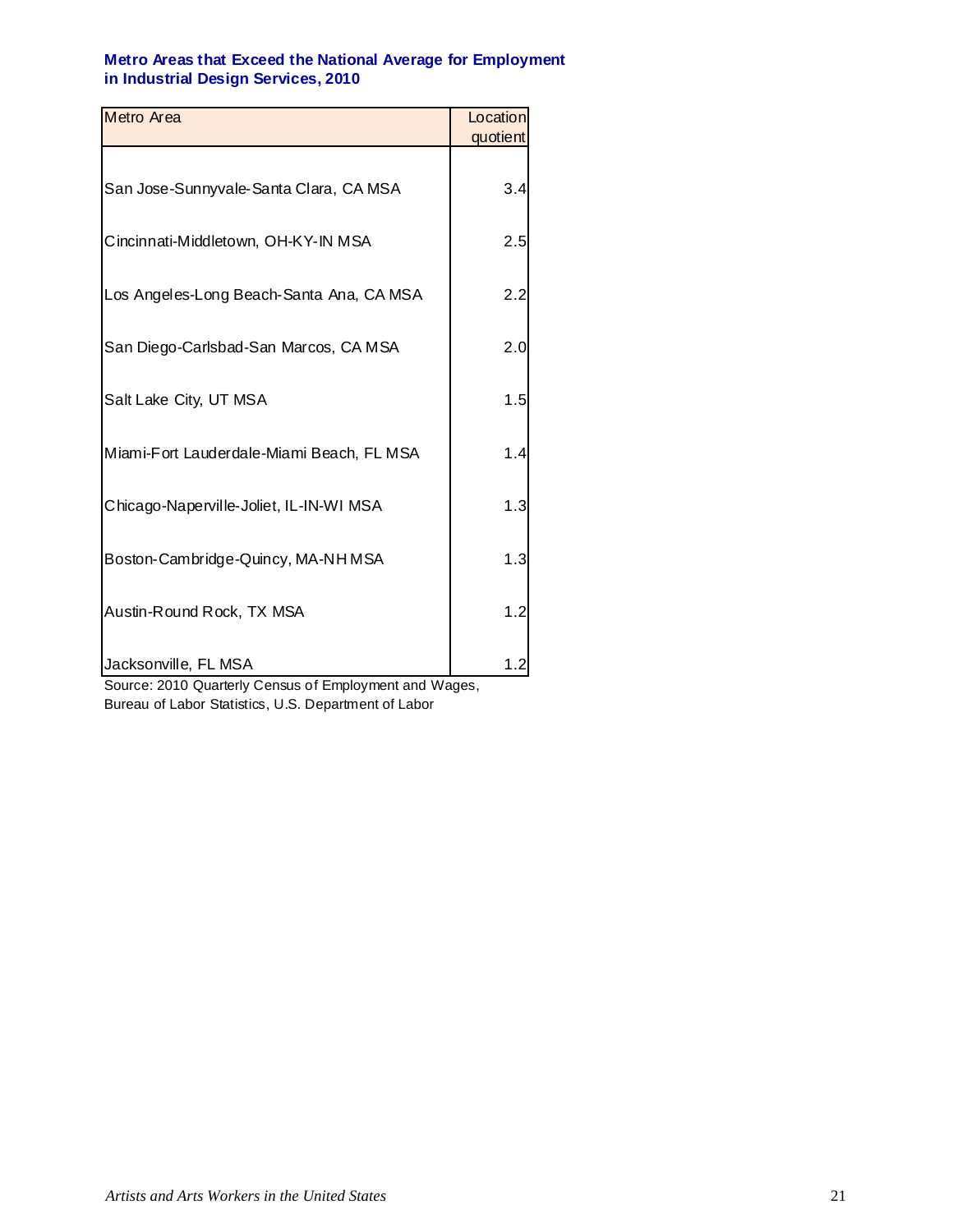**Metro Areas that Exceed the National Average for Employment in Industrial Design Services, 2010**

| Metro Area | Location quotient |
|---|---|
| San Jose-Sunnyvale-Santa Clara, CA MSA | 3.4 |
| Cincinnati-Middletown, OH-KY-IN MSA | 2.5 |
| Los Angeles-Long Beach-Santa Ana, CA MSA | 2.2 |
| San Diego-Carlsbad-San Marcos, CA MSA | 2.0 |
| Salt Lake City, UT MSA | 1.5 |
| Miami-Fort Lauderdale-Miami Beach, FL MSA | 1.4 |
| Chicago-Naperville-Joliet, IL-IN-WI MSA | 1.3 |
| Boston-Cambridge-Quincy, MA-NH MSA | 1.3 |
| Austin-Round Rock, TX MSA | 1.2 |
| Jacksonville, FL MSA | 1.2 |

Source: 2010 Quarterly Census of Employment and Wages, Bureau of Labor Statistics, U.S. Department of Labor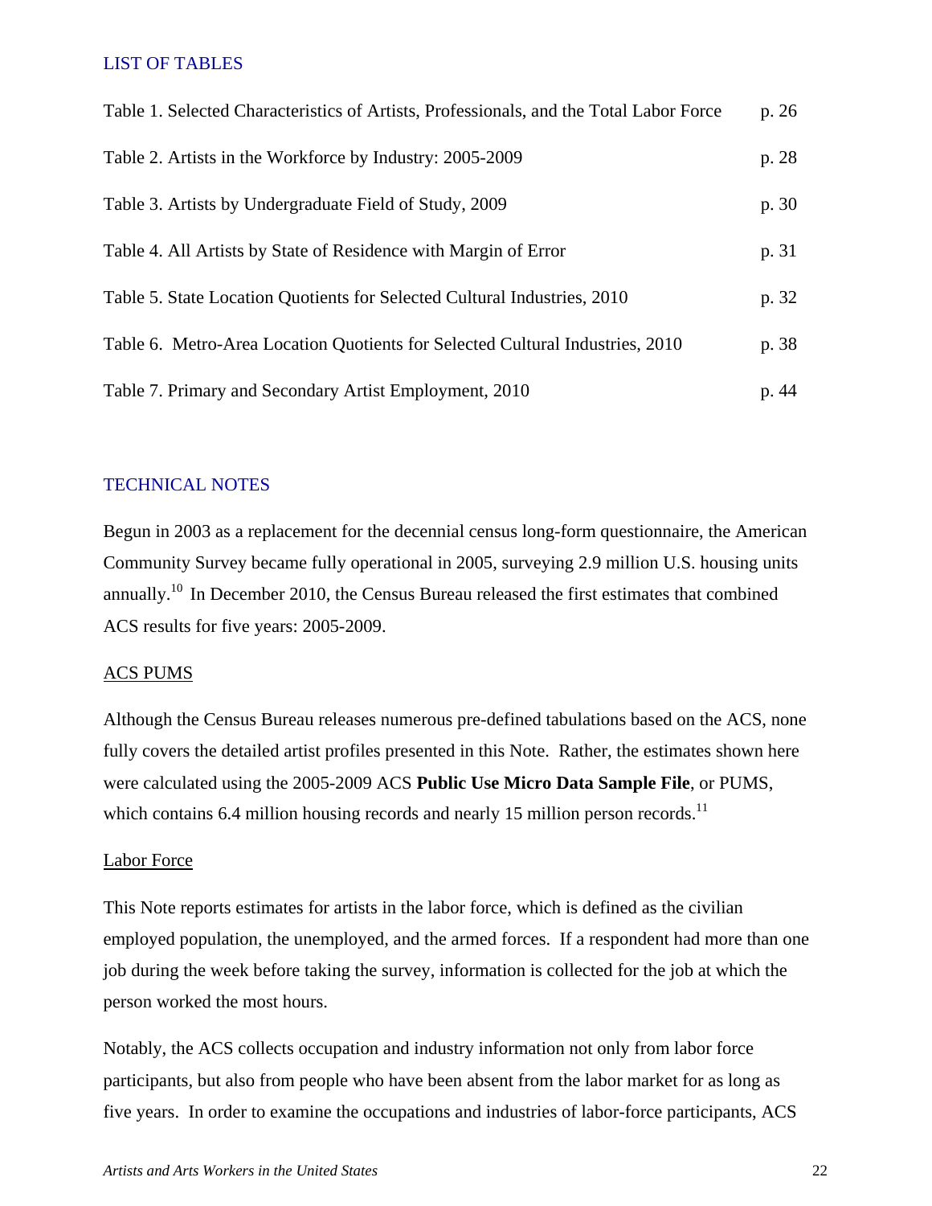## LIST OF TABLES

| | |
|---|---|
| Table 1. Selected Characteristics of Artists, Professionals, and the Total Labor Force | p. 26 |
| Table 2. Artists in the Workforce by Industry: 2005-2009 | p. 28 |
| Table 3. Artists by Undergraduate Field of Study, 2009 | p. 30 |
| Table 4. All Artists by State of Residence with Margin of Error | p. 31 |
| Table 5. State Location Quotients for Selected Cultural Industries, 2010 | p. 32 |
| Table 6. Metro-Area Location Quotients for Selected Cultural Industries, 2010 | p. 38 |
| Table 7. Primary and Secondary Artist Employment, 2010 | p. 44 |

## TECHNICAL NOTES

Begun in 2003 as a replacement for the decennial census long-form questionnaire, the American Community Survey became fully operational in 2005, surveying 2.9 million U.S. housing units annually.[10] In December 2010, the Census Bureau released the first estimates that combined ACS results for five years: 2005-2009.

### ACS PUMS

Although the Census Bureau releases numerous pre-defined tabulations based on the ACS, none fully covers the detailed artist profiles presented in this Note. Rather, the estimates shown here were calculated using the 2005-2009 ACS **Public Use Micro Data Sample File**, or PUMS, which contains 6.4 million housing records and nearly 15 million person records.[11]

### Labor Force

This Note reports estimates for artists in the labor force, which is defined as the civilian employed population, the unemployed, and the armed forces. If a respondent had more than one job during the week before taking the survey, information is collected for the job at which the person worked the most hours.

Notably, the ACS collects occupation and industry information not only from labor force participants, but also from people who have been absent from the labor market for as long as five years. In order to examine the occupations and industries of labor-force participants, ACS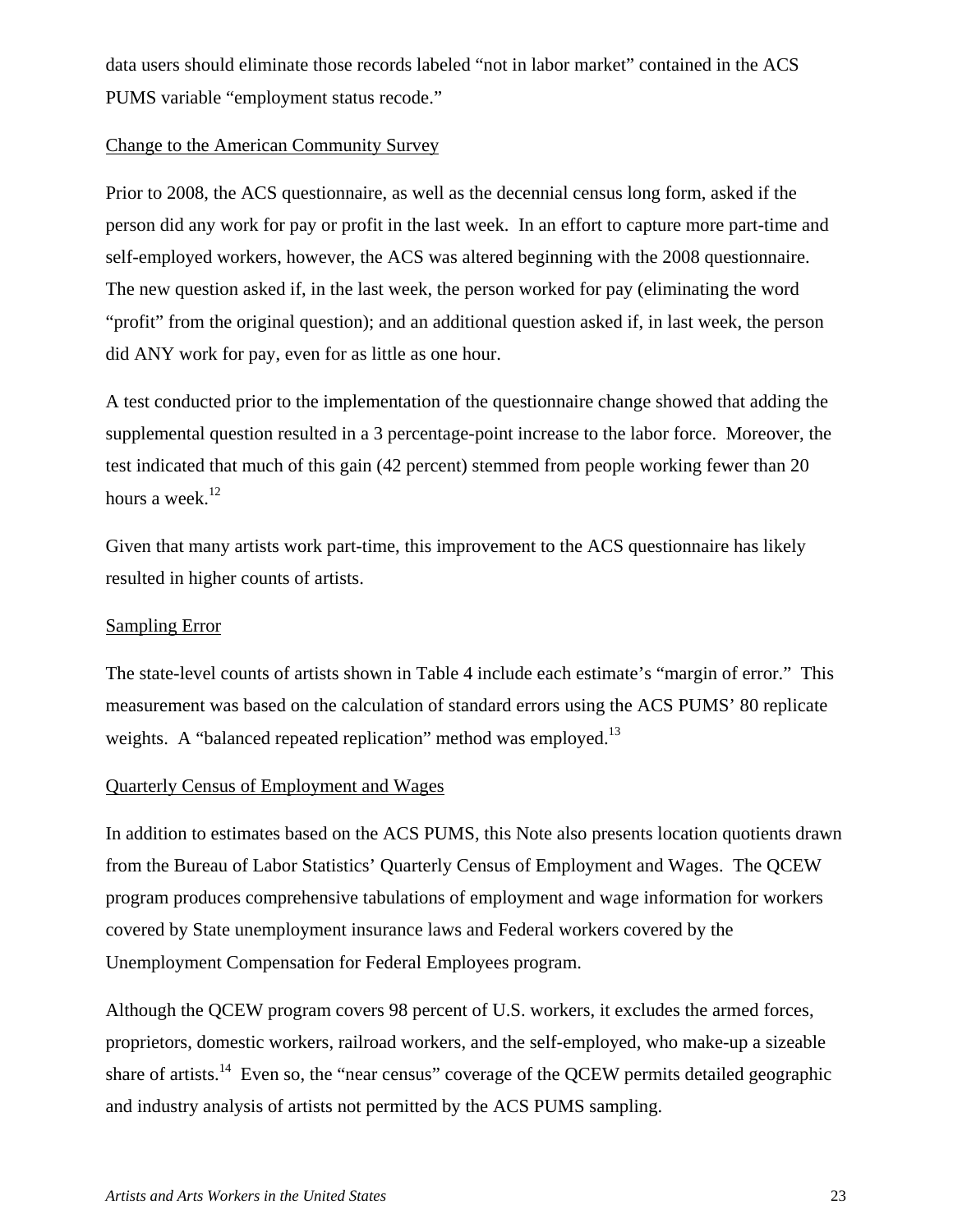data users should eliminate those records labeled “not in labor market” contained in the ACS PUMS variable “employment status recode.”

Change to the American Community Survey

Prior to 2008, the ACS questionnaire, as well as the decennial census long form, asked if the person did any work for pay or profit in the last week. In an effort to capture more part-time and self-employed workers, however, the ACS was altered beginning with the 2008 questionnaire. The new question asked if, in the last week, the person worked for pay (eliminating the word “profit” from the original question); and an additional question asked if, in last week, the person did ANY work for pay, even for as little as one hour.

A test conducted prior to the implementation of the questionnaire change showed that adding the supplemental question resulted in a 3 percentage-point increase to the labor force. Moreover, the test indicated that much of this gain (42 percent) stemmed from people working fewer than 20 hours a week.[12]

Given that many artists work part-time, this improvement to the ACS questionnaire has likely resulted in higher counts of artists.

Sampling Error

The state-level counts of artists shown in Table 4 include each estimate’s “margin of error.” This measurement was based on the calculation of standard errors using the ACS PUMS’ 80 replicate weights. A “balanced repeated replication” method was employed.[13]

Quarterly Census of Employment and Wages

In addition to estimates based on the ACS PUMS, this Note also presents location quotients drawn from the Bureau of Labor Statistics’ Quarterly Census of Employment and Wages. The QCEW program produces comprehensive tabulations of employment and wage information for workers covered by State unemployment insurance laws and Federal workers covered by the Unemployment Compensation for Federal Employees program.

Although the QCEW program covers 98 percent of U.S. workers, it excludes the armed forces, proprietors, domestic workers, railroad workers, and the self-employed, who make-up a sizeable share of artists.[14] Even so, the “near census” coverage of the QCEW permits detailed geographic and industry analysis of artists not permitted by the ACS PUMS sampling.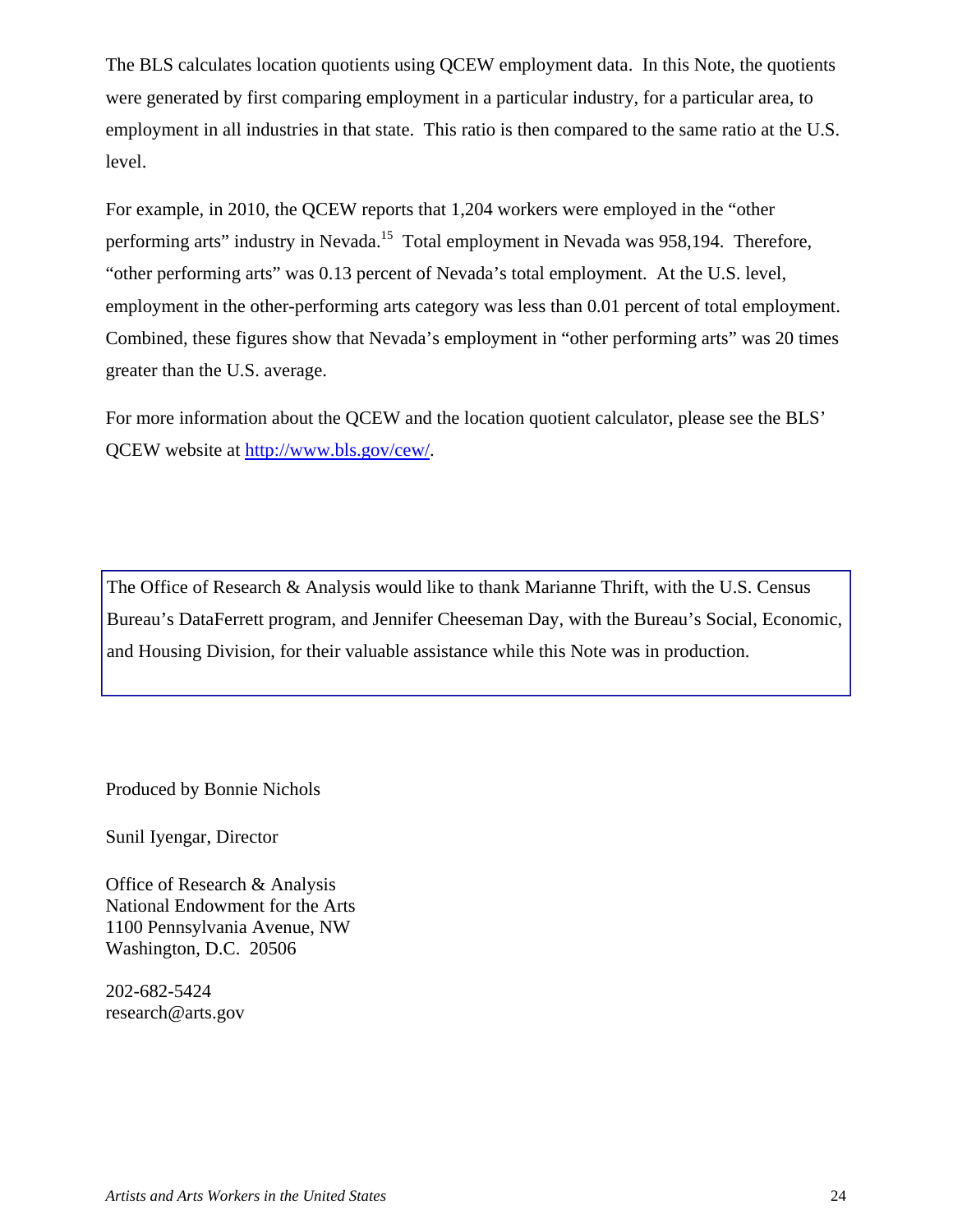The BLS calculates location quotients using QCEW employment data. In this Note, the quotients were generated by first comparing employment in a particular industry, for a particular area, to employment in all industries in that state. This ratio is then compared to the same ratio at the U.S. level.

For example, in 2010, the QCEW reports that 1,204 workers were employed in the "other performing arts" industry in Nevada.[15] Total employment in Nevada was 958,194. Therefore, "other performing arts" was 0.13 percent of Nevada's total employment. At the U.S. level, employment in the other-performing arts category was less than 0.01 percent of total employment. Combined, these figures show that Nevada's employment in "other performing arts" was 20 times greater than the U.S. average.

For more information about the QCEW and the location quotient calculator, please see the BLS' QCEW website at [http://www.bls.gov/cew/](http://www.bls.gov/cew/).

> The Office of Research & Analysis would like to thank Marianne Thrift, with the U.S. Census Bureau's DataFerrett program, and Jennifer Cheeseman Day, with the Bureau's Social, Economic, and Housing Division, for their valuable assistance while this Note was in production.

Produced by Bonnie Nichols

Sunil Iyengar, Director

Office of Research & Analysis
National Endowment for the Arts
1100 Pennsylvania Avenue, NW
Washington, D.C. 20506

202-682-5424
research@arts.gov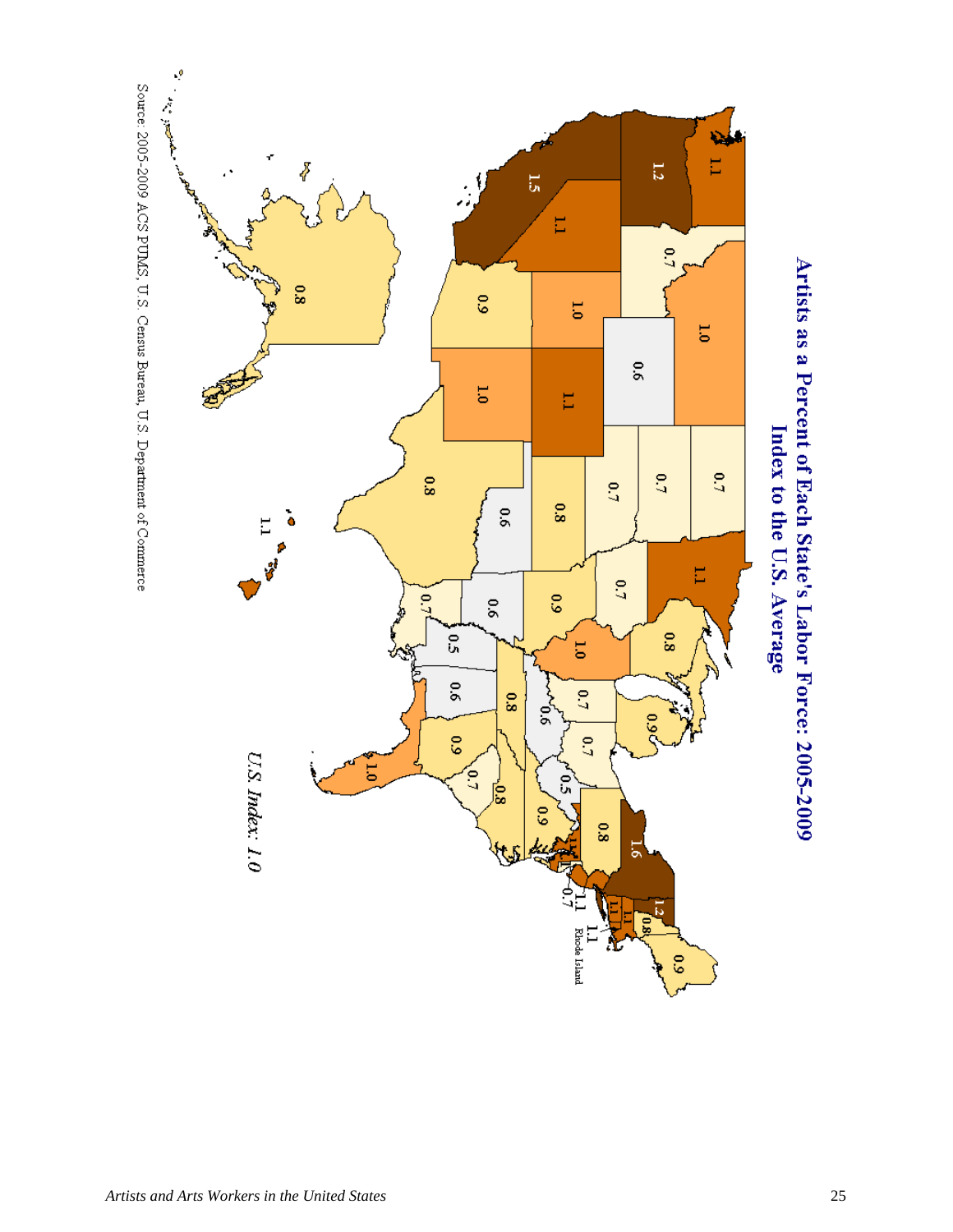# Artists as a Percent of Each State's Labor Force: 2005-2009 Index to the U.S. Average

U.S. Index: 1.0

Source: 2005-2009 ACS PUMS, U.S. Census Bureau, U.S. Department of Commerce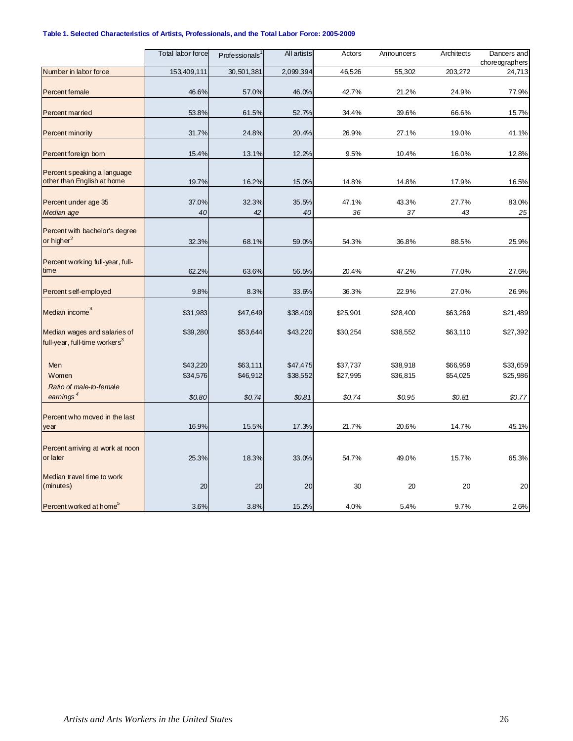**Table 1. Selected Characteristics of Artists, Professionals, and the Total Labor Force: 2005-2009**

| | Total labor force | Professionals[1] | All artists | Actors | Announcers | Architects | Dancers and choreographers |
|---|---|---|---|---|---|---|---|
| Number in labor force | 153,409,111 | 30,501,381 | 2,099,394 | 46,526 | 55,302 | 203,272 | 24,713 |
| Percent female | 46.6% | 57.0% | 46.0% | 42.7% | 21.2% | 24.9% | 77.9% |
| Percent married | 53.8% | 61.5% | 52.7% | 34.4% | 39.6% | 66.6% | 15.7% |
| Percent minority | 31.7% | 24.8% | 20.4% | 26.9% | 27.1% | 19.0% | 41.1% |
| Percent foreign born | 15.4% | 13.1% | 12.2% | 9.5% | 10.4% | 16.0% | 12.8% |
| Percent speaking a language other than English at home | 19.7% | 16.2% | 15.0% | 14.8% | 14.8% | 17.9% | 16.5% |
| Percent under age 35 | 37.0% | 32.3% | 35.5% | 47.1% | 43.3% | 27.7% | 83.0% |
| *Median age* | *40* | *42* | *40* | *36* | *37* | *43* | *25* |
| Percent with bachelor's degree or higher[2] | 32.3% | 68.1% | 59.0% | 54.3% | 36.8% | 88.5% | 25.9% |
| Percent working full-year, full-time | 62.2% | 63.6% | 56.5% | 20.4% | 47.2% | 77.0% | 27.6% |
| Percent self-employed | 9.8% | 8.3% | 33.6% | 36.3% | 22.9% | 27.0% | 26.9% |
| Median income[3] | $31,983 | $47,649 | $38,409 | $25,901 | $28,400 | $63,269 | $21,489 |
| Median wages and salaries of full-year, full-time workers[3] | $39,280 | $53,644 | $43,220 | $30,254 | $38,552 | $63,110 | $27,392 |
| Men | $43,220 | $63,111 | $47,475 | $37,737 | $38,918 | $66,959 | $33,659 |
| Women | $34,576 | $46,912 | $38,552 | $27,995 | $36,815 | $54,025 | $25,986 |
| *Ratio of male-to-female earnings*[4] | *$0.80* | *$0.74* | *$0.81* | *$0.74* | *$0.95* | *$0.81* | *$0.77* |
| Percent who moved in the last year | 16.9% | 15.5% | 17.3% | 21.7% | 20.6% | 14.7% | 45.1% |
| Percent arriving at work at noon or later | 25.3% | 18.3% | 33.0% | 54.7% | 49.0% | 15.7% | 65.3% |
| Median travel time to work (minutes) | 20 | 20 | 20 | 30 | 20 | 20 | 20 |
| Percent worked at home[5] | 3.6% | 3.8% | 15.2% | 4.0% | 5.4% | 9.7% | 2.6% |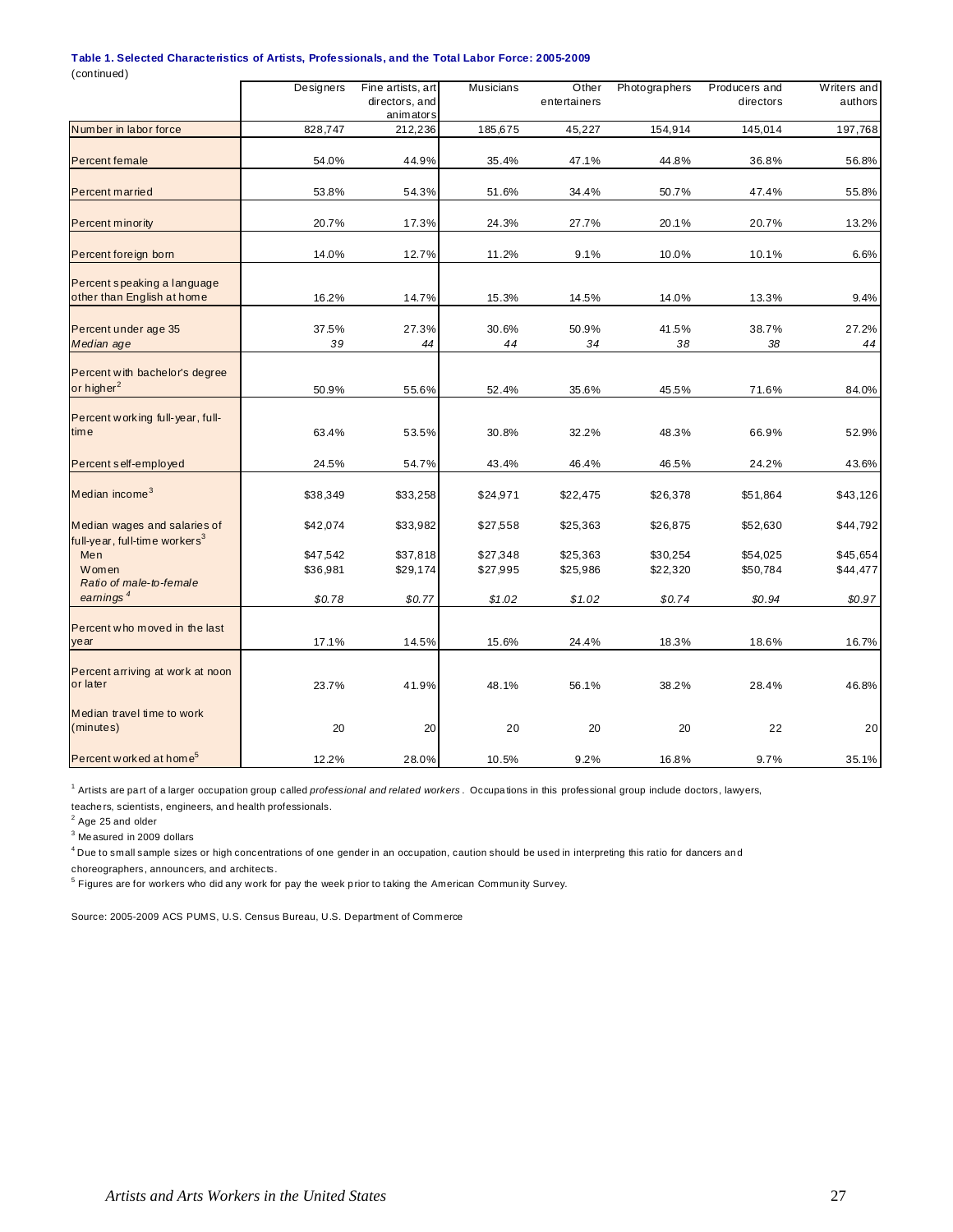**Table 1. Selected Characteristics of Artists, Professionals, and the Total Labor Force: 2005-2009**
(continued)

| | Designers | Fine artists, art directors, and animators | Musicians | Other entertainers | Photographers | Producers and directors | Writers and authors |
|---|---|---|---|---|---|---|---|
| Number in labor force | 828,747 | 212,236 | 185,675 | 45,227 | 154,914 | 145,014 | 197,768 |
| Percent female | 54.0% | 44.9% | 35.4% | 47.1% | 44.8% | 36.8% | 56.8% |
| Percent married | 53.8% | 54.3% | 51.6% | 34.4% | 50.7% | 47.4% | 55.8% |
| Percent minority | 20.7% | 17.3% | 24.3% | 27.7% | 20.1% | 20.7% | 13.2% |
| Percent foreign born | 14.0% | 12.7% | 11.2% | 9.1% | 10.0% | 10.1% | 6.6% |
| Percent speaking a language other than English at home | 16.2% | 14.7% | 15.3% | 14.5% | 14.0% | 13.3% | 9.4% |
| Percent under age 35 | 37.5% | 27.3% | 30.6% | 50.9% | 41.5% | 38.7% | 27.2% |
| *Median age* | *39* | *44* | *44* | *34* | *38* | *38* | *44* |
| Percent with bachelor's degree or higher[2] | 50.9% | 55.6% | 52.4% | 35.6% | 45.5% | 71.6% | 84.0% |
| Percent working full-year, full-time | 63.4% | 53.5% | 30.8% | 32.2% | 48.3% | 66.9% | 52.9% |
| Percent self-employed | 24.5% | 54.7% | 43.4% | 46.4% | 46.5% | 24.2% | 43.6% |
| Median income[3] | $38,349 | $33,258 | $24,971 | $22,475 | $26,378 | $51,864 | $43,126 |
| Median wages and salaries of full-year, full-time workers[3] | $42,074 | $33,982 | $27,558 | $25,363 | $26,875 | $52,630 | $44,792 |
| Men | $47,542 | $37,818 | $27,348 | $25,363 | $30,254 | $54,025 | $45,654 |
| Women | $36,981 | $29,174 | $27,995 | $25,986 | $22,320 | $50,784 | $44,477 |
| *Ratio of male-to-female earnings*[4] | *$0.78* | *$0.77* | *$1.02* | *$1.02* | *$0.74* | *$0.94* | *$0.97* |
| Percent who moved in the last year | 17.1% | 14.5% | 15.6% | 24.4% | 18.3% | 18.6% | 16.7% |
| Percent arriving at work at noon or later | 23.7% | 41.9% | 48.1% | 56.1% | 38.2% | 28.4% | 46.8% |
| Median travel time to work (minutes) | 20 | 20 | 20 | 20 | 20 | 22 | 20 |
| Percent worked at home[5] | 12.2% | 28.0% | 10.5% | 9.2% | 16.8% | 9.7% | 35.1% |

[1] Artists are part of a larger occupation group called *professional and related workers*. Occupations in this professional group include doctors, lawyers, teachers, scientists, engineers, and health professionals.

[2] Age 25 and older

[3] Measured in 2009 dollars

[4] Due to small sample sizes or high concentrations of one gender in an occupation, caution should be used in interpreting this ratio for dancers and choreographers, announcers, and architects.

[5] Figures are for workers who did any work for pay the week prior to taking the American Community Survey.

Source: 2005-2009 ACS PUMS, U.S. Census Bureau, U.S. Department of Commerce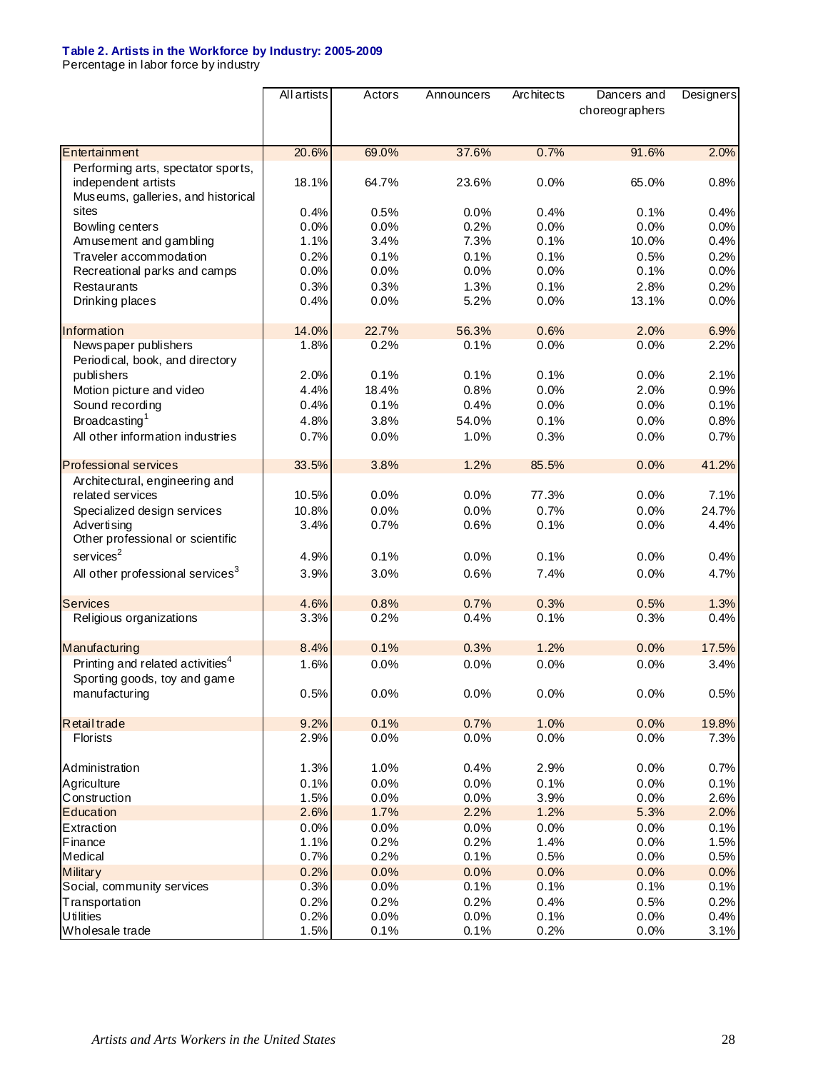**Table 2. Artists in the Workforce by Industry: 2005-2009**

Percentage in labor force by industry

| | All artists | Actors | Announcers | Architects | Dancers and choreographers | Designers |
|---|---|---|---|---|---|---|
| Entertainment | 20.6% | 69.0% | 37.6% | 0.7% | 91.6% | 2.0% |
| Performing arts, spectator sports, independent artists | 18.1% | 64.7% | 23.6% | 0.0% | 65.0% | 0.8% |
| Museums, galleries, and historical sites | 0.4% | 0.5% | 0.0% | 0.4% | 0.1% | 0.4% |
| Bowling centers | 0.0% | 0.0% | 0.2% | 0.0% | 0.0% | 0.0% |
| Amusement and gambling | 1.1% | 3.4% | 7.3% | 0.1% | 10.0% | 0.4% |
| Traveler accommodation | 0.2% | 0.1% | 0.1% | 0.1% | 0.5% | 0.2% |
| Recreational parks and camps | 0.0% | 0.0% | 0.0% | 0.0% | 0.1% | 0.0% |
| Restaurants | 0.3% | 0.3% | 1.3% | 0.1% | 2.8% | 0.2% |
| Drinking places | 0.4% | 0.0% | 5.2% | 0.0% | 13.1% | 0.0% |
| Information | 14.0% | 22.7% | 56.3% | 0.6% | 2.0% | 6.9% |
| Newspaper publishers | 1.8% | 0.2% | 0.1% | 0.0% | 0.0% | 2.2% |
| Periodical, book, and directory publishers | 2.0% | 0.1% | 0.1% | 0.1% | 0.0% | 2.1% |
| Motion picture and video | 4.4% | 18.4% | 0.8% | 0.0% | 2.0% | 0.9% |
| Sound recording | 0.4% | 0.1% | 0.4% | 0.0% | 0.0% | 0.1% |
| Broadcasting[1] | 4.8% | 3.8% | 54.0% | 0.1% | 0.0% | 0.8% |
| All other information industries | 0.7% | 0.0% | 1.0% | 0.3% | 0.0% | 0.7% |
| Professional services | 33.5% | 3.8% | 1.2% | 85.5% | 0.0% | 41.2% |
| Architectural, engineering and related services | 10.5% | 0.0% | 0.0% | 77.3% | 0.0% | 7.1% |
| Specialized design services | 10.8% | 0.0% | 0.0% | 0.7% | 0.0% | 24.7% |
| Advertising | 3.4% | 0.7% | 0.6% | 0.1% | 0.0% | 4.4% |
| Other professional or scientific services[2] | 4.9% | 0.1% | 0.0% | 0.1% | 0.0% | 0.4% |
| All other professional services[3] | 3.9% | 3.0% | 0.6% | 7.4% | 0.0% | 4.7% |
| Services | 4.6% | 0.8% | 0.7% | 0.3% | 0.5% | 1.3% |
| Religious organizations | 3.3% | 0.2% | 0.4% | 0.1% | 0.3% | 0.4% |
| Manufacturing | 8.4% | 0.1% | 0.3% | 1.2% | 0.0% | 17.5% |
| Printing and related activities[4] | 1.6% | 0.0% | 0.0% | 0.0% | 0.0% | 3.4% |
| Sporting goods, toy and game manufacturing | 0.5% | 0.0% | 0.0% | 0.0% | 0.0% | 0.5% |
| Retail trade | 9.2% | 0.1% | 0.7% | 1.0% | 0.0% | 19.8% |
| Florists | 2.9% | 0.0% | 0.0% | 0.0% | 0.0% | 7.3% |
| Administration | 1.3% | 1.0% | 0.4% | 2.9% | 0.0% | 0.7% |
| Agriculture | 0.1% | 0.0% | 0.0% | 0.1% | 0.0% | 0.1% |
| Construction | 1.5% | 0.0% | 0.0% | 3.9% | 0.0% | 2.6% |
| Education | 2.6% | 1.7% | 2.2% | 1.2% | 5.3% | 2.0% |
| Extraction | 0.0% | 0.0% | 0.0% | 0.0% | 0.0% | 0.1% |
| Finance | 1.1% | 0.2% | 0.2% | 1.4% | 0.0% | 1.5% |
| Medical | 0.7% | 0.2% | 0.1% | 0.5% | 0.0% | 0.5% |
| Military | 0.2% | 0.0% | 0.0% | 0.0% | 0.0% | 0.0% |
| Social, community services | 0.3% | 0.0% | 0.1% | 0.1% | 0.1% | 0.1% |
| Transportation | 0.2% | 0.2% | 0.2% | 0.4% | 0.5% | 0.2% |
| Utilities | 0.2% | 0.0% | 0.0% | 0.1% | 0.0% | 0.4% |
| Wholesale trade | 1.5% | 0.1% | 0.1% | 0.2% | 0.0% | 3.1% |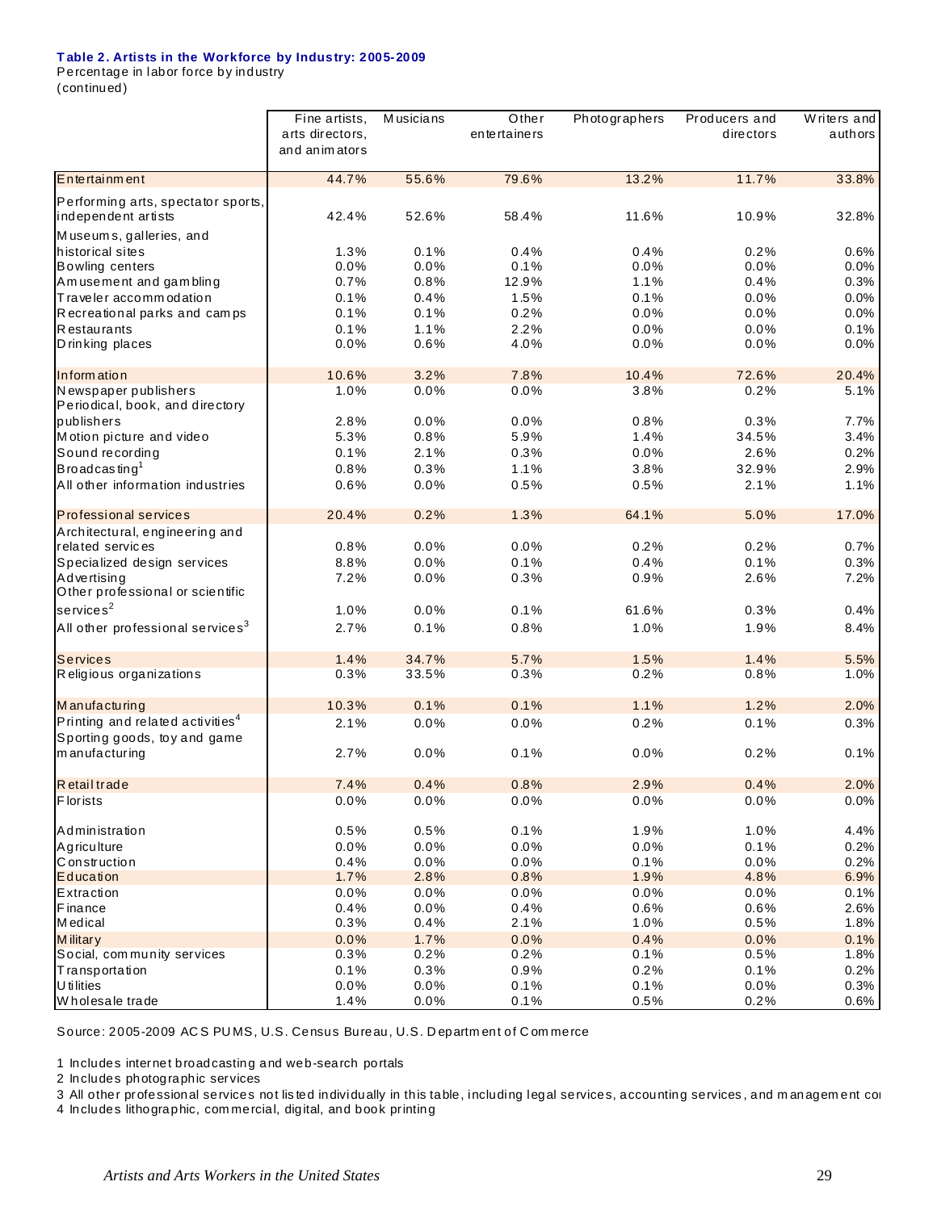**Table 2. Artists in the Workforce by Industry: 2005-2009**

Percentage in labor force by industry

(continued)

| | Fine artists, arts directors, and animators | Musicians | Other entertainers | Photographers | Producers and directors | Writers and authors |
|---|---|---|---|---|---|---|
| Entertainment | 44.7% | 55.6% | 79.6% | 13.2% | 11.7% | 33.8% |
| Performing arts, spectator sports, independent artists | 42.4% | 52.6% | 58.4% | 11.6% | 10.9% | 32.8% |
| Museums, galleries, and historical sites | 1.3% | 0.1% | 0.4% | 0.4% | 0.2% | 0.6% |
| Bowling centers | 0.0% | 0.0% | 0.1% | 0.0% | 0.0% | 0.0% |
| Amusement and gambling | 0.7% | 0.8% | 12.9% | 1.1% | 0.4% | 0.3% |
| Traveler accommodation | 0.1% | 0.4% | 1.5% | 0.1% | 0.0% | 0.0% |
| Recreational parks and camps | 0.1% | 0.1% | 0.2% | 0.0% | 0.0% | 0.0% |
| Restaurants | 0.1% | 1.1% | 2.2% | 0.0% | 0.0% | 0.1% |
| Drinking places | 0.0% | 0.6% | 4.0% | 0.0% | 0.0% | 0.0% |
| Information | 10.6% | 3.2% | 7.8% | 10.4% | 72.6% | 20.4% |
| Newspaper publishers | 1.0% | 0.0% | 0.0% | 3.8% | 0.2% | 5.1% |
| Periodical, book, and directory publishers | 2.8% | 0.0% | 0.0% | 0.8% | 0.3% | 7.7% |
| Motion picture and video | 5.3% | 0.8% | 5.9% | 1.4% | 34.5% | 3.4% |
| Sound recording | 0.1% | 2.1% | 0.3% | 0.0% | 2.6% | 0.2% |
| Broadcasting[1] | 0.8% | 0.3% | 1.1% | 3.8% | 32.9% | 2.9% |
| All other information industries | 0.6% | 0.0% | 0.5% | 0.5% | 2.1% | 1.1% |
| Professional services | 20.4% | 0.2% | 1.3% | 64.1% | 5.0% | 17.0% |
| Architectural, engineering and related services | 0.8% | 0.0% | 0.0% | 0.2% | 0.2% | 0.7% |
| Specialized design services | 8.8% | 0.0% | 0.1% | 0.4% | 0.1% | 0.3% |
| Advertising | 7.2% | 0.0% | 0.3% | 0.9% | 2.6% | 7.2% |
| Other professional or scientific services[2] | 1.0% | 0.0% | 0.1% | 61.6% | 0.3% | 0.4% |
| All other professional services[3] | 2.7% | 0.1% | 0.8% | 1.0% | 1.9% | 8.4% |
| Services | 1.4% | 34.7% | 5.7% | 1.5% | 1.4% | 5.5% |
| Religious organizations | 0.3% | 33.5% | 0.3% | 0.2% | 0.8% | 1.0% |
| Manufacturing | 10.3% | 0.1% | 0.1% | 1.1% | 1.2% | 2.0% |
| Printing and related activities[4] | 2.1% | 0.0% | 0.0% | 0.2% | 0.1% | 0.3% |
| Sporting goods, toy and game manufacturing | 2.7% | 0.0% | 0.1% | 0.0% | 0.2% | 0.1% |
| Retail trade | 7.4% | 0.4% | 0.8% | 2.9% | 0.4% | 2.0% |
| Florists | 0.0% | 0.0% | 0.0% | 0.0% | 0.0% | 0.0% |
| Administration | 0.5% | 0.5% | 0.1% | 1.9% | 1.0% | 4.4% |
| Agriculture | 0.0% | 0.0% | 0.0% | 0.0% | 0.1% | 0.2% |
| Construction | 0.4% | 0.0% | 0.0% | 0.1% | 0.0% | 0.2% |
| Education | 1.7% | 2.8% | 0.8% | 1.9% | 4.8% | 6.9% |
| Extraction | 0.0% | 0.0% | 0.0% | 0.0% | 0.0% | 0.1% |
| Finance | 0.4% | 0.0% | 0.4% | 0.6% | 0.6% | 2.6% |
| Medical | 0.3% | 0.4% | 2.1% | 1.0% | 0.5% | 1.8% |
| Military | 0.0% | 1.7% | 0.0% | 0.4% | 0.0% | 0.1% |
| Social, community services | 0.3% | 0.2% | 0.2% | 0.1% | 0.5% | 1.8% |
| Transportation | 0.1% | 0.3% | 0.9% | 0.2% | 0.1% | 0.2% |
| Utilities | 0.0% | 0.0% | 0.1% | 0.1% | 0.0% | 0.3% |
| Wholesale trade | 1.4% | 0.0% | 0.1% | 0.5% | 0.2% | 0.6% |

Source: 2005-2009 ACS PUMS, U.S. Census Bureau, U.S. Department of Commerce

1 Includes internet broadcasting and web-search portals

2 Includes photographic services

3 All other professional services not listed individually in this table, including legal services, accounting services, and management co

4 Includes lithographic, commercial, digital, and book printing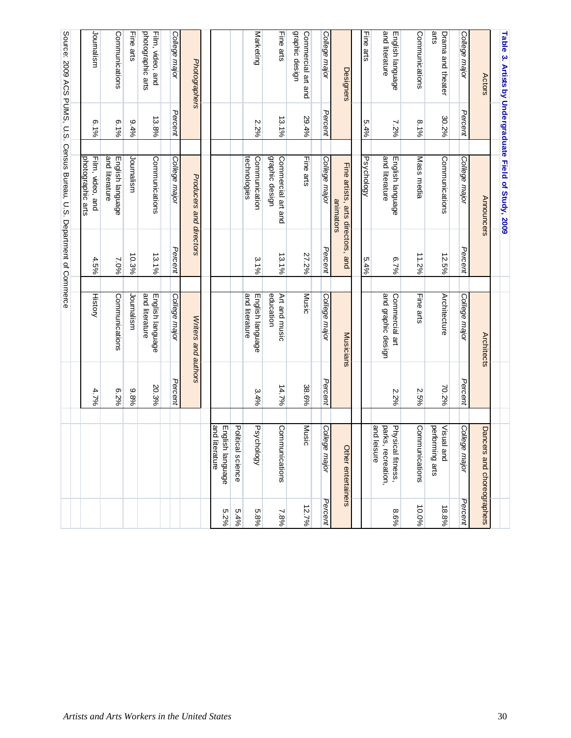**Table 3. Artists by Undergraduate Field of Study, 2009**

| Actors | | Announcers | | Architects | | Dancers and choreographers | |
|---|---|---|---|---|---|---|---|
| *College major* | *Percent* | *College major* | *Percent* | *College major* | *Percent* | *College major* | *Percent* |
| Drama and theater arts | 30.2% | Communications | 12.5% | Architecture | 70.2% | Visual and performing arts | 18.8% |
| Communications | 8.1% | Mass media | 11.2% | Fine arts | 2.5% | Communications | 10.0% |
| English language and literature | 7.2% | English language and literature | 6.7% | Commercial art and graphic design | 2.2% | Physical fitness, parks, recreation, and leisure | 8.6% |
| Fine arts | 5.4% | Psychology | 5.4% | | | | |

| Designers | | Fine artists, arts directors, and animators | | Musicians | | Other entertainers | |
|---|---|---|---|---|---|---|---|
| *College major* | *Percent* | *College major* | *Percent* | *College major* | *Percent* | *College major* | *Percent* |
| Commercial art and graphic design | 29.4% | Fine arts | 27.2% | Music | 38.6% | Music | 12.7% |
| Fine arts | 13.1% | Commercial art and graphic design | 13.1% | Art and music education | 14.7% | Communications | 7.8% |
| Marketing | 2.2% | Communication technologies | 3.1% | English language and literature | 3.4% | Psychology | 5.8% |
| | | | | | | Political science | 5.4% |
| | | | | | | English language and literature | 5.2% |

| Photographers | | Producers and directors | | Writers and authors | |
|---|---|---|---|---|---|
| *College major* | *Percent* | *College major* | *Percent* | *College major* | *Percent* |
| Film, video, and photographic arts | 13.8% | Communications | 13.1% | English language and literature | 20.3% |
| Fine arts | 9.4% | Journalism | 10.3% | Journalism | 9.8% |
| Communications | 6.1% | English language and literature | 7.0% | Communications | 6.2% |
| Journalism | 6.1% | Film, video, and photographic arts | 4.5% | History | 4.7% |

Source: 2009 ACS PUMS, U.S. Census Bureau, U.S. Department of Commerce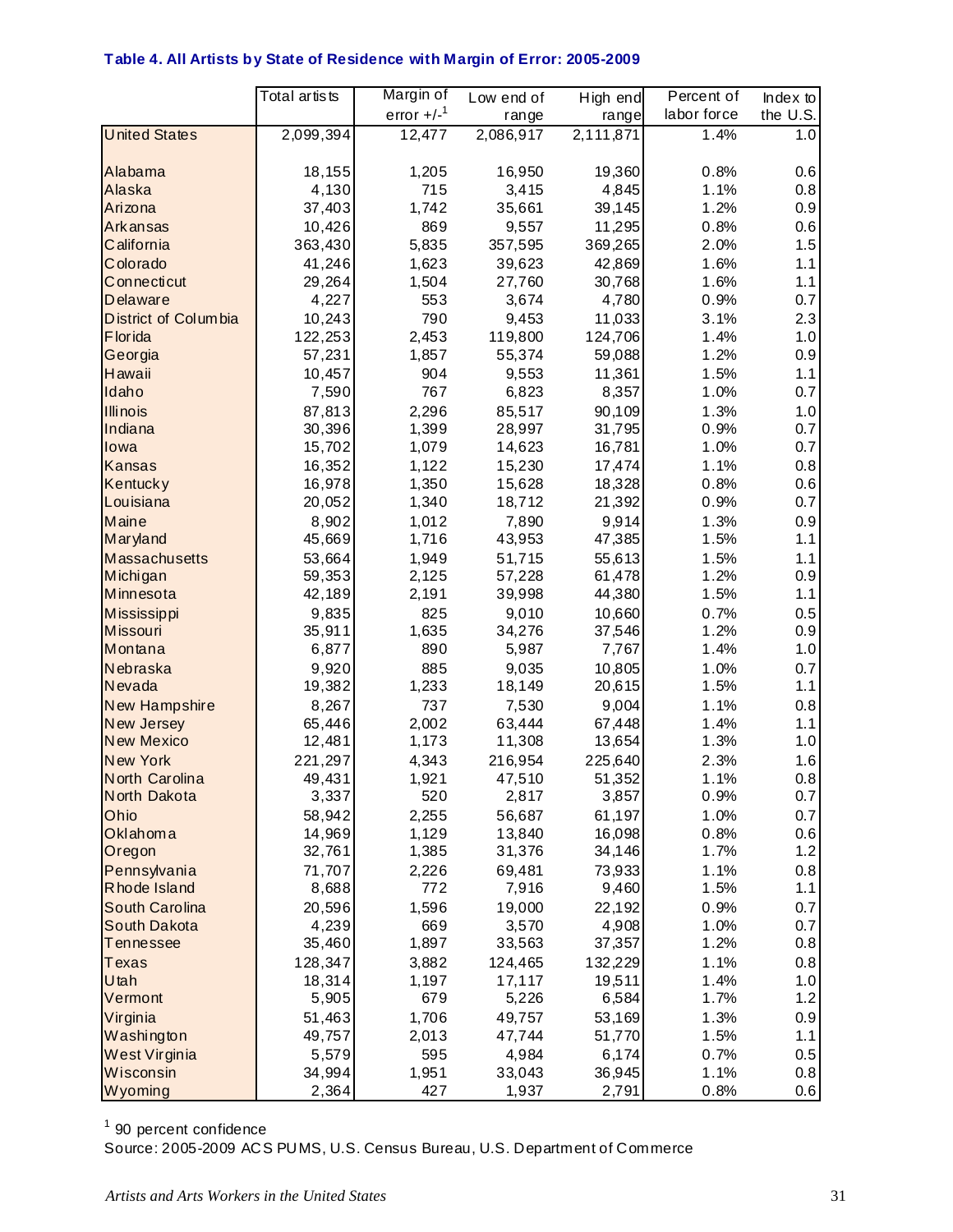**Table 4. All Artists by State of Residence with Margin of Error: 2005-2009**

| | Total artists | Margin of error +/-[1] | Low end of range | High end range | Percent of labor force | Index to the U.S. |
|---|---|---|---|---|---|---|
| United States | 2,099,394 | 12,477 | 2,086,917 | 2,111,871 | 1.4% | 1.0 |
| Alabama | 18,155 | 1,205 | 16,950 | 19,360 | 0.8% | 0.6 |
| Alaska | 4,130 | 715 | 3,415 | 4,845 | 1.1% | 0.8 |
| Arizona | 37,403 | 1,742 | 35,661 | 39,145 | 1.2% | 0.9 |
| Arkansas | 10,426 | 869 | 9,557 | 11,295 | 0.8% | 0.6 |
| California | 363,430 | 5,835 | 357,595 | 369,265 | 2.0% | 1.5 |
| Colorado | 41,246 | 1,623 | 39,623 | 42,869 | 1.6% | 1.1 |
| Connecticut | 29,264 | 1,504 | 27,760 | 30,768 | 1.6% | 1.1 |
| Delaware | 4,227 | 553 | 3,674 | 4,780 | 0.9% | 0.7 |
| District of Columbia | 10,243 | 790 | 9,453 | 11,033 | 3.1% | 2.3 |
| Florida | 122,253 | 2,453 | 119,800 | 124,706 | 1.4% | 1.0 |
| Georgia | 57,231 | 1,857 | 55,374 | 59,088 | 1.2% | 0.9 |
| Hawaii | 10,457 | 904 | 9,553 | 11,361 | 1.5% | 1.1 |
| Idaho | 7,590 | 767 | 6,823 | 8,357 | 1.0% | 0.7 |
| Illinois | 87,813 | 2,296 | 85,517 | 90,109 | 1.3% | 1.0 |
| Indiana | 30,396 | 1,399 | 28,997 | 31,795 | 0.9% | 0.7 |
| Iowa | 15,702 | 1,079 | 14,623 | 16,781 | 1.0% | 0.7 |
| Kansas | 16,352 | 1,122 | 15,230 | 17,474 | 1.1% | 0.8 |
| Kentucky | 16,978 | 1,350 | 15,628 | 18,328 | 0.8% | 0.6 |
| Louisiana | 20,052 | 1,340 | 18,712 | 21,392 | 0.9% | 0.7 |
| Maine | 8,902 | 1,012 | 7,890 | 9,914 | 1.3% | 0.9 |
| Maryland | 45,669 | 1,716 | 43,953 | 47,385 | 1.5% | 1.1 |
| Massachusetts | 53,664 | 1,949 | 51,715 | 55,613 | 1.5% | 1.1 |
| Michigan | 59,353 | 2,125 | 57,228 | 61,478 | 1.2% | 0.9 |
| Minnesota | 42,189 | 2,191 | 39,998 | 44,380 | 1.5% | 1.1 |
| Mississippi | 9,835 | 825 | 9,010 | 10,660 | 0.7% | 0.5 |
| Missouri | 35,911 | 1,635 | 34,276 | 37,546 | 1.2% | 0.9 |
| Montana | 6,877 | 890 | 5,987 | 7,767 | 1.4% | 1.0 |
| Nebraska | 9,920 | 885 | 9,035 | 10,805 | 1.0% | 0.7 |
| Nevada | 19,382 | 1,233 | 18,149 | 20,615 | 1.5% | 1.1 |
| New Hampshire | 8,267 | 737 | 7,530 | 9,004 | 1.1% | 0.8 |
| New Jersey | 65,446 | 2,002 | 63,444 | 67,448 | 1.4% | 1.1 |
| New Mexico | 12,481 | 1,173 | 11,308 | 13,654 | 1.3% | 1.0 |
| New York | 221,297 | 4,343 | 216,954 | 225,640 | 2.3% | 1.6 |
| North Carolina | 49,431 | 1,921 | 47,510 | 51,352 | 1.1% | 0.8 |
| North Dakota | 3,337 | 520 | 2,817 | 3,857 | 0.9% | 0.7 |
| Ohio | 58,942 | 2,255 | 56,687 | 61,197 | 1.0% | 0.7 |
| Oklahoma | 14,969 | 1,129 | 13,840 | 16,098 | 0.8% | 0.6 |
| Oregon | 32,761 | 1,385 | 31,376 | 34,146 | 1.7% | 1.2 |
| Pennsylvania | 71,707 | 2,226 | 69,481 | 73,933 | 1.1% | 0.8 |
| Rhode Island | 8,688 | 772 | 7,916 | 9,460 | 1.5% | 1.1 |
| South Carolina | 20,596 | 1,596 | 19,000 | 22,192 | 0.9% | 0.7 |
| South Dakota | 4,239 | 669 | 3,570 | 4,908 | 1.0% | 0.7 |
| Tennessee | 35,460 | 1,897 | 33,563 | 37,357 | 1.2% | 0.8 |
| Texas | 128,347 | 3,882 | 124,465 | 132,229 | 1.1% | 0.8 |
| Utah | 18,314 | 1,197 | 17,117 | 19,511 | 1.4% | 1.0 |
| Vermont | 5,905 | 679 | 5,226 | 6,584 | 1.7% | 1.2 |
| Virginia | 51,463 | 1,706 | 49,757 | 53,169 | 1.3% | 0.9 |
| Washington | 49,757 | 2,013 | 47,744 | 51,770 | 1.5% | 1.1 |
| West Virginia | 5,579 | 595 | 4,984 | 6,174 | 0.7% | 0.5 |
| Wisconsin | 34,994 | 1,951 | 33,043 | 36,945 | 1.1% | 0.8 |
| Wyoming | 2,364 | 427 | 1,937 | 2,791 | 0.8% | 0.6 |

[1] 90 percent confidence

Source: 2005-2009 ACS PUMS, U.S. Census Bureau, U.S. Department of Commerce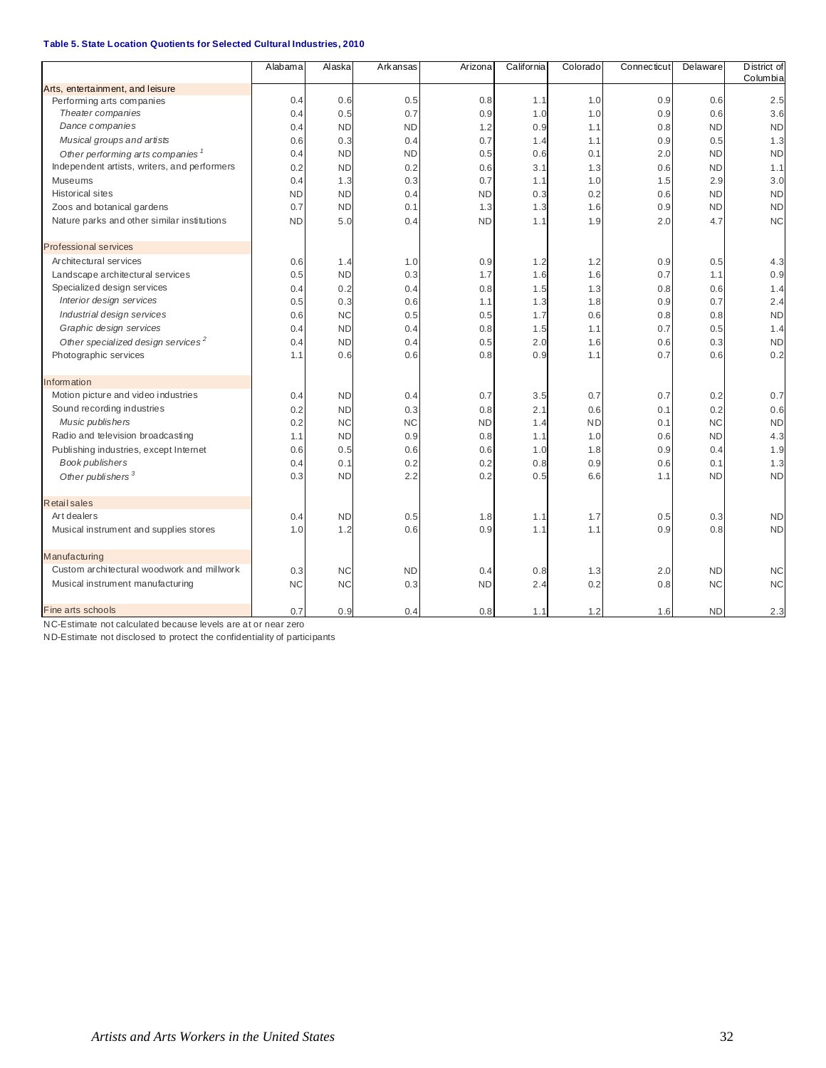**Table 5. State Location Quotients for Selected Cultural Industries, 2010**

| | Alabama | Alaska | Arkansas | Arizona | California | Colorado | Connecticut | Delaware | District of Columbia |
|---|---|---|---|---|---|---|---|---|---|
| Arts, entertainment, and leisure | | | | | | | | | |
| Performing arts companies | 0.4 | 0.6 | 0.5 | 0.8 | 1.1 | 1.0 | 0.9 | 0.6 | 2.5 |
| *Theater companies* | 0.4 | 0.5 | 0.7 | 0.9 | 1.0 | 1.0 | 0.9 | 0.6 | 3.6 |
| *Dance companies* | 0.4 | ND | ND | 1.2 | 0.9 | 1.1 | 0.8 | ND | ND |
| *Musical groups and artists* | 0.6 | 0.3 | 0.4 | 0.7 | 1.4 | 1.1 | 0.9 | 0.5 | 1.3 |
| *Other performing arts companies* [1] | 0.4 | ND | ND | 0.5 | 0.6 | 0.1 | 2.0 | ND | ND |
| Independent artists, writers, and performers | 0.2 | ND | 0.2 | 0.6 | 3.1 | 1.3 | 0.6 | ND | 1.1 |
| Museums | 0.4 | 1.3 | 0.3 | 0.7 | 1.1 | 1.0 | 1.5 | 2.9 | 3.0 |
| Historical sites | ND | ND | 0.4 | ND | 0.3 | 0.2 | 0.6 | ND | ND |
| Zoos and botanical gardens | 0.7 | ND | 0.1 | 1.3 | 1.3 | 1.6 | 0.9 | ND | ND |
| Nature parks and other similar institutions | ND | 5.0 | 0.4 | ND | 1.1 | 1.9 | 2.0 | 4.7 | NC |
| Professional services | | | | | | | | | |
| Architectural services | 0.6 | 1.4 | 1.0 | 0.9 | 1.2 | 1.2 | 0.9 | 0.5 | 4.3 |
| Landscape architectural services | 0.5 | ND | 0.3 | 1.7 | 1.6 | 1.6 | 0.7 | 1.1 | 0.9 |
| Specialized design services | 0.4 | 0.2 | 0.4 | 0.8 | 1.5 | 1.3 | 0.8 | 0.6 | 1.4 |
| *Interior design services* | 0.5 | 0.3 | 0.6 | 1.1 | 1.3 | 1.8 | 0.9 | 0.7 | 2.4 |
| *Industrial design services* | 0.6 | NC | 0.5 | 0.5 | 1.7 | 0.6 | 0.8 | 0.8 | ND |
| *Graphic design services* | 0.4 | ND | 0.4 | 0.8 | 1.5 | 1.1 | 0.7 | 0.5 | 1.4 |
| *Other specialized design services* [2] | 0.4 | ND | 0.4 | 0.5 | 2.0 | 1.6 | 0.6 | 0.3 | ND |
| Photographic services | 1.1 | 0.6 | 0.6 | 0.8 | 0.9 | 1.1 | 0.7 | 0.6 | 0.2 |
| Information | | | | | | | | | |
| Motion picture and video industries | 0.4 | ND | 0.4 | 0.7 | 3.5 | 0.7 | 0.7 | 0.2 | 0.7 |
| Sound recording industries | 0.2 | ND | 0.3 | 0.8 | 2.1 | 0.6 | 0.1 | 0.2 | 0.6 |
| *Music publishers* | 0.2 | NC | NC | ND | 1.4 | ND | 0.1 | NC | ND |
| Radio and television broadcasting | 1.1 | ND | 0.9 | 0.8 | 1.1 | 1.0 | 0.6 | ND | 4.3 |
| Publishing industries, except Internet | 0.6 | 0.5 | 0.6 | 0.6 | 1.0 | 1.8 | 0.9 | 0.4 | 1.9 |
| *Book publishers* | 0.4 | 0.1 | 0.2 | 0.2 | 0.8 | 0.9 | 0.6 | 0.1 | 1.3 |
| *Other publishers* [3] | 0.3 | ND | 2.2 | 0.2 | 0.5 | 6.6 | 1.1 | ND | ND |
| Retail sales | | | | | | | | | |
| Art dealers | 0.4 | ND | 0.5 | 1.8 | 1.1 | 1.7 | 0.5 | 0.3 | ND |
| Musical instrument and supplies stores | 1.0 | 1.2 | 0.6 | 0.9 | 1.1 | 1.1 | 0.9 | 0.8 | ND |
| Manufacturing | | | | | | | | | |
| Custom architectural woodwork and millwork | 0.3 | NC | ND | 0.4 | 0.8 | 1.3 | 2.0 | ND | NC |
| Musical instrument manufacturing | NC | NC | 0.3 | ND | 2.4 | 0.2 | 0.8 | NC | NC |
| Fine arts schools | 0.7 | 0.9 | 0.4 | 0.8 | 1.1 | 1.2 | 1.6 | ND | 2.3 |

NC-Estimate not calculated because levels are at or near zero

ND-Estimate not disclosed to protect the confidentiality of participants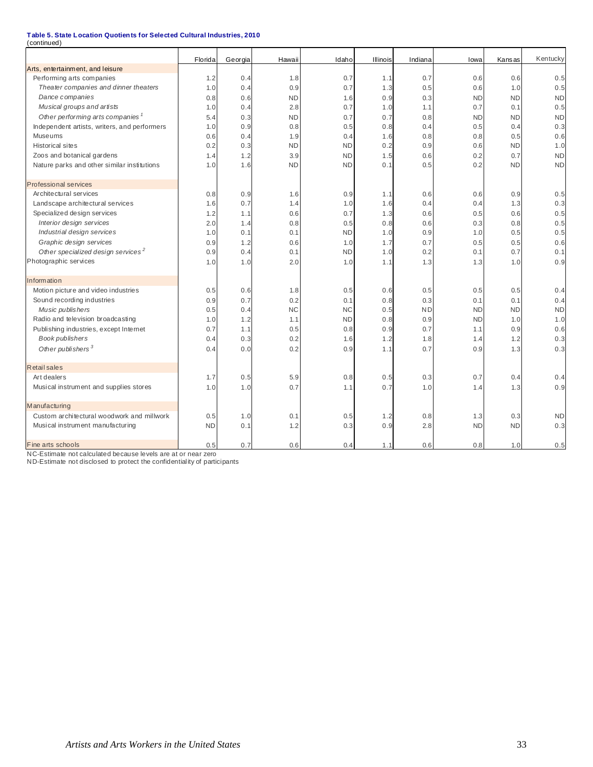**Table 5. State Location Quotients for Selected Cultural Industries, 2010**
(continued)

| | Florida | Georgia | Hawaii | Idaho | Illinois | Indiana | Iowa | Kansas | Kentucky |
|---|---|---|---|---|---|---|---|---|---|
| Arts, entertainment, and leisure | | | | | | | | | |
| Performing arts companies | 1.2 | 0.4 | 1.8 | 0.7 | 1.1 | 0.7 | 0.6 | 0.6 | 0.5 |
| *Theater companies and dinner theaters* | 1.0 | 0.4 | 0.9 | 0.7 | 1.3 | 0.5 | 0.6 | 1.0 | 0.5 |
| *Dance companies* | 0.8 | 0.6 | ND | 1.6 | 0.9 | 0.3 | ND | ND | ND |
| *Musical groups and artists* | 1.0 | 0.4 | 2.8 | 0.7 | 1.0 | 1.1 | 0.7 | 0.1 | 0.5 |
| *Other performing arts companies* [1] | 5.4 | 0.3 | ND | 0.7 | 0.7 | 0.8 | ND | ND | ND |
| Independent artists, writers, and performers | 1.0 | 0.9 | 0.8 | 0.5 | 0.8 | 0.4 | 0.5 | 0.4 | 0.3 |
| Museums | 0.6 | 0.4 | 1.9 | 0.4 | 1.6 | 0.8 | 0.8 | 0.5 | 0.6 |
| Historical sites | 0.2 | 0.3 | ND | ND | 0.2 | 0.9 | 0.6 | ND | 1.0 |
| Zoos and botanical gardens | 1.4 | 1.2 | 3.9 | ND | 1.5 | 0.6 | 0.2 | 0.7 | ND |
| Nature parks and other similar institutions | 1.0 | 1.6 | ND | ND | 0.1 | 0.5 | 0.2 | ND | ND |
| Professional services | | | | | | | | | |
| Architectural services | 0.8 | 0.9 | 1.6 | 0.9 | 1.1 | 0.6 | 0.6 | 0.9 | 0.5 |
| Landscape architectural services | 1.6 | 0.7 | 1.4 | 1.0 | 1.6 | 0.4 | 0.4 | 1.3 | 0.3 |
| Specialized design services | 1.2 | 1.1 | 0.6 | 0.7 | 1.3 | 0.6 | 0.5 | 0.6 | 0.5 |
| *Interior design services* | 2.0 | 1.4 | 0.8 | 0.5 | 0.8 | 0.6 | 0.3 | 0.8 | 0.5 |
| *Industrial design services* | 1.0 | 0.1 | 0.1 | ND | 1.0 | 0.9 | 1.0 | 0.5 | 0.5 |
| *Graphic design services* | 0.9 | 1.2 | 0.6 | 1.0 | 1.7 | 0.7 | 0.5 | 0.5 | 0.6 |
| *Other specialized design services* [2] | 0.9 | 0.4 | 0.1 | ND | 1.0 | 0.2 | 0.1 | 0.7 | 0.1 |
| Photographic services | 1.0 | 1.0 | 2.0 | 1.0 | 1.1 | 1.3 | 1.3 | 1.0 | 0.9 |
| Information | | | | | | | | | |
| Motion picture and video industries | 0.5 | 0.6 | 1.8 | 0.5 | 0.6 | 0.5 | 0.5 | 0.5 | 0.4 |
| Sound recording industries | 0.9 | 0.7 | 0.2 | 0.1 | 0.8 | 0.3 | 0.1 | 0.1 | 0.4 |
| *Music publishers* | 0.5 | 0.4 | NC | NC | 0.5 | ND | ND | ND | ND |
| Radio and television broadcasting | 1.0 | 1.2 | 1.1 | ND | 0.8 | 0.9 | ND | 1.0 | 1.0 |
| Publishing industries, except Internet | 0.7 | 1.1 | 0.5 | 0.8 | 0.9 | 0.7 | 1.1 | 0.9 | 0.6 |
| *Book publishers* | 0.4 | 0.3 | 0.2 | 1.6 | 1.2 | 1.8 | 1.4 | 1.2 | 0.3 |
| *Other publishers* [3] | 0.4 | 0.0 | 0.2 | 0.9 | 1.1 | 0.7 | 0.9 | 1.3 | 0.3 |
| Retail sales | | | | | | | | | |
| Art dealers | 1.7 | 0.5 | 5.9 | 0.8 | 0.5 | 0.3 | 0.7 | 0.4 | 0.4 |
| Musical instrument and supplies stores | 1.0 | 1.0 | 0.7 | 1.1 | 0.7 | 1.0 | 1.4 | 1.3 | 0.9 |
| Manufacturing | | | | | | | | | |
| Custom architectural woodwork and millwork | 0.5 | 1.0 | 0.1 | 0.5 | 1.2 | 0.8 | 1.3 | 0.3 | ND |
| Musical instrument manufacturing | ND | 0.1 | 1.2 | 0.3 | 0.9 | 2.8 | ND | ND | 0.3 |
| Fine arts schools | 0.5 | 0.7 | 0.6 | 0.4 | 1.1 | 0.6 | 0.8 | 1.0 | 0.5 |

NC-Estimate not calculated because levels are at or near zero
ND-Estimate not disclosed to protect the confidentiality of participants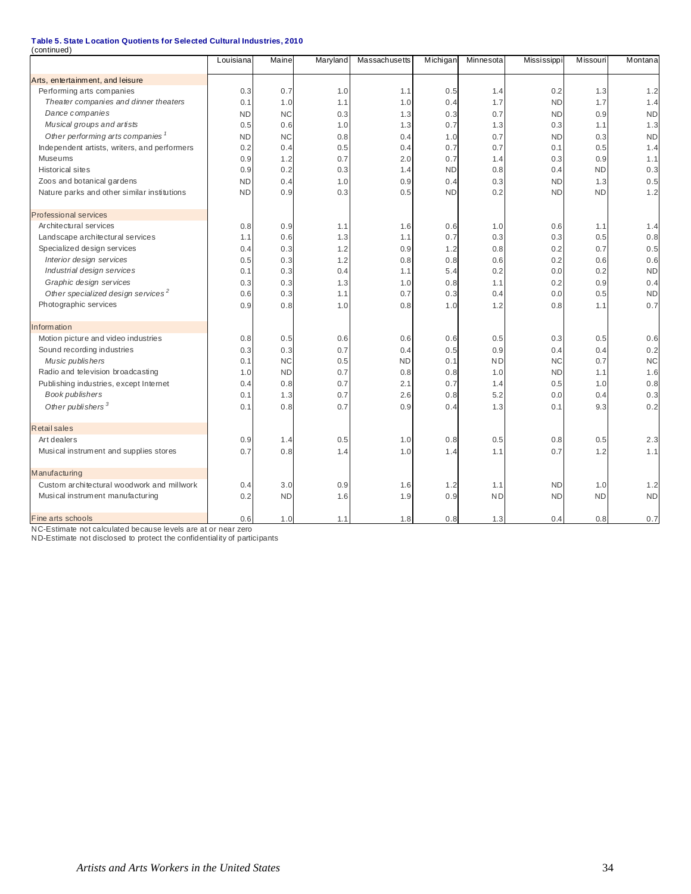**Table 5. State Location Quotients for Selected Cultural Industries, 2010**
(continued)

| | Louisiana | Maine | Maryland | Massachusetts | Michigan | Minnesota | Mississippi | Missouri | Montana |
|---|---|---|---|---|---|---|---|---|---|
| **Arts, entertainment, and leisure** | | | | | | | | | |
| Performing arts companies | 0.3 | 0.7 | 1.0 | 1.1 | 0.5 | 1.4 | 0.2 | 1.3 | 1.2 |
| *Theater companies and dinner theaters* | 0.1 | 1.0 | 1.1 | 1.0 | 0.4 | 1.7 | ND | 1.7 | 1.4 |
| *Dance companies* | ND | NC | 0.3 | 1.3 | 0.3 | 0.7 | ND | 0.9 | ND |
| *Musical groups and artists* | 0.5 | 0.6 | 1.0 | 1.3 | 0.7 | 1.3 | 0.3 | 1.1 | 1.3 |
| *Other performing arts companies* [1] | ND | NC | 0.8 | 0.4 | 1.0 | 0.7 | ND | 0.3 | ND |
| Independent artists, writers, and performers | 0.2 | 0.4 | 0.5 | 0.4 | 0.7 | 0.7 | 0.1 | 0.5 | 1.4 |
| Museums | 0.9 | 1.2 | 0.7 | 2.0 | 0.7 | 1.4 | 0.3 | 0.9 | 1.1 |
| Historical sites | 0.9 | 0.2 | 0.3 | 1.4 | ND | 0.8 | 0.4 | ND | 0.3 |
| Zoos and botanical gardens | ND | 0.4 | 1.0 | 0.9 | 0.4 | 0.3 | ND | 1.3 | 0.5 |
| Nature parks and other similar institutions | ND | 0.9 | 0.3 | 0.5 | ND | 0.2 | ND | ND | 1.2 |
| **Professional services** | | | | | | | | | |
| Architectural services | 0.8 | 0.9 | 1.1 | 1.6 | 0.6 | 1.0 | 0.6 | 1.1 | 1.4 |
| Landscape architectural services | 1.1 | 0.6 | 1.3 | 1.1 | 0.7 | 0.3 | 0.3 | 0.5 | 0.8 |
| Specialized design services | 0.4 | 0.3 | 1.2 | 0.9 | 1.2 | 0.8 | 0.2 | 0.7 | 0.5 |
| *Interior design services* | 0.5 | 0.3 | 1.2 | 0.8 | 0.8 | 0.6 | 0.2 | 0.6 | 0.6 |
| *Industrial design services* | 0.1 | 0.3 | 0.4 | 1.1 | 5.4 | 0.2 | 0.0 | 0.2 | ND |
| *Graphic design services* | 0.3 | 0.3 | 1.3 | 1.0 | 0.8 | 1.1 | 0.2 | 0.9 | 0.4 |
| *Other specialized design services* [2] | 0.6 | 0.3 | 1.1 | 0.7 | 0.3 | 0.4 | 0.0 | 0.5 | ND |
| Photographic services | 0.9 | 0.8 | 1.0 | 0.8 | 1.0 | 1.2 | 0.8 | 1.1 | 0.7 |
| **Information** | | | | | | | | | |
| Motion picture and video industries | 0.8 | 0.5 | 0.6 | 0.6 | 0.6 | 0.5 | 0.3 | 0.5 | 0.6 |
| Sound recording industries | 0.3 | 0.3 | 0.7 | 0.4 | 0.5 | 0.9 | 0.4 | 0.4 | 0.2 |
| *Music publishers* | 0.1 | NC | 0.5 | ND | 0.1 | ND | NC | 0.7 | NC |
| Radio and television broadcasting | 1.0 | ND | 0.7 | 0.8 | 0.8 | 1.0 | ND | 1.1 | 1.6 |
| Publishing industries, except Internet | 0.4 | 0.8 | 0.7 | 2.1 | 0.7 | 1.4 | 0.5 | 1.0 | 0.8 |
| *Book publishers* | 0.1 | 1.3 | 0.7 | 2.6 | 0.8 | 5.2 | 0.0 | 0.4 | 0.3 |
| *Other publishers* [3] | 0.1 | 0.8 | 0.7 | 0.9 | 0.4 | 1.3 | 0.1 | 9.3 | 0.2 |
| **Retail sales** | | | | | | | | | |
| Art dealers | 0.9 | 1.4 | 0.5 | 1.0 | 0.8 | 0.5 | 0.8 | 0.5 | 2.3 |
| Musical instrument and supplies stores | 0.7 | 0.8 | 1.4 | 1.0 | 1.4 | 1.1 | 0.7 | 1.2 | 1.1 |
| **Manufacturing** | | | | | | | | | |
| Custom architectural woodwork and millwork | 0.4 | 3.0 | 0.9 | 1.6 | 1.2 | 1.1 | ND | 1.0 | 1.2 |
| Musical instrument manufacturing | 0.2 | ND | 1.6 | 1.9 | 0.9 | ND | ND | ND | ND |
| **Fine arts schools** | 0.6 | 1.0 | 1.1 | 1.8 | 0.8 | 1.3 | 0.4 | 0.8 | 0.7 |

NC-Estimate not calculated because levels are at or near zero
ND-Estimate not disclosed to protect the confidentiality of participants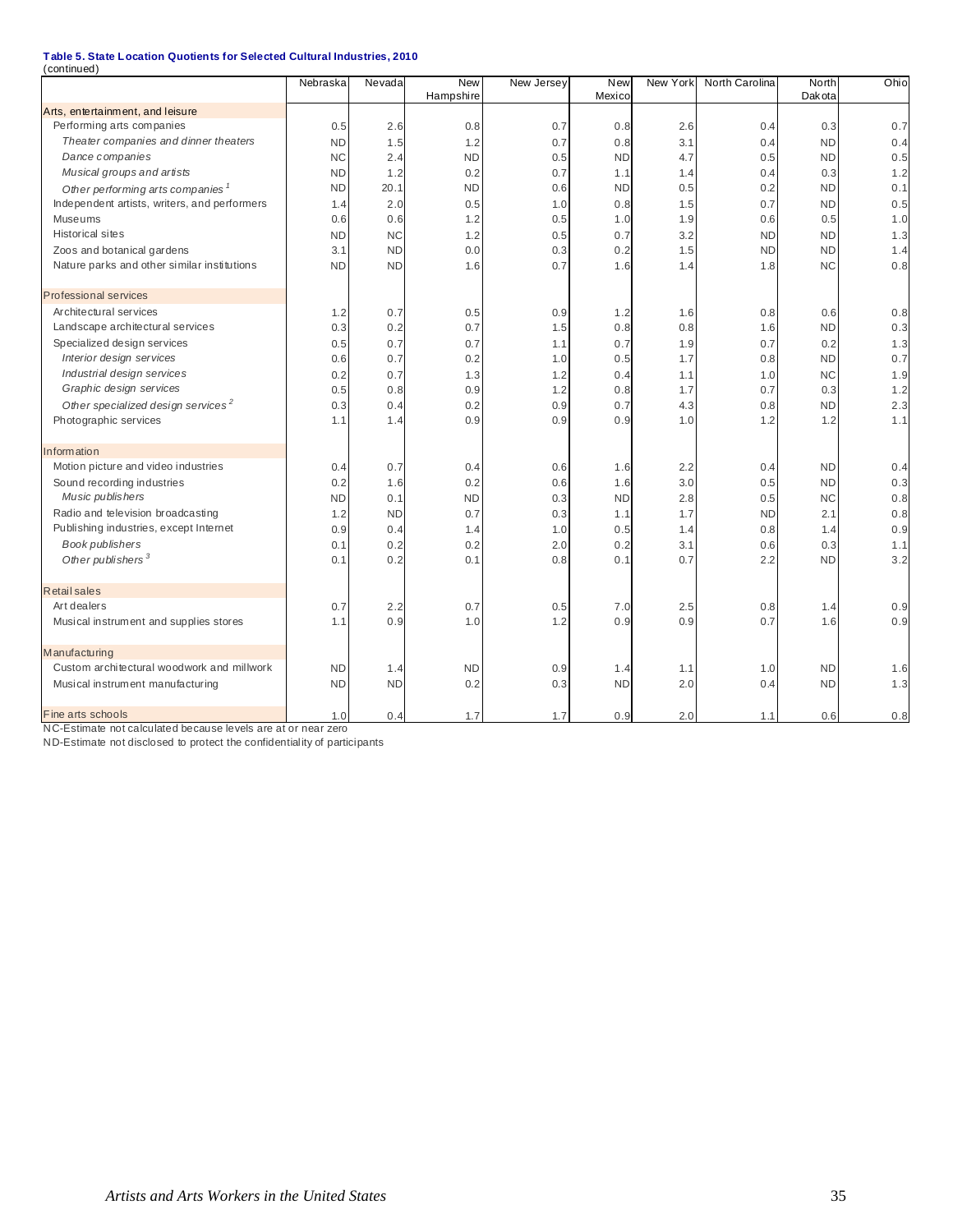**Table 5. State Location Quotients for Selected Cultural Industries, 2010**
(continued)

| | Nebraska | Nevada | New Hampshire | New Jersey | New Mexico | New York | North Carolina | North Dakota | Ohio |
|---|---|---|---|---|---|---|---|---|---|
| Arts, entertainment, and leisure | | | | | | | | | |
| Performing arts companies | 0.5 | 2.6 | 0.8 | 0.7 | 0.8 | 2.6 | 0.4 | 0.3 | 0.7 |
| *Theater companies and dinner theaters* | ND | 1.5 | 1.2 | 0.7 | 0.8 | 3.1 | 0.4 | ND | 0.4 |
| *Dance companies* | NC | 2.4 | ND | 0.5 | ND | 4.7 | 0.5 | ND | 0.5 |
| *Musical groups and artists* | ND | 1.2 | 0.2 | 0.7 | 1.1 | 1.4 | 0.4 | 0.3 | 1.2 |
| *Other performing arts companies* [1] | ND | 20.1 | ND | 0.6 | ND | 0.5 | 0.2 | ND | 0.1 |
| Independent artists, writers, and performers | 1.4 | 2.0 | 0.5 | 1.0 | 0.8 | 1.5 | 0.7 | ND | 0.5 |
| Museums | 0.6 | 0.6 | 1.2 | 0.5 | 1.0 | 1.9 | 0.6 | 0.5 | 1.0 |
| Historical sites | ND | NC | 1.2 | 0.5 | 0.7 | 3.2 | ND | ND | 1.3 |
| Zoos and botanical gardens | 3.1 | ND | 0.0 | 0.3 | 0.2 | 1.5 | ND | ND | 1.4 |
| Nature parks and other similar institutions | ND | ND | 1.6 | 0.7 | 1.6 | 1.4 | 1.8 | NC | 0.8 |
| Professional services | | | | | | | | | |
| Architectural services | 1.2 | 0.7 | 0.5 | 0.9 | 1.2 | 1.6 | 0.8 | 0.6 | 0.8 |
| Landscape architectural services | 0.3 | 0.2 | 0.7 | 1.5 | 0.8 | 0.8 | 1.6 | ND | 0.3 |
| Specialized design services | 0.5 | 0.7 | 0.7 | 1.1 | 0.7 | 1.9 | 0.7 | 0.2 | 1.3 |
| *Interior design services* | 0.6 | 0.7 | 0.2 | 1.0 | 0.5 | 1.7 | 0.8 | ND | 0.7 |
| *Industrial design services* | 0.2 | 0.7 | 1.3 | 1.2 | 0.4 | 1.1 | 1.0 | NC | 1.9 |
| *Graphic design services* | 0.5 | 0.8 | 0.9 | 1.2 | 0.8 | 1.7 | 0.7 | 0.3 | 1.2 |
| *Other specialized design services* [2] | 0.3 | 0.4 | 0.2 | 0.9 | 0.7 | 4.3 | 0.8 | ND | 2.3 |
| Photographic services | 1.1 | 1.4 | 0.9 | 0.9 | 0.9 | 1.0 | 1.2 | 1.2 | 1.1 |
| Information | | | | | | | | | |
| Motion picture and video industries | 0.4 | 0.7 | 0.4 | 0.6 | 1.6 | 2.2 | 0.4 | ND | 0.4 |
| Sound recording industries | 0.2 | 1.6 | 0.2 | 0.6 | 1.6 | 3.0 | 0.5 | ND | 0.3 |
| *Music publishers* | ND | 0.1 | ND | 0.3 | ND | 2.8 | 0.5 | NC | 0.8 |
| Radio and television broadcasting | 1.2 | ND | 0.7 | 0.3 | 1.1 | 1.7 | ND | 2.1 | 0.8 |
| Publishing industries, except Internet | 0.9 | 0.4 | 1.4 | 1.0 | 0.5 | 1.4 | 0.8 | 1.4 | 0.9 |
| *Book publishers* | 0.1 | 0.2 | 0.2 | 2.0 | 0.2 | 3.1 | 0.6 | 0.3 | 1.1 |
| *Other publishers* [3] | 0.1 | 0.2 | 0.1 | 0.8 | 0.1 | 0.7 | 2.2 | ND | 3.2 |
| Retail sales | | | | | | | | | |
| Art dealers | 0.7 | 2.2 | 0.7 | 0.5 | 7.0 | 2.5 | 0.8 | 1.4 | 0.9 |
| Musical instrument and supplies stores | 1.1 | 0.9 | 1.0 | 1.2 | 0.9 | 0.9 | 0.7 | 1.6 | 0.9 |
| Manufacturing | | | | | | | | | |
| Custom architectural woodwork and millwork | ND | 1.4 | ND | 0.9 | 1.4 | 1.1 | 1.0 | ND | 1.6 |
| Musical instrument manufacturing | ND | ND | 0.2 | 0.3 | ND | 2.0 | 0.4 | ND | 1.3 |
| Fine arts schools | 1.0 | 0.4 | 1.7 | 1.7 | 0.9 | 2.0 | 1.1 | 0.6 | 0.8 |

NC-Estimate not calculated because levels are at or near zero
ND-Estimate not disclosed to protect the confidentiality of participants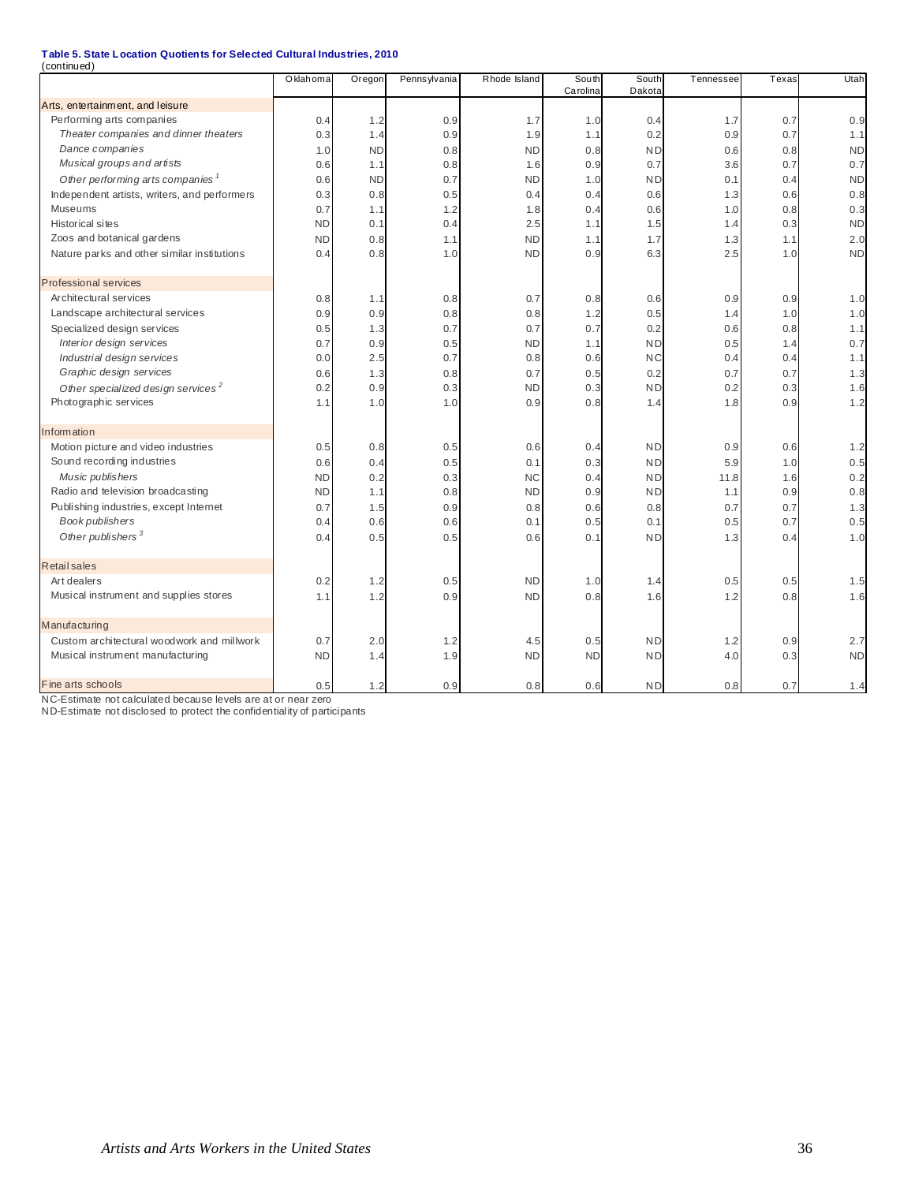**Table 5. State Location Quotients for Selected Cultural Industries, 2010**
(continued)

| | Oklahoma | Oregon | Pennsylvania | Rhode Island | South Carolina | South Dakota | Tennessee | Texas | Utah |
|---|---|---|---|---|---|---|---|---|---|
| **Arts, entertainment, and leisure** | | | | | | | | | |
| Performing arts companies | 0.4 | 1.2 | 0.9 | 1.7 | 1.0 | 0.4 | 1.7 | 0.7 | 0.9 |
| *Theater companies and dinner theaters* | 0.3 | 1.4 | 0.9 | 1.9 | 1.1 | 0.2 | 0.9 | 0.7 | 1.1 |
| *Dance companies* | 1.0 | ND | 0.8 | ND | 0.8 | ND | 0.6 | 0.8 | ND |
| *Musical groups and artists* | 0.6 | 1.1 | 0.8 | 1.6 | 0.9 | 0.7 | 3.6 | 0.7 | 0.7 |
| *Other performing arts companies* [1] | 0.6 | ND | 0.7 | ND | 1.0 | ND | 0.1 | 0.4 | ND |
| Independent artists, writers, and performers | 0.3 | 0.8 | 0.5 | 0.4 | 0.4 | 0.6 | 1.3 | 0.6 | 0.8 |
| Museums | 0.7 | 1.1 | 1.2 | 1.8 | 0.4 | 0.6 | 1.0 | 0.8 | 0.3 |
| Historical sites | ND | 0.1 | 0.4 | 2.5 | 1.1 | 1.5 | 1.4 | 0.3 | ND |
| Zoos and botanical gardens | ND | 0.8 | 1.1 | ND | 1.1 | 1.7 | 1.3 | 1.1 | 2.0 |
| Nature parks and other similar institutions | 0.4 | 0.8 | 1.0 | ND | 0.9 | 6.3 | 2.5 | 1.0 | ND |
| **Professional services** | | | | | | | | | |
| Architectural services | 0.8 | 1.1 | 0.8 | 0.7 | 0.8 | 0.6 | 0.9 | 0.9 | 1.0 |
| Landscape architectural services | 0.9 | 0.9 | 0.8 | 0.8 | 1.2 | 0.5 | 1.4 | 1.0 | 1.0 |
| Specialized design services | 0.5 | 1.3 | 0.7 | 0.7 | 0.7 | 0.2 | 0.6 | 0.8 | 1.1 |
| *Interior design services* | 0.7 | 0.9 | 0.5 | ND | 1.1 | ND | 0.5 | 1.4 | 0.7 |
| *Industrial design services* | 0.0 | 2.5 | 0.7 | 0.8 | 0.6 | NC | 0.4 | 0.4 | 1.1 |
| *Graphic design services* | 0.6 | 1.3 | 0.8 | 0.7 | 0.5 | 0.2 | 0.7 | 0.7 | 1.3 |
| *Other specialized design services* [2] | 0.2 | 0.9 | 0.3 | ND | 0.3 | ND | 0.2 | 0.3 | 1.6 |
| Photographic services | 1.1 | 1.0 | 1.0 | 0.9 | 0.8 | 1.4 | 1.8 | 0.9 | 1.2 |
| **Information** | | | | | | | | | |
| Motion picture and video industries | 0.5 | 0.8 | 0.5 | 0.6 | 0.4 | ND | 0.9 | 0.6 | 1.2 |
| Sound recording industries | 0.6 | 0.4 | 0.5 | 0.1 | 0.3 | ND | 5.9 | 1.0 | 0.5 |
| *Music publishers* | ND | 0.2 | 0.3 | NC | 0.4 | ND | 11.8 | 1.6 | 0.2 |
| Radio and television broadcasting | ND | 1.1 | 0.8 | ND | 0.9 | ND | 1.1 | 0.9 | 0.8 |
| Publishing industries, except Internet | 0.7 | 1.5 | 0.9 | 0.8 | 0.6 | 0.8 | 0.7 | 0.7 | 1.3 |
| *Book publishers* | 0.4 | 0.6 | 0.6 | 0.1 | 0.5 | 0.1 | 0.5 | 0.7 | 0.5 |
| *Other publishers* [3] | 0.4 | 0.5 | 0.5 | 0.6 | 0.1 | ND | 1.3 | 0.4 | 1.0 |
| **Retail sales** | | | | | | | | | |
| Art dealers | 0.2 | 1.2 | 0.5 | ND | 1.0 | 1.4 | 0.5 | 0.5 | 1.5 |
| Musical instrument and supplies stores | 1.1 | 1.2 | 0.9 | ND | 0.8 | 1.6 | 1.2 | 0.8 | 1.6 |
| **Manufacturing** | | | | | | | | | |
| Custom architectural woodwork and millwork | 0.7 | 2.0 | 1.2 | 4.5 | 0.5 | ND | 1.2 | 0.9 | 2.7 |
| Musical instrument manufacturing | ND | 1.4 | 1.9 | ND | ND | ND | 4.0 | 0.3 | ND |
| **Fine arts schools** | 0.5 | 1.2 | 0.9 | 0.8 | 0.6 | ND | 0.8 | 0.7 | 1.4 |

NC-Estimate not calculated because levels are at or near zero
ND-Estimate not disclosed to protect the confidentiality of participants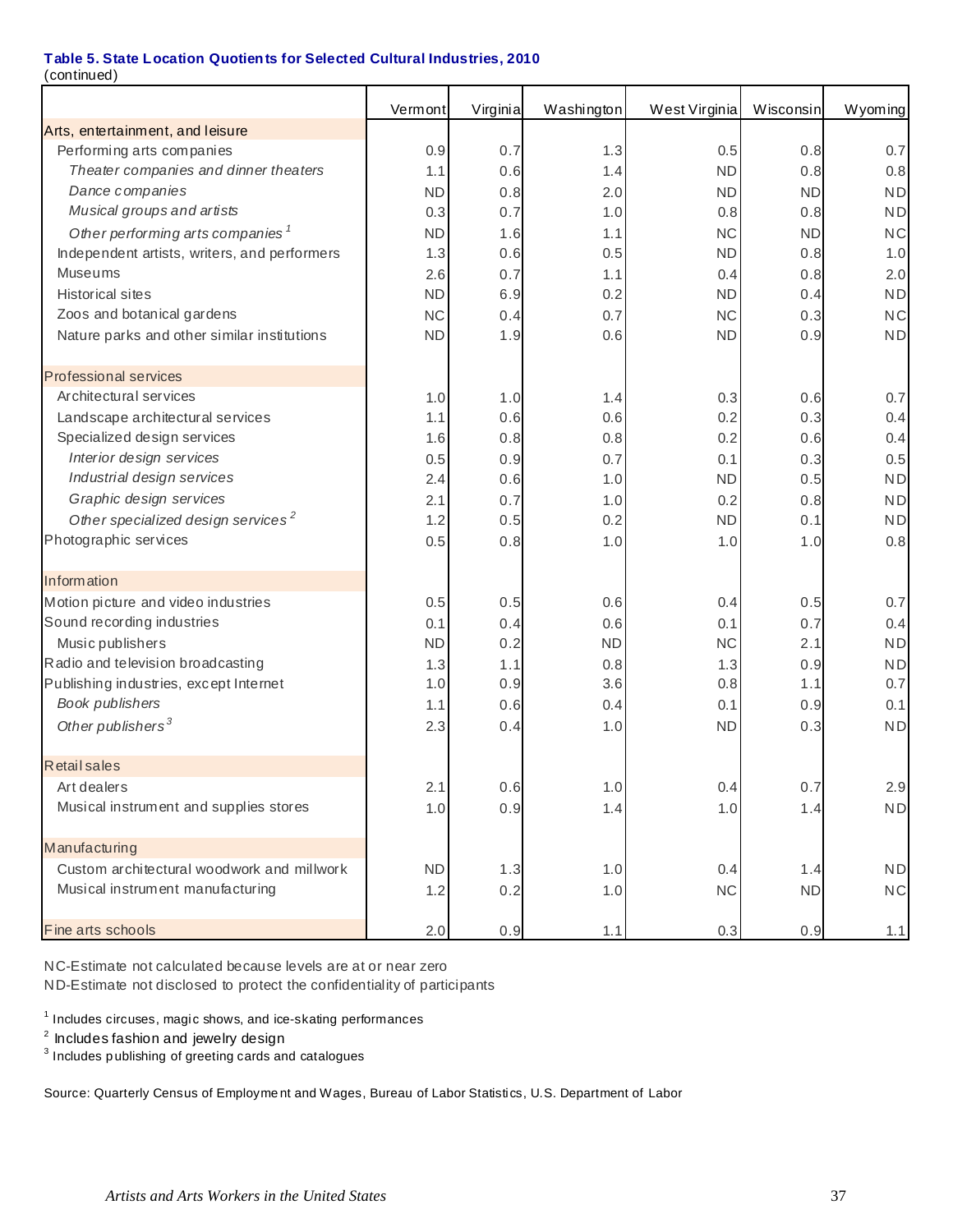**Table 5. State Location Quotients for Selected Cultural Industries, 2010**
(continued)

| | Vermont | Virginia | Washington | West Virginia | Wisconsin | Wyoming |
|---|---|---|---|---|---|---|
| Arts, entertainment, and leisure | | | | | | |
| Performing arts companies | 0.9 | 0.7 | 1.3 | 0.5 | 0.8 | 0.7 |
| *Theater companies and dinner theaters* | 1.1 | 0.6 | 1.4 | ND | 0.8 | 0.8 |
| *Dance companies* | ND | 0.8 | 2.0 | ND | ND | ND |
| *Musical groups and artists* | 0.3 | 0.7 | 1.0 | 0.8 | 0.8 | ND |
| *Other performing arts companies* [1] | ND | 1.6 | 1.1 | NC | ND | NC |
| Independent artists, writers, and performers | 1.3 | 0.6 | 0.5 | ND | 0.8 | 1.0 |
| Museums | 2.6 | 0.7 | 1.1 | 0.4 | 0.8 | 2.0 |
| Historical sites | ND | 6.9 | 0.2 | ND | 0.4 | ND |
| Zoos and botanical gardens | NC | 0.4 | 0.7 | NC | 0.3 | NC |
| Nature parks and other similar institutions | ND | 1.9 | 0.6 | ND | 0.9 | ND |
| Professional services | | | | | | |
| Architectural services | 1.0 | 1.0 | 1.4 | 0.3 | 0.6 | 0.7 |
| Landscape architectural services | 1.1 | 0.6 | 0.6 | 0.2 | 0.3 | 0.4 |
| Specialized design services | 1.6 | 0.8 | 0.8 | 0.2 | 0.6 | 0.4 |
| *Interior design services* | 0.5 | 0.9 | 0.7 | 0.1 | 0.3 | 0.5 |
| *Industrial design services* | 2.4 | 0.6 | 1.0 | ND | 0.5 | ND |
| *Graphic design services* | 2.1 | 0.7 | 1.0 | 0.2 | 0.8 | ND |
| *Other specialized design services* [2] | 1.2 | 0.5 | 0.2 | ND | 0.1 | ND |
| Photographic services | 0.5 | 0.8 | 1.0 | 1.0 | 1.0 | 0.8 |
| Information | | | | | | |
| Motion picture and video industries | 0.5 | 0.5 | 0.6 | 0.4 | 0.5 | 0.7 |
| Sound recording industries | 0.1 | 0.4 | 0.6 | 0.1 | 0.7 | 0.4 |
| Music publishers | ND | 0.2 | ND | NC | 2.1 | ND |
| Radio and television broadcasting | 1.3 | 1.1 | 0.8 | 1.3 | 0.9 | ND |
| Publishing industries, except Internet | 1.0 | 0.9 | 3.6 | 0.8 | 1.1 | 0.7 |
| *Book publishers* | 1.1 | 0.6 | 0.4 | 0.1 | 0.9 | 0.1 |
| *Other publishers* [3] | 2.3 | 0.4 | 1.0 | ND | 0.3 | ND |
| Retail sales | | | | | | |
| Art dealers | 2.1 | 0.6 | 1.0 | 0.4 | 0.7 | 2.9 |
| Musical instrument and supplies stores | 1.0 | 0.9 | 1.4 | 1.0 | 1.4 | ND |
| Manufacturing | | | | | | |
| Custom architectural woodwork and millwork | ND | 1.3 | 1.0 | 0.4 | 1.4 | ND |
| Musical instrument manufacturing | 1.2 | 0.2 | 1.0 | NC | ND | NC |
| Fine arts schools | 2.0 | 0.9 | 1.1 | 0.3 | 0.9 | 1.1 |

NC-Estimate not calculated because levels are at or near zero
ND-Estimate not disclosed to protect the confidentiality of participants

[1] Includes circuses, magic shows, and ice-skating performances
[2] Includes fashion and jewelry design
[3] Includes publishing of greeting cards and catalogues

Source: Quarterly Census of Employment and Wages, Bureau of Labor Statistics, U.S. Department of Labor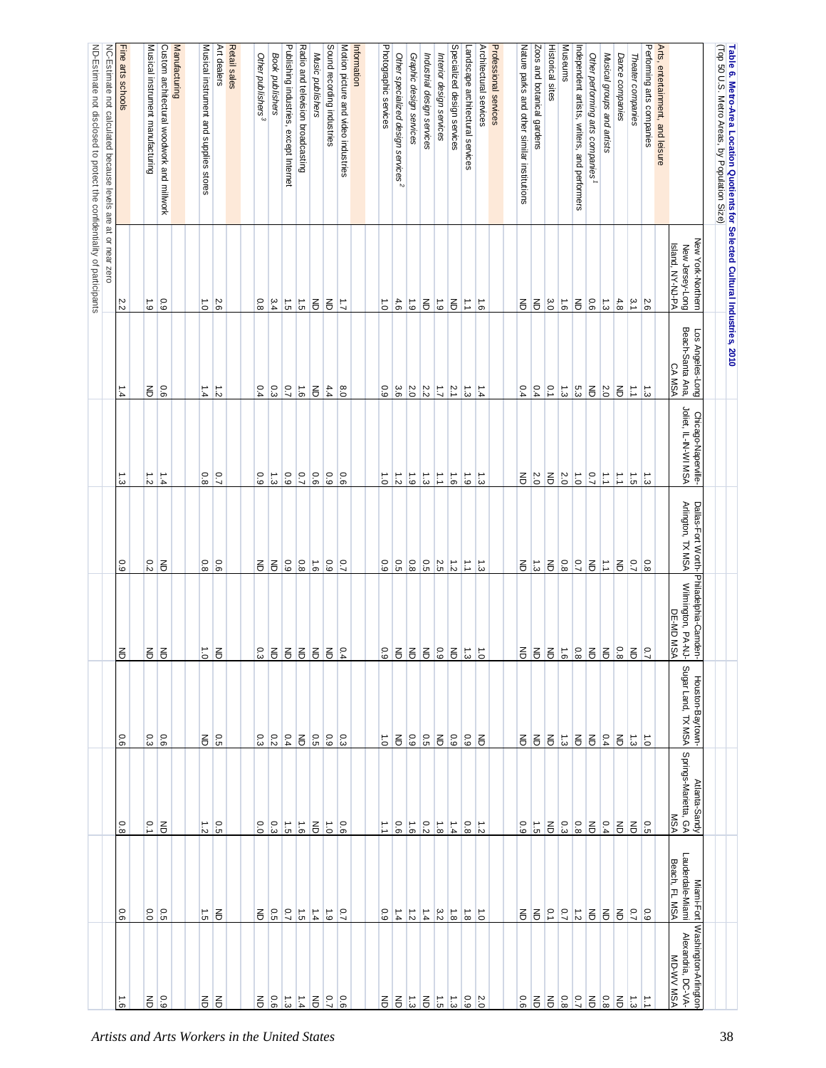**Table 6. Metro-Area Location Quotients for Selected Cultural Industries, 2010**
(Top 50 U.S. Metro Areas, by Population Size)

| | New York-Northern New Jersey-Long Island, NY-NJ-PA | Los Angeles-Long Beach-Santa Ana, CA MSA | Chicago-Naperville-Joliet, IL-IN-WI MSA | Dallas-Fort Worth-Arlington, TX MSA | Philadelphia-Camden-Wilmington, PA-NJ-DE-MD MSA | Houston-Baytown-Sugar Land, TX MSA | Atlanta-Sandy Springs-Marietta, GA MSA | Miami-Fort Lauderdale-Miami Beach, FL MSA | Washington-Arlington-Alexandria, DC-VA-MD-WV MSA |
|---|---|---|---|---|---|---|---|---|---|
| **Arts, entertainment, and leisure** | | | | | | | | | |
| Performing arts companies | 2.6 | 1.3 | 1.3 | 0.8 | 0.7 | 1.0 | 0.5 | 0.9 | 1.1 |
| *Theater companies* | 3.1 | 1.1 | 1.5 | 0.7 | ND | 1.3 | ND | 0.7 | 1.3 |
| *Dance companies* | 4.8 | ND | 1.1 | ND | 0.8 | ND | ND | ND | ND |
| *Musical groups and artists* | 1.3 | 2.0 | 1.1 | 1.1 | ND | 0.4 | 0.4 | ND | 0.8 |
| *Other performing arts companies*[1] | 0.6 | ND | 0.7 | ND | ND | ND | ND | ND | ND |
| Independent artists, writers, and performers | ND | 5.3 | 1.0 | 0.7 | 0.8 | ND | 0.8 | 1.2 | 0.7 |
| Museums | 1.6 | 1.3 | 2.0 | 0.8 | 1.6 | 1.3 | 0.3 | 0.7 | 0.8 |
| Historical sites | 3.0 | 0.1 | ND | ND | ND | ND | ND | 0.1 | ND |
| Zoos and botanical gardens | ND | 0.4 | 2.0 | 1.3 | ND | ND | 1.5 | ND | ND |
| Nature parks and other similar institutions | ND | 0.4 | ND | ND | ND | ND | 0.9 | ND | 0.6 |
| **Professional services** | | | | | | | | | |
| Architectural services | 1.6 | 1.4 | 1.3 | 1.3 | 1.0 | ND | 1.2 | 1.0 | 2.0 |
| Landscape architectural services | 1.1 | 1.3 | 1.9 | 1.1 | 1.3 | 0.9 | 0.8 | 1.8 | 0.9 |
| Specialized design services | ND | 2.1 | 1.6 | 1.2 | ND | 0.9 | 1.4 | 1.8 | 1.3 |
| *Interior design services* | 1.9 | 1.7 | 1.1 | 2.5 | 0.9 | ND | 1.8 | 3.2 | 1.5 |
| *Industrial design services* | ND | 2.2 | 1.3 | 0.5 | ND | 0.5 | 0.2 | 1.4 | ND |
| *Graphic design services* | 1.9 | 2.0 | 1.9 | 0.8 | ND | 0.9 | 1.6 | 1.2 | 1.3 |
| *Other specialized design services*[2] | 4.6 | 3.6 | 1.2 | 0.5 | ND | ND | 0.6 | 1.4 | ND |
| Photographic services | 1.0 | 0.9 | 1.0 | 0.9 | 0.9 | 1.0 | 1.1 | 0.9 | ND |
| **Information** | | | | | | | | | |
| Motion picture and video industries | 1.7 | 8.0 | 0.6 | 0.7 | 0.4 | 0.3 | 0.6 | 0.7 | 0.6 |
| Sound recording industries | ND | 4.4 | 0.9 | 0.9 | ND | 0.9 | 1.0 | 1.9 | 0.7 |
| *Music publishers* | ND | ND | 0.6 | 1.6 | ND | 0.5 | ND | 1.4 | ND |
| Radio and television broadcasting | 1.5 | 1.6 | 0.7 | 0.8 | ND | ND | 1.6 | 1.5 | 1.4 |
| Publishing industries, except Internet | 1.5 | 0.7 | 0.9 | 0.9 | ND | 0.4 | 1.5 | 0.7 | 1.3 |
| *Book publishers* | 3.4 | 0.3 | 1.3 | ND | ND | 0.2 | 0.3 | 0.5 | 0.6 |
| *Other publishers*[3] | 0.8 | 0.4 | 0.9 | ND | 0.3 | 0.3 | 0.0 | ND | ND |
| **Retail sales** | | | | | | | | | |
| Art dealers | 2.6 | 1.2 | 0.7 | 0.6 | ND | 0.5 | 0.5 | ND | ND |
| Musical instrument and supplies stores | 1.0 | 1.4 | 0.8 | 0.8 | 1.0 | ND | 1.2 | 1.5 | ND |
| **Manufacturing** | | | | | | | | | |
| Custom architectural woodwork and millwork | 0.9 | 0.6 | 1.4 | ND | ND | 0.6 | ND | 0.5 | 0.9 |
| Musical instrument manufacturing | 1.9 | ND | 1.2 | 0.2 | ND | 0.3 | 0.1 | 0.0 | ND |
| **Fine arts schools** | 2.2 | 1.4 | 1.3 | 0.9 | ND | 0.6 | 0.8 | 0.6 | 1.6 |

NC-Estimate not calculated because levels are at or near zero

ND-Estimate not disclosed to protect the confidentiality of participants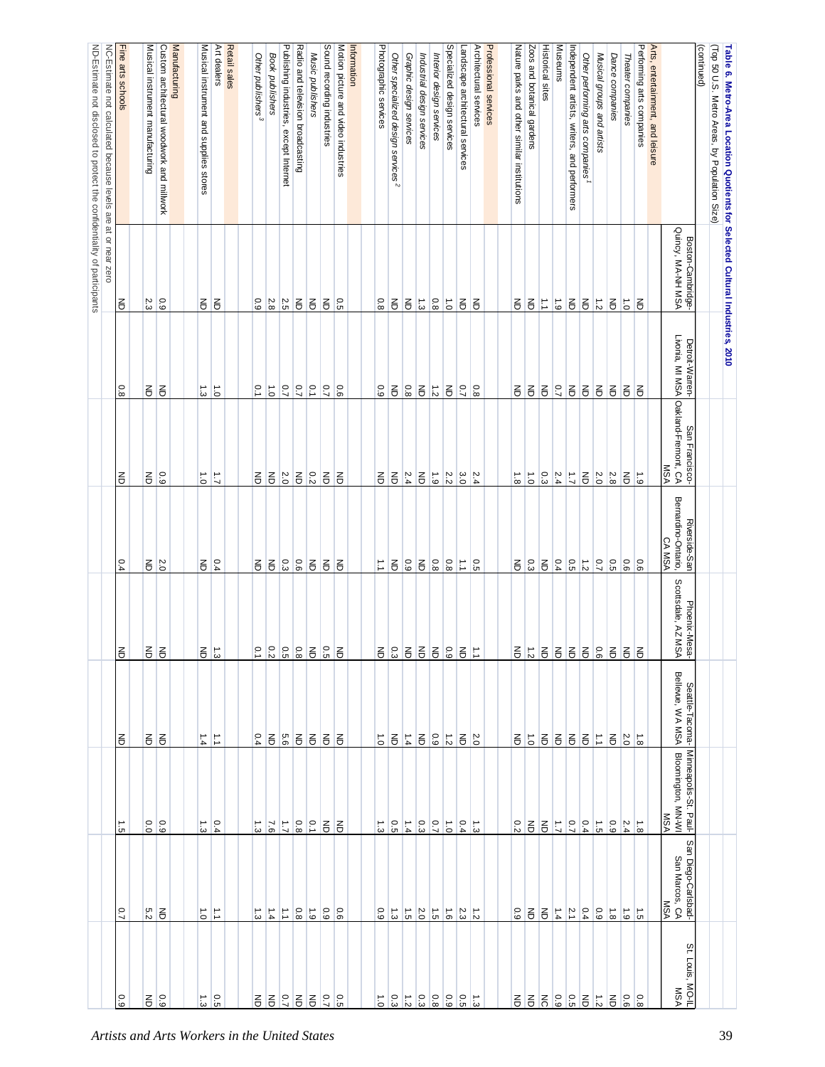**Table 6. Metro-Area Location Quotients for Selected Cultural Industries, 2010**

(Top 50 U.S. Metro Areas, by Population Size)

(continued)

| | Boston-Cambridge-Quincy, MA-NH MSA | Detroit-Warren-Livonia, MI MSA | San Francisco-Oakland-Fremont, CA MSA | Riverside-San Bernardino-Ontario, CA MSA | Phoenix-Mesa-Scottsdale, AZ MSA | Seattle-Tacoma-Bellevue, WA MSA | Minneapolis-St. Paul-Bloomington, MN-WI MSA | San Diego-Carlsbad-San Marcos, CA MSA | St. Louis, MO-IL MSA |
|---|---|---|---|---|---|---|---|---|---|
| **Arts, entertainment, and leisure** | | | | | | | | | |
| Performing arts companies | ND | ND | 1.9 | 0.6 | ND | 1.8 | 1.8 | 1.5 | 0.8 |
| *Theater companies* | 1.0 | ND | ND | 0.6 | ND | 2.0 | 2.4 | 1.9 | 0.6 |
| *Dance companies* | ND | ND | 2.8 | 0.5 | ND | ND | 0.9 | 1.8 | ND |
| *Musical groups and artists* | 1.2 | ND | 2.0 | 0.7 | 0.6 | 1.1 | 1.5 | 0.9 | 1.2 |
| *Other performing arts companies*[1] | ND | ND | ND | 1.2 | ND | ND | 0.4 | 0.4 | ND |
| Independent artists, writers, and performers | ND | ND | 1.7 | 0.5 | ND | ND | 0.7 | 2.1 | 0.5 |
| Museums | 1.9 | 0.7 | 2.4 | 0.4 | ND | ND | 1.7 | 1.4 | 0.9 |
| Historical sites | 1.1 | ND | 0.3 | ND | ND | ND | ND | ND | NC |
| Zoos and botanical gardens | ND | ND | 1.0 | 0.3 | 1.2 | 1.0 | ND | ND | ND |
| Nature parks and other similar institutions | ND | ND | 1.8 | ND | ND | ND | 0.2 | 0.9 | ND |
| **Professional services** | | | | | | | | | |
| Architectural services | ND | 0.8 | 2.4 | 0.5 | 1.1 | 2.0 | 1.3 | 1.2 | 1.3 |
| Landscape architectural services | ND | 0.7 | 3.0 | 1.1 | ND | ND | 0.4 | 2.3 | 0.5 |
| Specialized design services | 1.0 | ND | 2.2 | 0.8 | 0.9 | 1.2 | 1.0 | 1.6 | 0.9 |
| *Interior design services* | 0.8 | 1.2 | 1.9 | 0.8 | ND | 0.9 | 0.7 | 1.5 | 0.8 |
| *Industrial design services* | 1.3 | ND | ND | ND | ND | ND | 0.3 | 2.0 | 0.3 |
| *Graphic design services* | ND | 0.8 | 2.4 | 0.9 | ND | 1.4 | 1.4 | 1.5 | 1.2 |
| *Other specialized design services*[2] | ND | ND | ND | ND | 0.3 | ND | 0.5 | 1.3 | 0.3 |
| Photographic services | 0.8 | 0.9 | ND | 1.1 | ND | 1.0 | 1.3 | 0.9 | 1.0 |
| **Information** | | | | | | | | | |
| Motion picture and video industries | 0.5 | 0.6 | ND | ND | ND | ND | ND | 0.6 | 0.5 |
| Sound recording industries | ND | 0.7 | ND | ND | 0.5 | ND | ND | 0.9 | 0.7 |
| *Music publishers* | ND | 0.1 | 0.2 | ND | ND | ND | 0.1 | 1.9 | ND |
| Radio and television broadcasting | ND | 0.7 | ND | 0.6 | 0.8 | ND | 0.8 | 0.8 | ND |
| Publishing industries, except Internet | 2.5 | 0.7 | 2.0 | 0.3 | 0.5 | 5.6 | 1.7 | 1.1 | 0.7 |
| *Book publishers* | 2.8 | 1.0 | ND | ND | 0.2 | ND | 7.6 | 1.4 | ND |
| *Other publishers*[3] | 0.9 | 0.1 | ND | ND | 0.1 | 0.4 | 1.3 | 1.3 | ND |
| **Retail sales** | | | | | | | | | |
| Art dealers | ND | 1.0 | 1.7 | 0.4 | 1.3 | 1.1 | 0.4 | 1.1 | 0.5 |
| Musical instrument and supplies stores | ND | 1.3 | 1.0 | ND | ND | 1.4 | 1.3 | 1.0 | 1.3 |
| **Manufacturing** | | | | | | | | | |
| Custom architectural woodwork and millwork | 0.9 | ND | 0.9 | 2.0 | ND | ND | 0.9 | ND | 0.9 |
| Musical instrument manufacturing | 2.3 | ND | ND | ND | ND | ND | 0.0 | 5.2 | ND |
| **Fine arts schools** | ND | 0.8 | ND | 0.4 | ND | ND | 1.5 | 0.7 | 0.9 |

NC-Estimate not calculated because levels are at or near zero

ND-Estimate not disclosed to protect the confidentiality of participants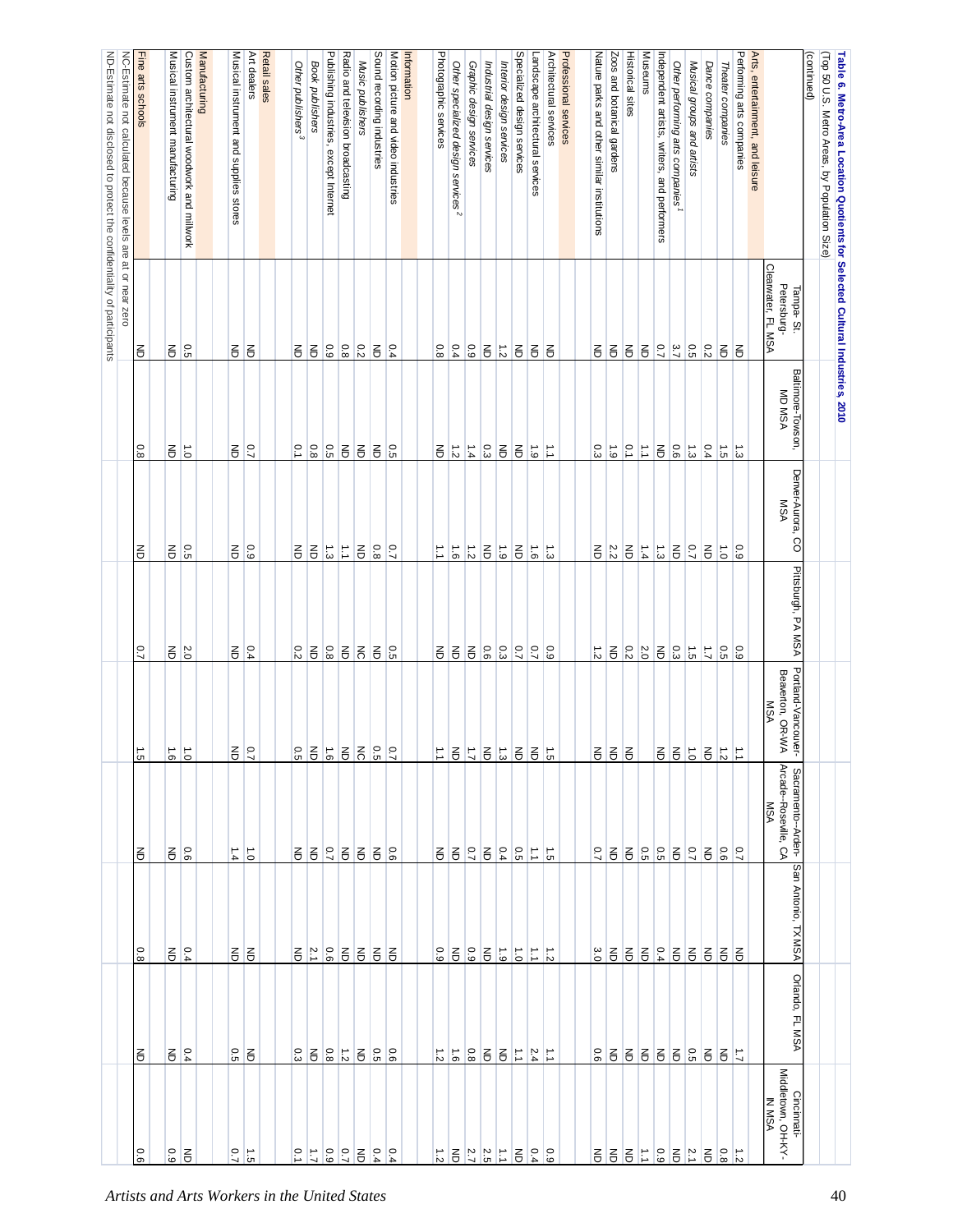**Table 6. Metro-Area Location Quotients for Selected Cultural Industries, 2010**
(Top 50 U.S. Metro Areas, by Population Size)
(continued)

| | Tampa-St. Petersburg-Clearwater, FL MSA | Baltimore-Towson, MD MSA | Denver-Aurora, CO MSA | Pittsburgh, PA MSA | Portland-Vancouver-Beaverton, OR-WA MSA | Sacramento--Arden-Arcade--Roseville, CA MSA | San Antonio, TX MSA | Orlando, FL MSA | Cincinnati-Middletown, OH-KY-IN MSA |
|---|---|---|---|---|---|---|---|---|---|
| **Arts, entertainment, and leisure** | | | | | | | | | |
| Performing arts companies | ND | 1.3 | 0.9 | 0.9 | 1.1 | 0.7 | ND | 1.7 | 1.2 |
| *Theater companies* | ND | 1.5 | 1.0 | 0.5 | 1.2 | 0.6 | ND | ND | 0.8 |
| *Dance companies* | 0.2 | 0.4 | ND | 1.7 | ND | ND | ND | ND | ND |
| *Musical groups and artists* | 0.5 | 1.3 | 0.7 | 1.5 | 1.0 | 0.7 | ND | 0.5 | 2.1 |
| *Other performing arts companies* [1] | 3.7 | 0.6 | ND | 0.3 | ND | ND | ND | ND | ND |
| Independent artists, writers, and performers | 0.7 | ND | 1.3 | 0.3 | ND | 0.5 | 0.4 | ND | 0.9 |
| Museums | ND | 1.1 | 1.4 | 2.0 | | 0.5 | ND | ND | 1.1 |
| Historical sites | ND | 0.1 | ND | 0.2 | ND | ND | ND | ND | ND |
| Zoos and botanical gardens | ND | 1.9 | 2.2 | ND | ND | ND | ND | ND | ND |
| Nature parks and other similar institutions | ND | 0.3 | ND | 1.2 | ND | 0.7 | 3.0 | 0.6 | ND |
| **Professional services** | | | | | | | | | |
| Architectural services | ND | 1.1 | 1.3 | 0.9 | 1.5 | 1.5 | 1.2 | 1.1 | 0.9 |
| Landscape architectural services | ND | 1.9 | 1.6 | 0.7 | ND | 1.1 | 1.1 | 2.4 | 0.4 |
| Specialized design services | ND | ND | ND | 0.7 | ND | 0.5 | 1.0 | 1.1 | ND |
| *Interior design services* | 1.2 | ND | 1.9 | 0.3 | 1.3 | 0.4 | 1.9 | ND | 1.1 |
| *Industrial design services* | ND | 0.3 | ND | 0.6 | ND | ND | ND | ND | 2.5 |
| *Graphic design services* | 0.9 | 1.4 | 1.2 | ND | 1.7 | 0.7 | 0.9 | 0.8 | 2.7 |
| *Other specialized design services* [2] | 0.4 | 1.2 | 1.6 | ND | ND | ND | ND | 1.6 | ND |
| Photographic services | 0.8 | ND | 1.1 | ND | 1.1 | ND | 0.9 | 1.2 | 1.2 |
| **Information** | | | | | | | | | |
| Motion picture and video industries | 0.4 | 0.5 | 0.7 | 0.5 | 0.7 | 0.6 | ND | 0.6 | 0.4 |
| Sound recording industries | ND | ND | 0.8 | ND | 0.5 | ND | ND | 0.5 | 0.4 |
| *Music publishers* | 0.2 | ND | ND | NC | NC | ND | ND | ND | ND |
| Radio and television broadcasting | 0.8 | ND | 1.1 | ND | ND | ND | ND | 1.2 | 0.7 |
| Publishing industries, except Internet | 0.9 | 0.5 | 1.3 | 0.8 | 1.6 | 0.7 | 0.6 | 0.8 | 0.9 |
| *Book publishers* | ND | 0.8 | ND | ND | ND | ND | 2.1 | ND | 1.7 |
| *Other publishers* [3] | ND | 0.1 | ND | 0.2 | 0.5 | ND | ND | 0.3 | 0.1 |
| **Retail sales** | | | | | | | | | |
| Art dealers | | 0.7 | 0.9 | 0.4 | 0.7 | 1.0 | ND | ND | 1.5 |
| Musical instrument and supplies stores | ND | ND | ND | ND | ND | 1.4 | ND | 0.5 | 0.7 |
| **Manufacturing** | | | | | | | | | |
| Custom architectural woodwork and millwork | 0.5 | 1.0 | 0.5 | 2.0 | 1.0 | 0.6 | 0.4 | 0.4 | ND |
| Musical instrument manufacturing | ND | ND | ND | ND | 1.6 | ND | ND | ND | 0.9 |
| **Fine arts schools** | ND | 0.8 | ND | 0.7 | 1.5 | ND | 0.8 | ND | 0.6 |

NC-Estimate not calculated because levels are at or near zero

ND-Estimate not disclosed to protect the confidentiality of participants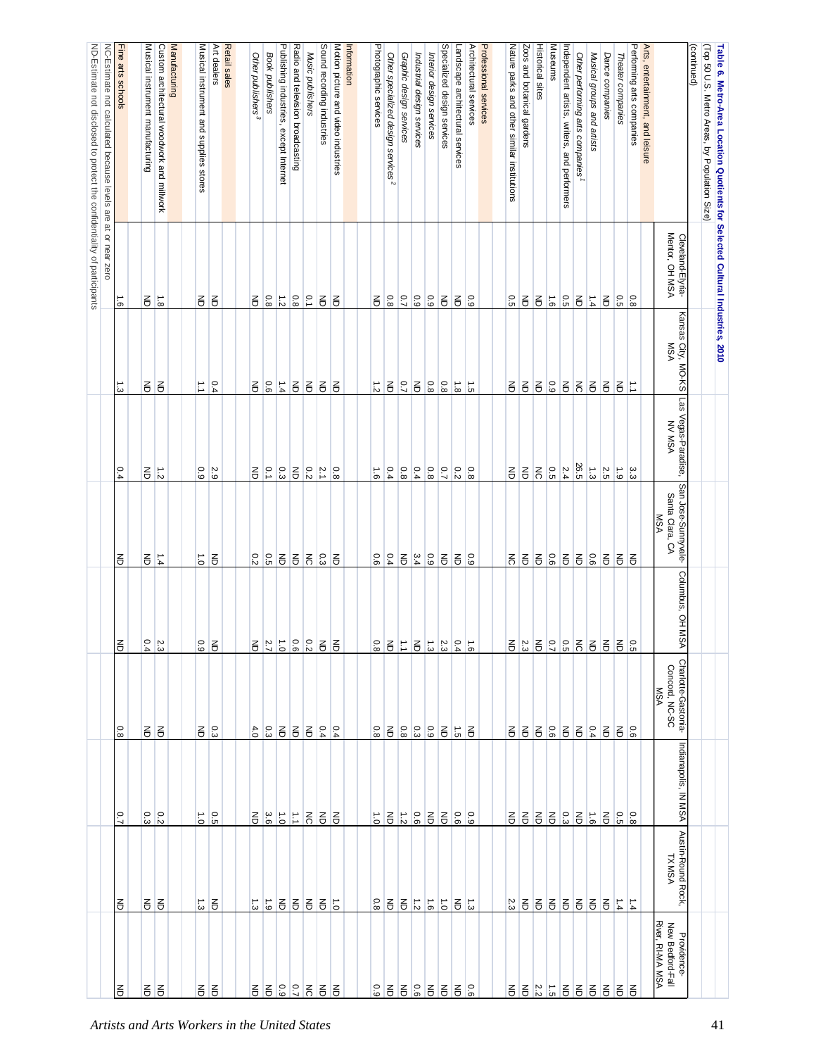**Table 6. Metro-Area Location Quotients for Selected Cultural Industries, 2010**

(Top 50 U.S. Metro Areas, by Population Size)

(continued)

| | Cleveland-Elyria-Mentor, OH MSA | Kansas City, MO-KS MSA | Las Vegas-Paradise, NV MSA | San Jose-Sunnyvale-Santa Clara, CA MSA | Columbus, OH MSA | Charlotte-Gastonia-Concord, NC-SC MSA | Indianapolis, IN MSA | Austin-Round Rock, TX MSA | Providence-New Bedford-Fall River, RI-MA MSA |
|---|---|---|---|---|---|---|---|---|---|
| **Arts, entertainment, and leisure** | | | | | | | | | |
| Performing arts companies | 0.8 | 1.1 | 3.3 | ND | 0.5 | 0.6 | 0.8 | 1.4 | ND |
| *Theater companies* | 0.5 | ND | 1.9 | ND | ND | ND | 0.5 | 1.4 | ND |
| *Dance companies* | ND | ND | 2.5 | ND | ND | ND | ND | ND | ND |
| *Musical groups and artists* | 1.4 | ND | 1.3 | 0.6 | ND | 0.4 | 1.6 | ND | ND |
| *Other performing arts companies*[1] | ND | NC | 26.5 | ND | NC | ND | ND | ND | ND |
| Independent artists, writers, and performers | 0.5 | ND | 2.4 | ND | 0.5 | ND | 0.3 | ND | ND |
| Museums | 1.6 | 0.9 | 0.5 | 0.6 | 0.7 | 0.6 | ND | ND | 1.5 |
| Historical sites | ND | ND | NC | ND | ND | ND | ND | ND | 2.2 |
| Zoos and botanical gardens | ND | ND | ND | ND | 2.3 | ND | ND | ND | ND |
| Nature parks and other similar institutions | 0.5 | ND | ND | NC | ND | ND | ND | 2.3 | ND |
| **Professional services** | | | | | | | | | |
| Architectural services | 0.9 | 1.5 | 0.8 | 0.9 | 1.6 | ND | 0.9 | 1.3 | 0.6 |
| Landscape architectural services | ND | 1.8 | 0.2 | ND | 0.4 | 1.5 | 0.6 | ND | ND |
| Specialized design services | ND | 0.8 | 0.7 | ND | 2.3 | ND | ND | 1.0 | ND |
| *Interior design services* | 0.9 | 0.8 | 0.8 | 0.9 | 1.3 | 0.9 | ND | 1.6 | ND |
| *Industrial design services* | 0.9 | ND | 0.4 | 3.4 | ND | 0.3 | 0.6 | 1.2 | 0.6 |
| *Graphic design services* | 0.7 | 0.7 | 0.8 | ND | 1.1 | 0.8 | 1.2 | ND | ND |
| *Other specialized design services*[2] | 0.8 | ND | 0.4 | 0.4 | ND | ND | ND | ND | ND |
| Photographic services | ND | 1.2 | 1.6 | 0.6 | 0.8 | 0.8 | 1.0 | 0.8 | 0.9 |
| **Information** | | | | | | | | | |
| Motion picture and video industries | ND | ND | 0.8 | ND | ND | 0.4 | ND | 1.0 | ND |
| Sound recording industries | ND | ND | 2.1 | 0.3 | ND | 0.4 | ND | ND | ND |
| *Music publishers* | 0.1 | ND | 0.2 | NC | 0.2 | ND | NC | ND | NC |
| Radio and television broadcasting | 0.8 | ND | ND | ND | 0.6 | ND | 1.1 | ND | 0.7 |
| Publishing industries, except Internet | 1.2 | 1.4 | 0.3 | ND | 1.0 | ND | 1.0 | ND | 0.9 |
| *Book publishers* | 0.8 | 0.6 | 0.1 | 0.5 | 2.7 | 0.3 | 3.6 | 1.9 | ND |
| *Other publishers*[3] | ND | ND | ND | 0.2 | ND | 4.0 | ND | 1.3 | ND |
| **Retail sales** | | | | | | | | | |
| Art dealers | | 0.4 | 2.9 | ND | ND | 0.3 | 0.5 | ND | ND |
| Musical instrument and supplies stores | ND | 1.1 | 0.9 | 1.0 | 0.9 | ND | 1.0 | 1.3 | ND |
| **Manufacturing** | | | | | | | | | |
| Custom architectural woodwork and millwork | 1.8 | ND | 1.2 | 1.4 | 2.3 | ND | 0.2 | ND | ND |
| Musical instrument manufacturing | ND | ND | ND | ND | 0.4 | ND | 0.3 | ND | ND |
| **Fine arts schools** | 1.6 | 1.3 | 0.4 | ND | ND | 0.8 | 0.7 | ND | ND |

NC-Estimate not calculated because levels are at or near zero

ND-Estimate not disclosed to protect the confidentiality of participants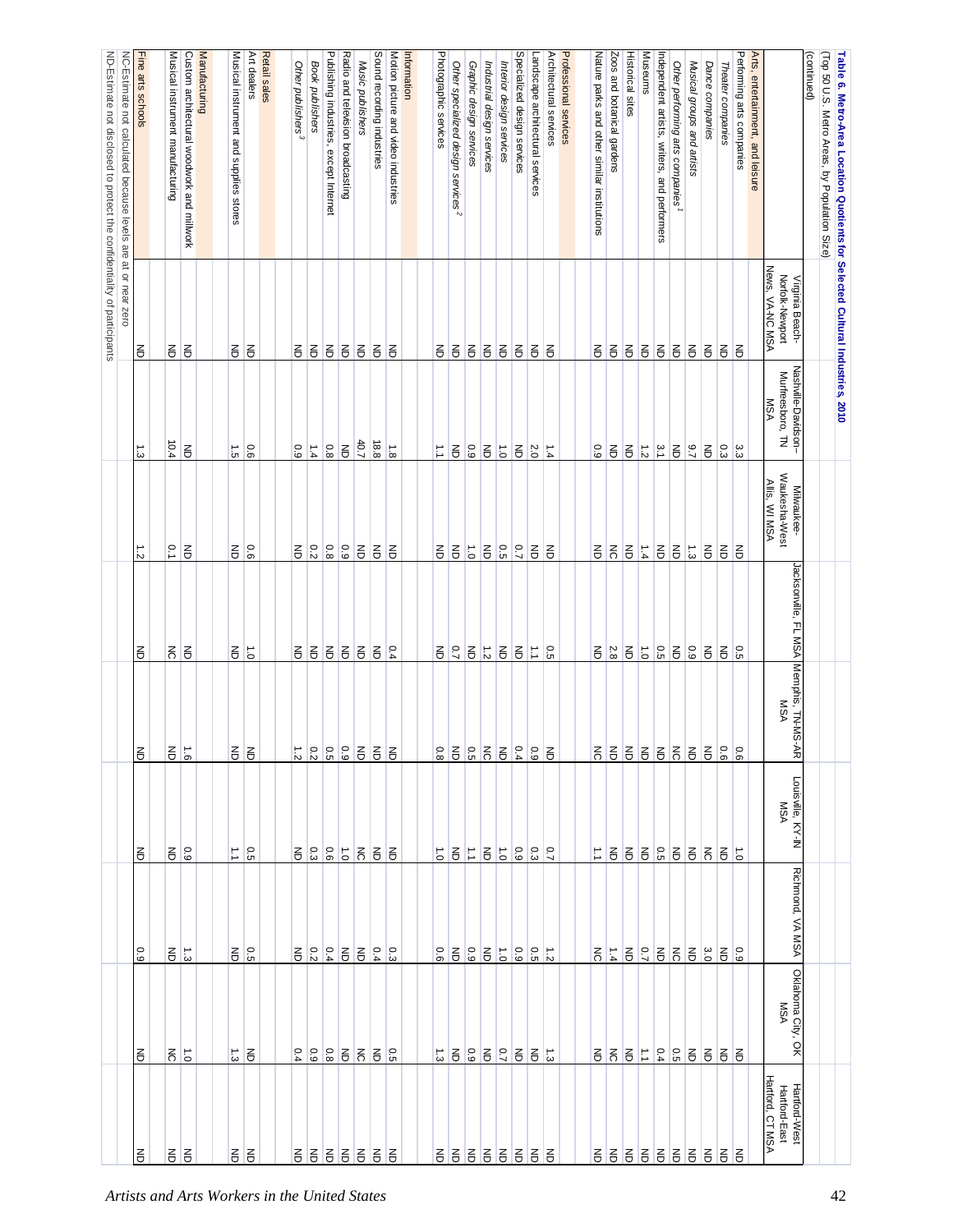**Table 6. Metro-Area Location Quotients for Selected Cultural Industries, 2010**

(Top 50 U.S. Metro Areas, by Population Size)

(continued)

| | Virginia Beach-Norfolk-Newport News, VA-NC MSA | Nashville-Davidson–Murfreesboro, TN MSA | Milwaukee-Waukesha-West Allis, WI MSA | Jacksonville, FL MSA | Memphis, TN-MS-AR MSA | Louisville, KY-IN MSA | Richmond, VA MSA | Oklahoma City, OK MSA | Hartford-West Hartford-East Hartford, CT MSA |
|---|---|---|---|---|---|---|---|---|---|
| **Arts, entertainment, and leisure** | | | | | | | | | |
| Performing arts companies | ND | 3.3 | ND | 0.5 | 0.6 | 1.0 | 0.9 | ND | ND |
| *Theater companies* | ND | 0.3 | ND | ND | 0.6 | ND | ND | ND | ND |
| *Dance companies* | ND | ND | ND | ND | ND | NC | 3.0 | ND | ND |
| *Musical groups and artists* | ND | 9.7 | 1.3 | 0.9 | ND | ND | ND | ND | ND |
| *Other performing arts companies*[1] | ND | ND | ND | ND | NC | ND | NC | 0.5 | ND |
| Independent artists, writers, and performers | ND | 3.1 | ND | 0.5 | ND | 0.5 | ND | 0.4 | ND |
| Museums | ND | 1.2 | 1.4 | 1.0 | ND | ND | 0.7 | 1.1 | ND |
| Historical sites | ND | ND | ND | ND | ND | ND | ND | ND | ND |
| Zoos and botanical gardens | ND | ND | NC | 2.8 | ND | ND | 1.4 | NC | ND |
| Nature parks and other similar institutions | ND | 0.9 | ND | ND | NC | 1.1 | NC | ND | ND |
| **Professional services** | | | | | | | | | |
| Architectural services | ND | 1.4 | ND | 0.5 | ND | 0.7 | 1.2 | 1.3 | ND |
| Landscape architectural services | ND | 2.0 | ND | 1.1 | 0.9 | 0.3 | 0.5 | ND | ND |
| Specialized design services | ND | ND | 0.7 | ND | 0.4 | 0.9 | 0.9 | ND | ND |
| *Interior design services* | ND | 1.0 | 0.5 | ND | ND | 1.0 | 1.0 | ND | ND |
| *Industrial design services* | ND | ND | ND | 1.2 | NC | ND | 0.7 | ND | ND |
| *Graphic design services* | ND | 0.9 | 1.0 | ND | 0.5 | 1.1 | 0.9 | 0.9 | ND |
| *Other specialized design services*[2] | ND | ND | ND | 0.7 | ND | ND | ND | ND | ND |
| Photographic services | ND | 1.1 | ND | ND | 0.8 | 1.0 | 0.6 | 1.3 | ND |
| **Information** | | | | | | | | | |
| Motion picture and video industries | ND | 1.8 | ND | 0.4 | ND | ND | 0.3 | 0.5 | ND |
| Sound recording industries | ND | 18.8 | ND | ND | ND | ND | 0.4 | ND | ND |
| *Music publishers* | ND | 40.7 | ND | ND | ND | NC | ND | NC | ND |
| Radio and television broadcasting | ND | ND | 0.9 | ND | 0.9 | 1.0 | ND | ND | ND |
| Publishing industries, except Internet | ND | 0.8 | 0.8 | ND | 0.5 | 0.6 | 0.4 | 0.8 | ND |
| *Book publishers* | ND | 1.4 | 0.2 | ND | 0.2 | 0.3 | 0.2 | 0.9 | ND |
| *Other publishers*[3] | ND | 0.9 | ND | ND | 1.2 | ND | ND | 0.4 | ND |
| **Retail sales** | | | | | | | | | |
| Art dealers | ND | 0.6 | 0.6 | 1.0 | ND | 0.5 | 0.5 | ND | ND |
| Musical instrument and supplies stores | ND | 1.5 | ND | ND | ND | 1.1 | ND | 1.3 | ND |
| **Manufacturing** | | | | | | | | | |
| Custom architectural woodwork and millwork | ND | ND | ND | ND | 1.6 | 0.9 | 1.3 | 1.0 | ND |
| Musical instrument manufacturing | ND | 10.4 | 0.1 | NC | ND | ND | ND | NC | ND |
| **Fine arts schools** | ND | 1.3 | 1.2 | ND | ND | ND | 0.9 | ND | ND |

NC-Estimate not calculated because levels are at or near zero

ND-Estimate not disclosed to protect the confidentiality of participants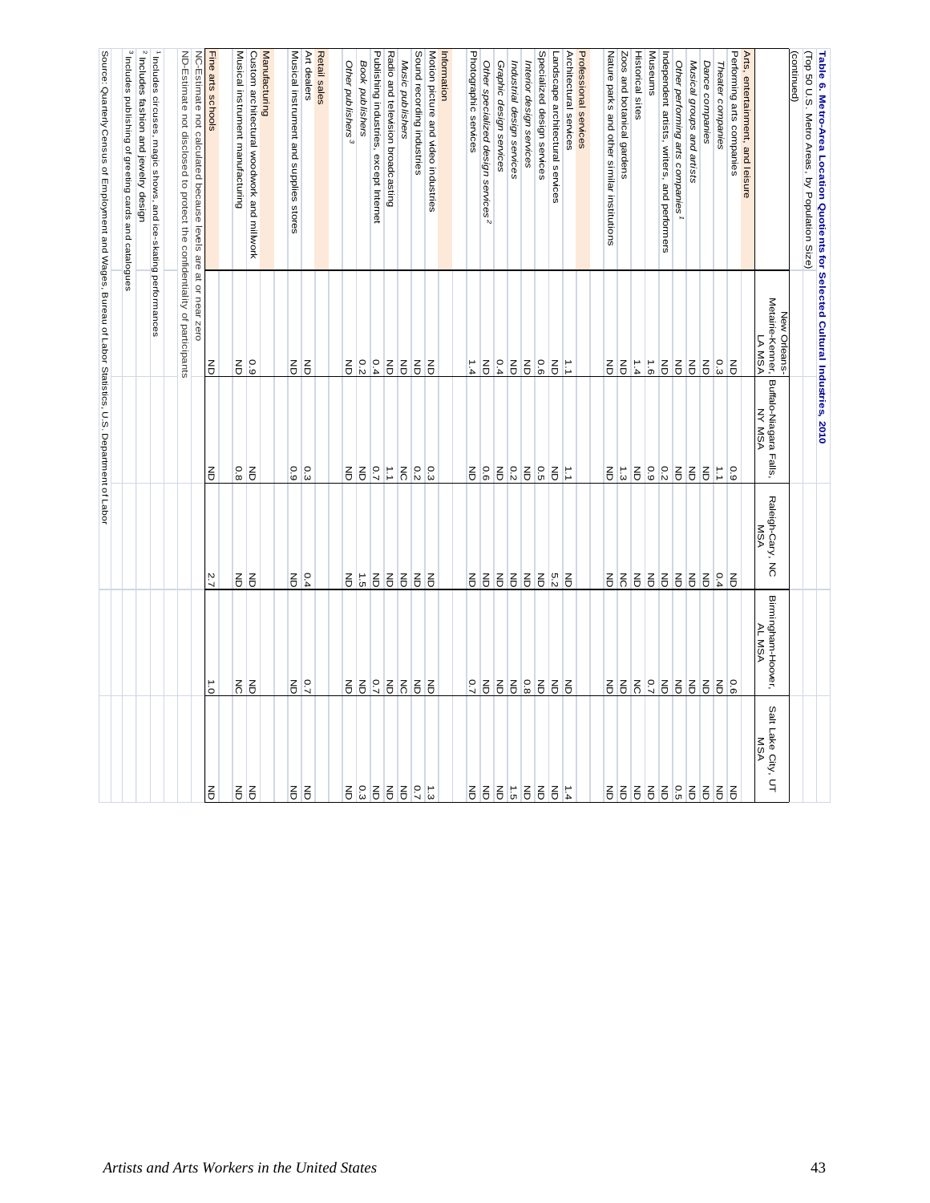**Table 6. Metro-Area Location Quotients for Selected Cultural Industries, 2010**

(Top 50 U.S. Metro Areas, by Population Size)

(continued)

| | New Orleans-Metairie-Kenner, LA MSA | Buffalo-Niagara Falls, NY MSA | Raleigh-Cary, NC MSA | Birmingham-Hoover, AL MSA | Salt Lake City, UT MSA |
|---|---|---|---|---|---|
| **Arts, entertainment, and leisure** | | | | | |
| Performing arts companies | ND | 0.9 | ND | 0.6 | ND |
| *Theater companies* | 0.3 | 1.1 | 0.4 | ND | ND |
| *Dance companies* | ND | ND | ND | ND | ND |
| *Musical groups and artists* | ND | ND | ND | ND | ND |
| *Other performing arts companies* [1] | ND | ND | ND | ND | 0.5 |
| Independent artists, writers, and performers | ND | 0.2 | ND | ND | ND |
| Museums | 1.6 | 0.9 | ND | 0.7 | ND |
| Historical sites | 1.4 | ND | ND | NC | ND |
| Zoos and botanical gardens | ND | 1.3 | NC | ND | ND |
| Nature parks and other similar institutions | ND | ND | ND | ND | ND |
| **Professional services** | | | | | |
| Architectural services | 1.1 | 1.1 | ND | ND | 1.4 |
| Landscape architectural services | ND | ND | 5.2 | ND | ND |
| Specialized design services | 0.6 | 0.5 | ND | ND | ND |
| *Interior design services* | ND | ND | ND | 0.8 | ND |
| *Industrial design services* | ND | 0.2 | ND | ND | 1.5 |
| *Graphic design services* | 0.4 | ND | ND | ND | ND |
| *Other specialized design services* [2] | ND | 0.6 | ND | ND | ND |
| Photographic services | 1.4 | ND | ND | 0.7 | ND |
| **Information** | | | | | |
| Motion picture and video industries | ND | 0.3 | ND | ND | 1.3 |
| Sound recording industries | ND | 0.2 | ND | ND | 0.7 |
| *Music publishers* | ND | NC | ND | NC | ND |
| Radio and television broadcasting | ND | 1.1 | ND | ND | ND |
| Publishing industries, except Internet | 0.4 | 0.7 | ND | 0.7 | ND |
| *Book publishers* | 0.2 | ND | 1.5 | ND | 0.3 |
| *Other publishers* [3] | ND | ND | ND | ND | ND |
| **Retail sales** | | | | | |
| Art dealers | ND | 0.3 | 0.4 | 0.7 | ND |
| Musical instrument and supplies stores | ND | 0.9 | ND | ND | ND |
| **Manufacturing** | | | | | |
| Custom architectural woodwork and millwork | 0.9 | ND | ND | ND | ND |
| Musical instrument manufacturing | ND | 0.8 | ND | NC | ND |
| Fine arts schools | ND | ND | 2.7 | 1.0 | ND |

NC-Estimate not calculated because levels are at or near zero

ND-Estimate not disclosed to protect the confidentiality of participants

[1] Includes circuses, magic shows, and ice-skating performances

[2] Includes fashion and jewelry design

[3] Includes publishing of greeting cards and catalogues

Source: Quarterly Census of Employment and Wages, Bureau of Labor Statistics, U.S. Department of Labor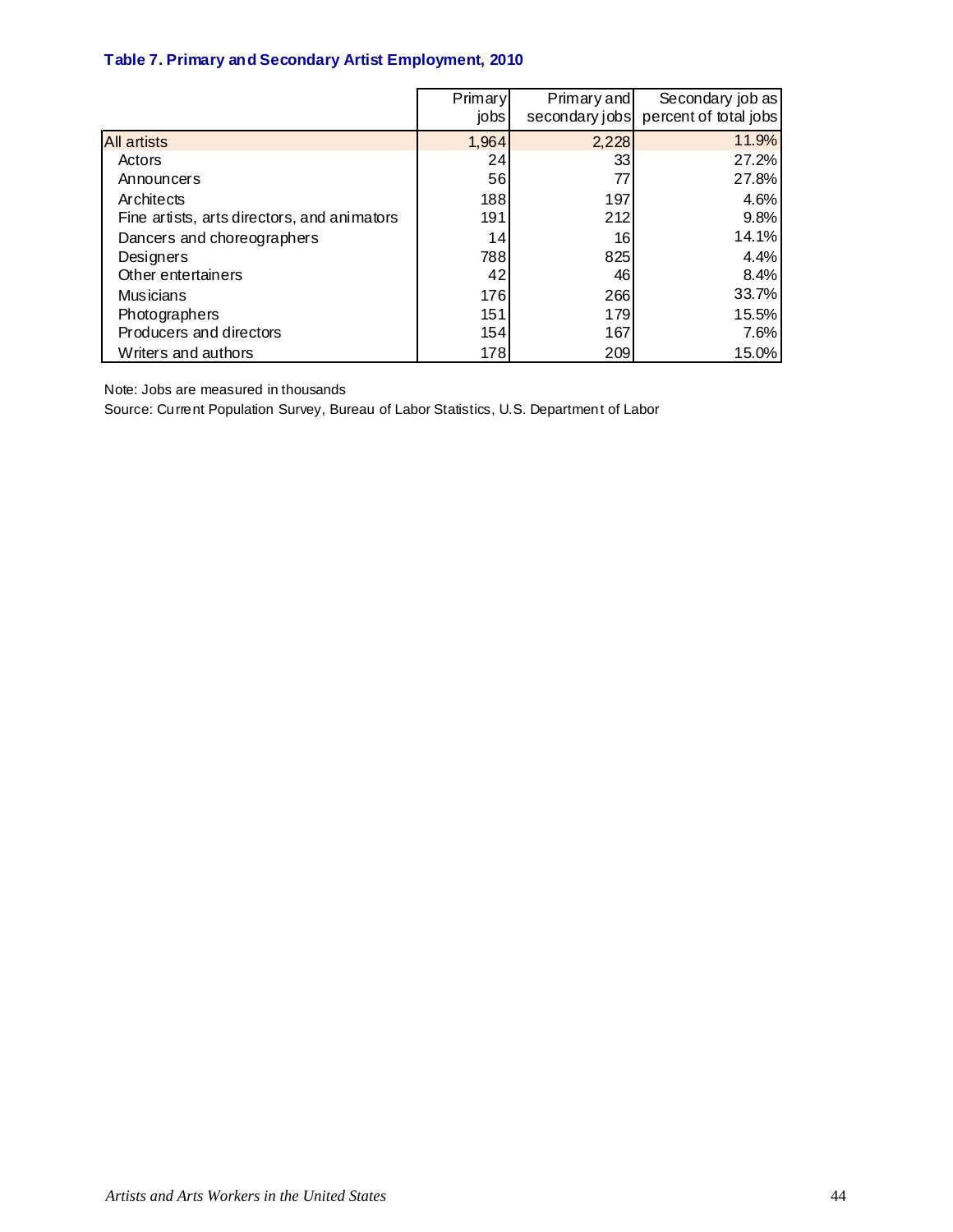### Table 7. Primary and Secondary Artist Employment, 2010

| | Primary jobs | Primary and secondary jobs | Secondary job as percent of total jobs |
|---|---|---|---|
| All artists | 1,964 | 2,228 | 11.9% |
| Actors | 24 | 33 | 27.2% |
| Announcers | 56 | 77 | 27.8% |
| Architects | 188 | 197 | 4.6% |
| Fine artists, arts directors, and animators | 191 | 212 | 9.8% |
| Dancers and choreographers | 14 | 16 | 14.1% |
| Designers | 788 | 825 | 4.4% |
| Other entertainers | 42 | 46 | 8.4% |
| Musicians | 176 | 266 | 33.7% |
| Photographers | 151 | 179 | 15.5% |
| Producers and directors | 154 | 167 | 7.6% |
| Writers and authors | 178 | 209 | 15.0% |

Note: Jobs are measured in thousands

Source: Current Population Survey, Bureau of Labor Statistics, U.S. Department of Labor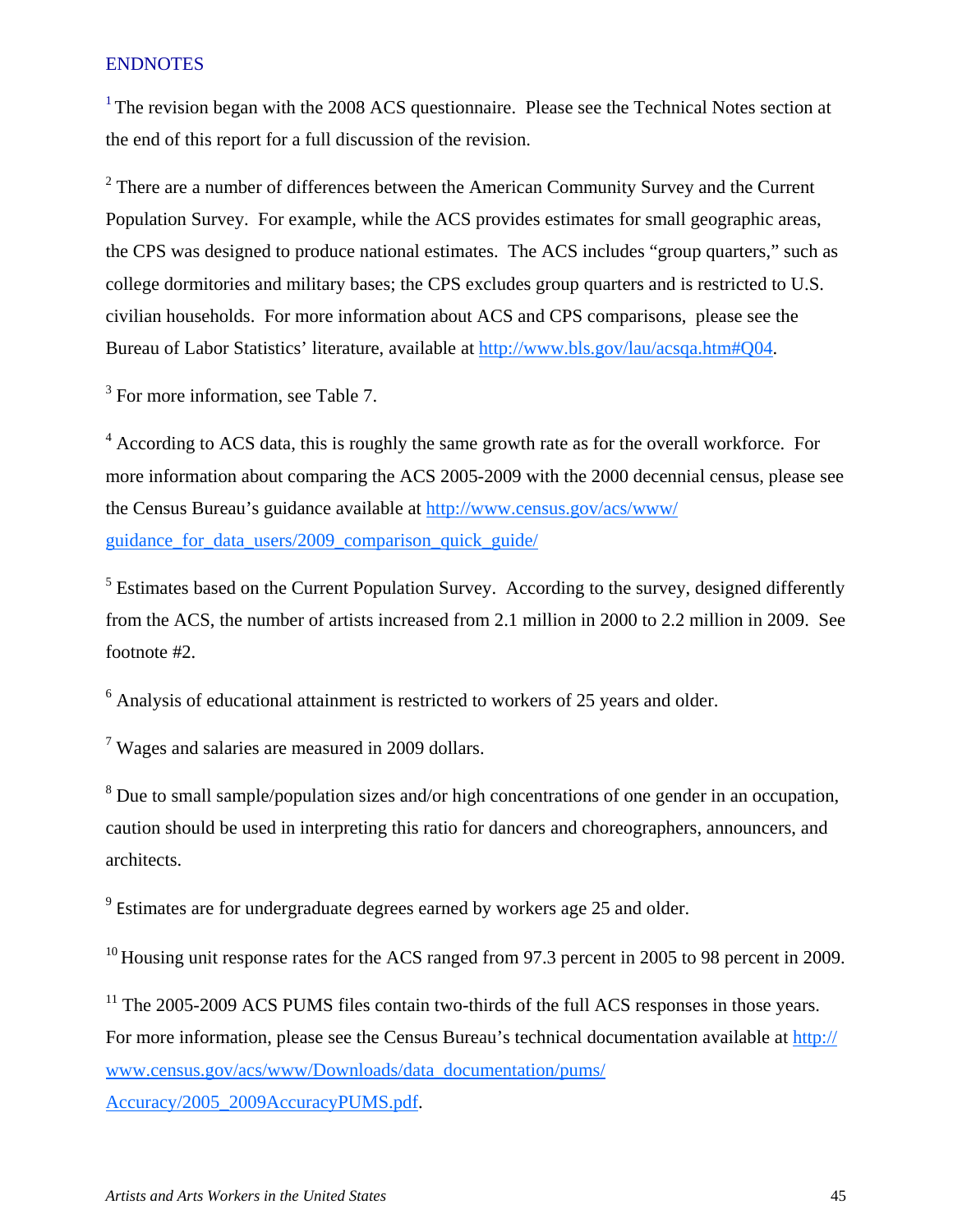## ENDNOTES

[1] The revision began with the 2008 ACS questionnaire. Please see the Technical Notes section at the end of this report for a full discussion of the revision.

[2] There are a number of differences between the American Community Survey and the Current Population Survey. For example, while the ACS provides estimates for small geographic areas, the CPS was designed to produce national estimates. The ACS includes "group quarters," such as college dormitories and military bases; the CPS excludes group quarters and is restricted to U.S. civilian households. For more information about ACS and CPS comparisons, please see the Bureau of Labor Statistics' literature, available at http://www.bls.gov/lau/acsqa.htm#Q04.

[3] For more information, see Table 7.

[4] According to ACS data, this is roughly the same growth rate as for the overall workforce. For more information about comparing the ACS 2005-2009 with the 2000 decennial census, please see the Census Bureau's guidance available at http://www.census.gov/acs/www/guidance_for_data_users/2009_comparison_quick_guide/

[5] Estimates based on the Current Population Survey. According to the survey, designed differently from the ACS, the number of artists increased from 2.1 million in 2000 to 2.2 million in 2009. See footnote #2.

[6] Analysis of educational attainment is restricted to workers of 25 years and older.

[7] Wages and salaries are measured in 2009 dollars.

[8] Due to small sample/population sizes and/or high concentrations of one gender in an occupation, caution should be used in interpreting this ratio for dancers and choreographers, announcers, and architects.

[9] Estimates are for undergraduate degrees earned by workers age 25 and older.

[10] Housing unit response rates for the ACS ranged from 97.3 percent in 2005 to 98 percent in 2009.

[11] The 2005-2009 ACS PUMS files contain two-thirds of the full ACS responses in those years. For more information, please see the Census Bureau's technical documentation available at http://www.census.gov/acs/www/Downloads/data_documentation/pums/Accuracy/2005_2009AccuracyPUMS.pdf.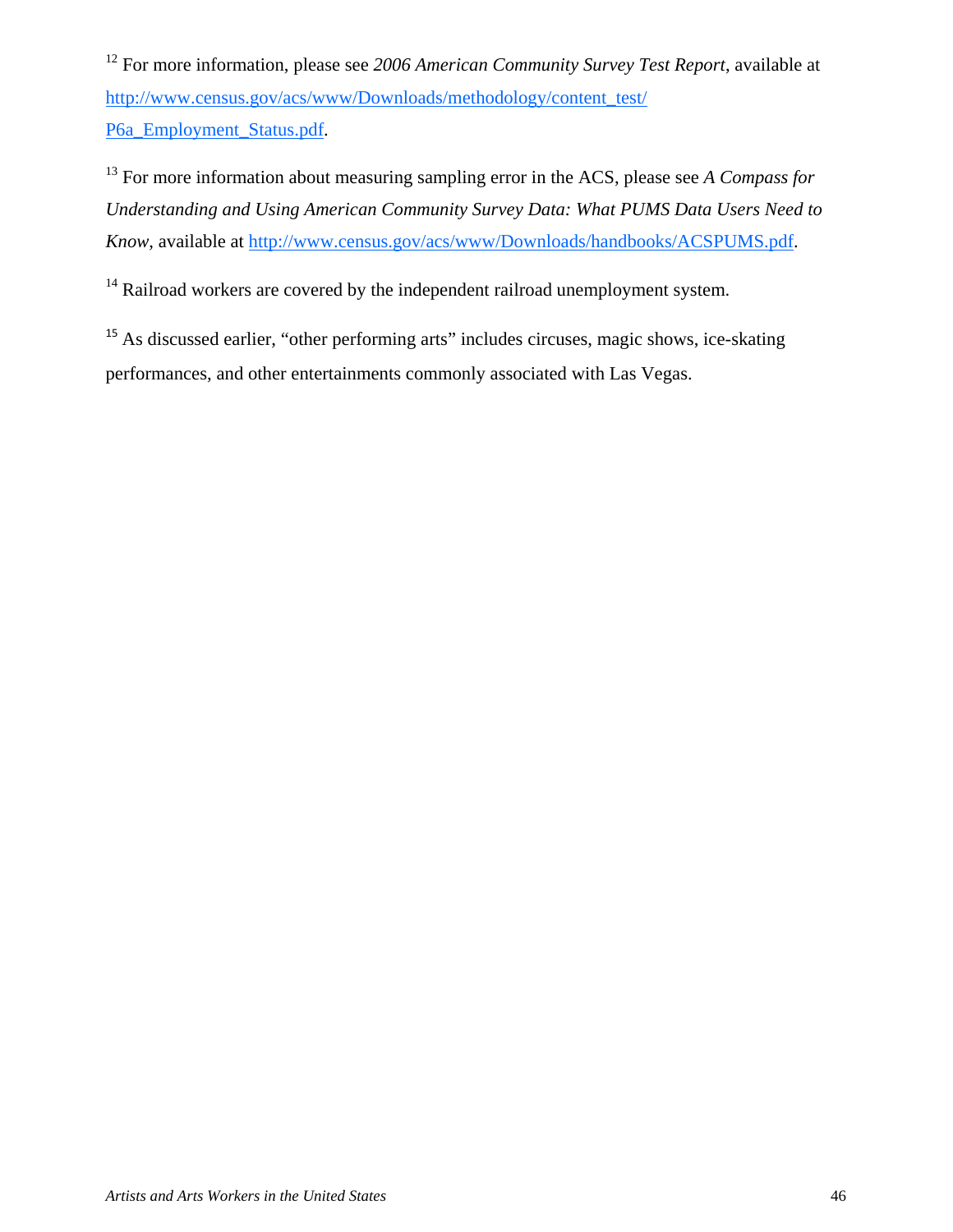[12] For more information, please see *2006 American Community Survey Test Report*, available at http://www.census.gov/acs/www/Downloads/methodology/content_test/P6a_Employment_Status.pdf.

[13] For more information about measuring sampling error in the ACS, please see *A Compass for Understanding and Using American Community Survey Data: What PUMS Data Users Need to Know*, available at http://www.census.gov/acs/www/Downloads/handbooks/ACSPUMS.pdf.

[14] Railroad workers are covered by the independent railroad unemployment system.

[15] As discussed earlier, "other performing arts" includes circuses, magic shows, ice-skating performances, and other entertainments commonly associated with Las Vegas.